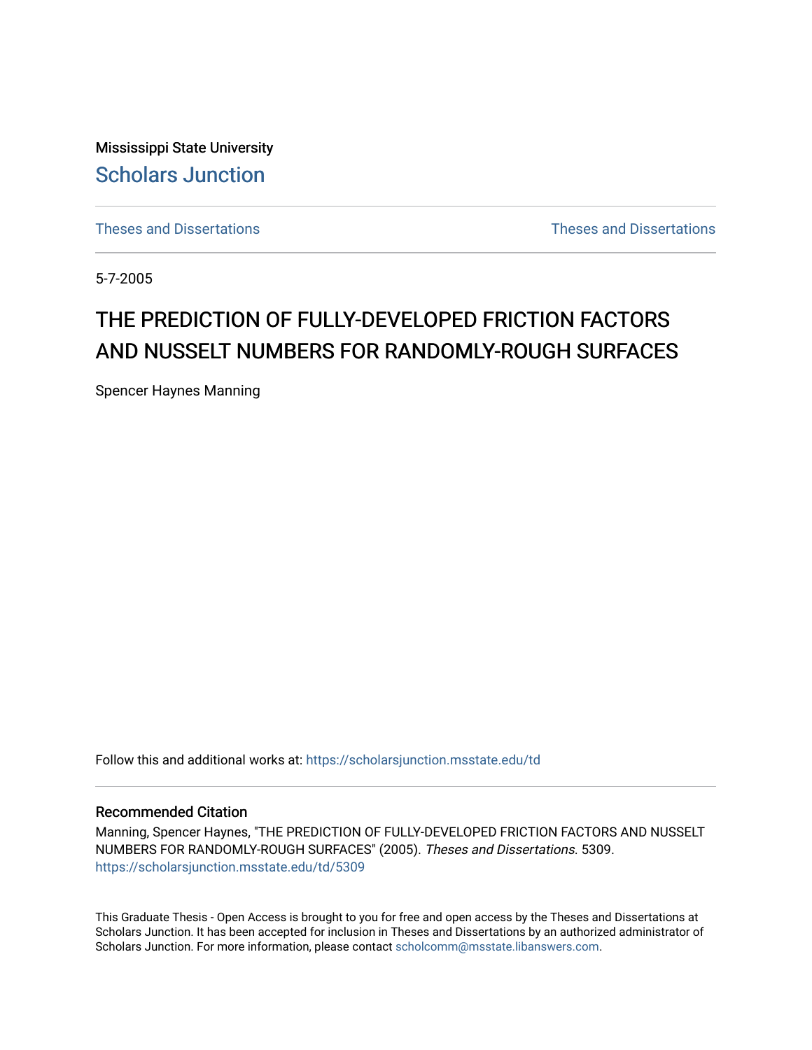Mississippi State University

[Scholars Junction](https://scholarsjunction.msstate.edu)

[Theses and Dissertations](https://scholarsjunction.msstate.edu/td) [Theses and Dissertations](https://scholarsjunction.msstate.edu/theses-dissertations)

5-7-2005

# THE PREDICTION OF FULLY-DEVELOPED FRICTION FACTORS AND NUSSELT NUMBERS FOR RANDOMLY-ROUGH SURFACES

Spencer Haynes Manning

Follow this and additional works at: https://scholarsjunction.msstate.edu/td

## Recommended Citation

Manning, Spencer Haynes, "THE PREDICTION OF FULLY-DEVELOPED FRICTION FACTORS AND NUSSELT NUMBERS FOR RANDOMLY-ROUGH SURFACES" (2005). *Theses and Dissertations*. 5309.
https://scholarsjunction.msstate.edu/td/5309

This Graduate Thesis - Open Access is brought to you for free and open access by the Theses and Dissertations at Scholars Junction. It has been accepted for inclusion in Theses and Dissertations by an authorized administrator of Scholars Junction. For more information, please contact scholcomm@msstate.libanswers.com.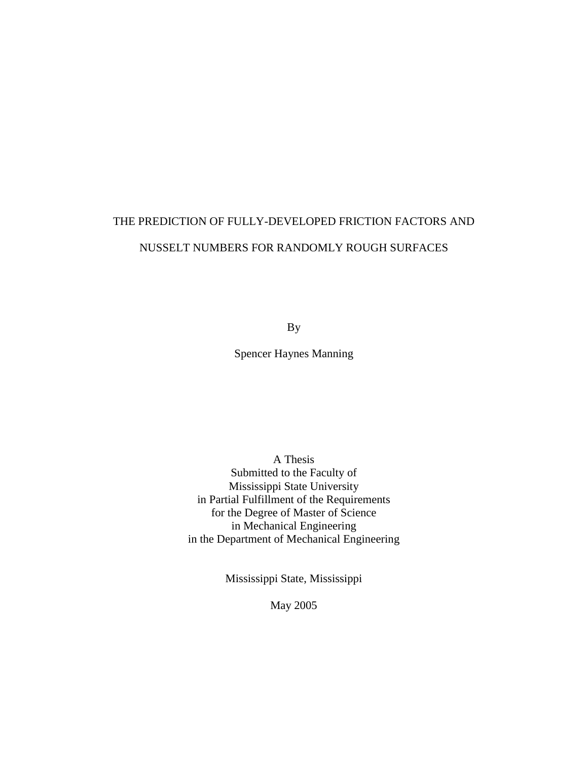# THE PREDICTION OF FULLY-DEVELOPED FRICTION FACTORS AND NUSSELT NUMBERS FOR RANDOMLY ROUGH SURFACES

By

Spencer Haynes Manning

A Thesis
Submitted to the Faculty of
Mississippi State University
in Partial Fulfillment of the Requirements
for the Degree of Master of Science
in Mechanical Engineering
in the Department of Mechanical Engineering

Mississippi State, Mississippi

May 2005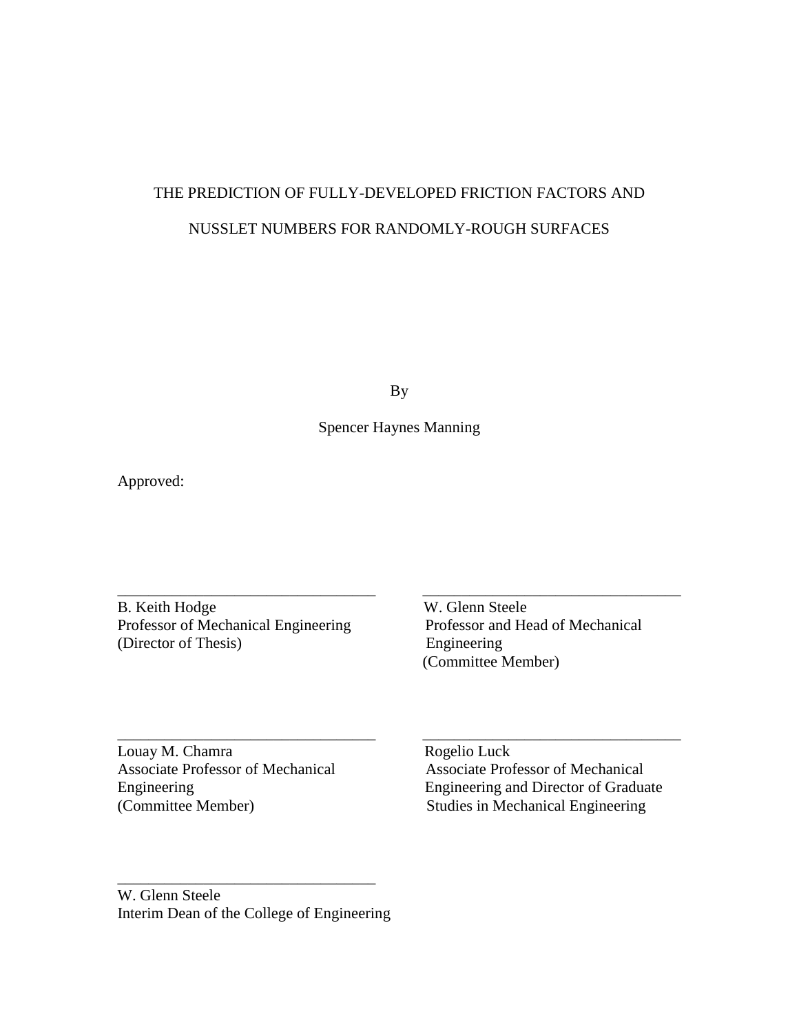THE PREDICTION OF FULLY-DEVELOPED FRICTION FACTORS AND

NUSSLET NUMBERS FOR RANDOMLY-ROUGH SURFACES

By

Spencer Haynes Manning

Approved:

_________________________________
B. Keith Hodge
Professor of Mechanical Engineering
(Director of Thesis)

_________________________________
W. Glenn Steele
Professor and Head of Mechanical Engineering
(Committee Member)

_________________________________
Louay M. Chamra
Associate Professor of Mechanical Engineering
(Committee Member)

_________________________________
Rogelio Luck
Associate Professor of Mechanical Engineering and Director of Graduate Studies in Mechanical Engineering

_________________________________
W. Glenn Steele
Interim Dean of the College of Engineering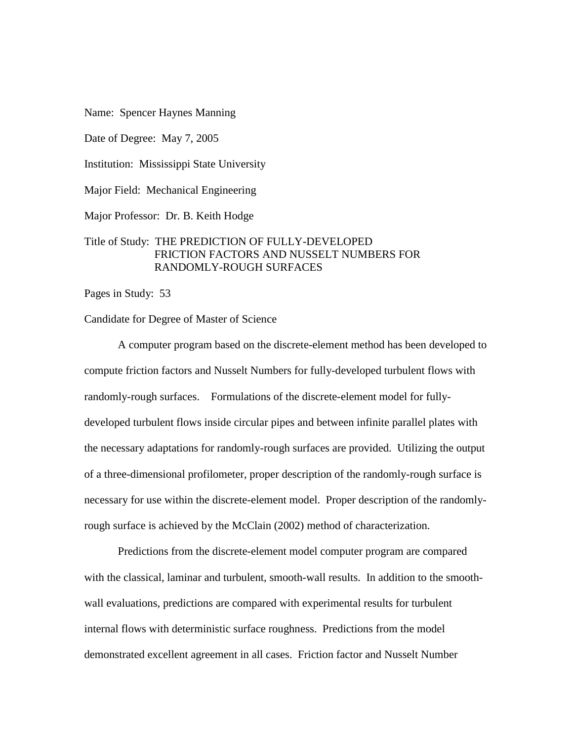Name: Spencer Haynes Manning

Date of Degree: May 7, 2005

Institution: Mississippi State University

Major Field: Mechanical Engineering

Major Professor: Dr. B. Keith Hodge

Title of Study: THE PREDICTION OF FULLY-DEVELOPED FRICTION FACTORS AND NUSSELT NUMBERS FOR RANDOMLY-ROUGH SURFACES

Pages in Study: 53

Candidate for Degree of Master of Science

A computer program based on the discrete-element method has been developed to compute friction factors and Nusselt Numbers for fully-developed turbulent flows with randomly-rough surfaces. Formulations of the discrete-element model for fully-developed turbulent flows inside circular pipes and between infinite parallel plates with the necessary adaptations for randomly-rough surfaces are provided. Utilizing the output of a three-dimensional profilometer, proper description of the randomly-rough surface is necessary for use within the discrete-element model. Proper description of the randomly-rough surface is achieved by the McClain (2002) method of characterization.

Predictions from the discrete-element model computer program are compared with the classical, laminar and turbulent, smooth-wall results. In addition to the smooth-wall evaluations, predictions are compared with experimental results for turbulent internal flows with deterministic surface roughness. Predictions from the model demonstrated excellent agreement in all cases. Friction factor and Nusselt Number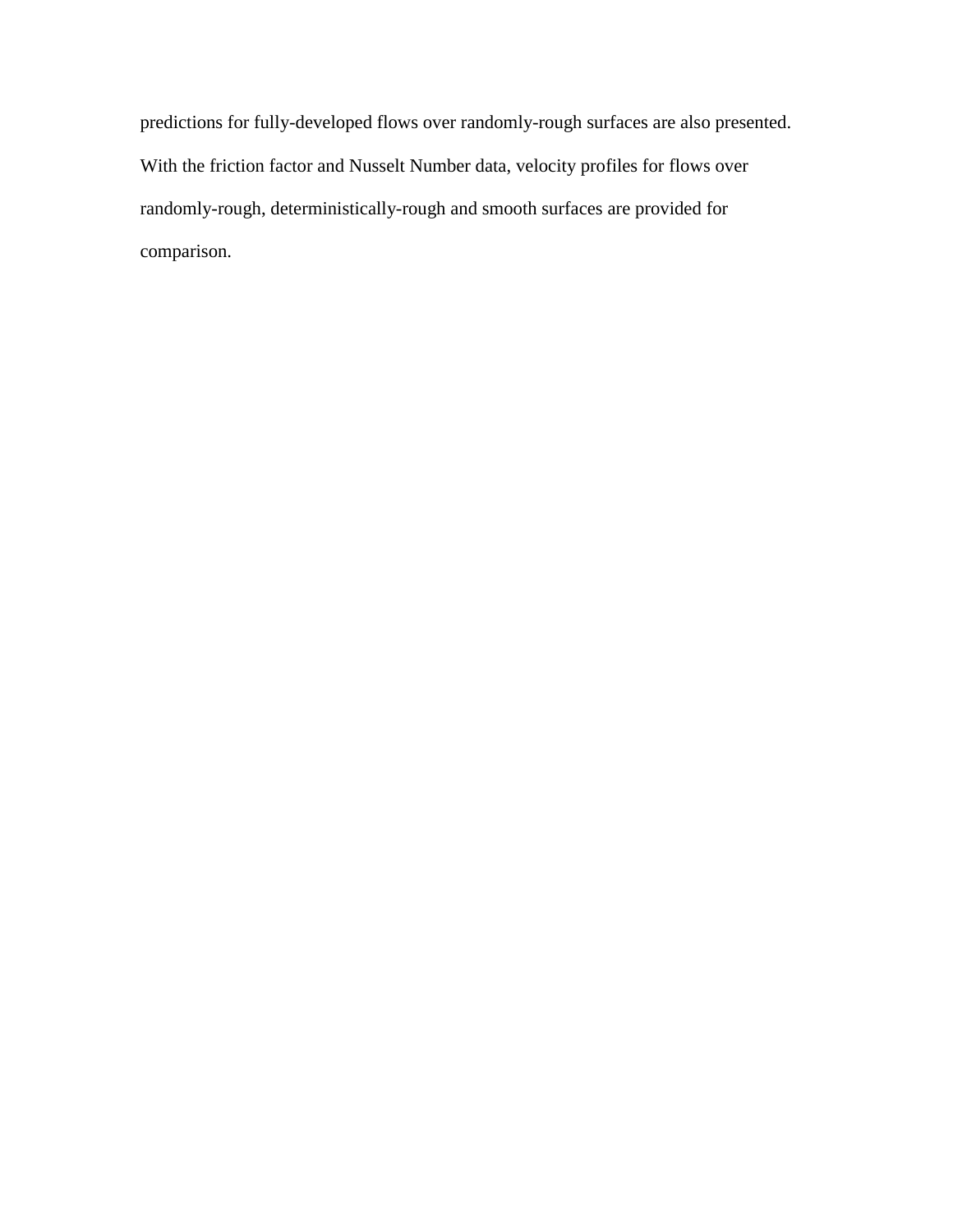predictions for fully-developed flows over randomly-rough surfaces are also presented. With the friction factor and Nusselt Number data, velocity profiles for flows over randomly-rough, deterministically-rough and smooth surfaces are provided for comparison.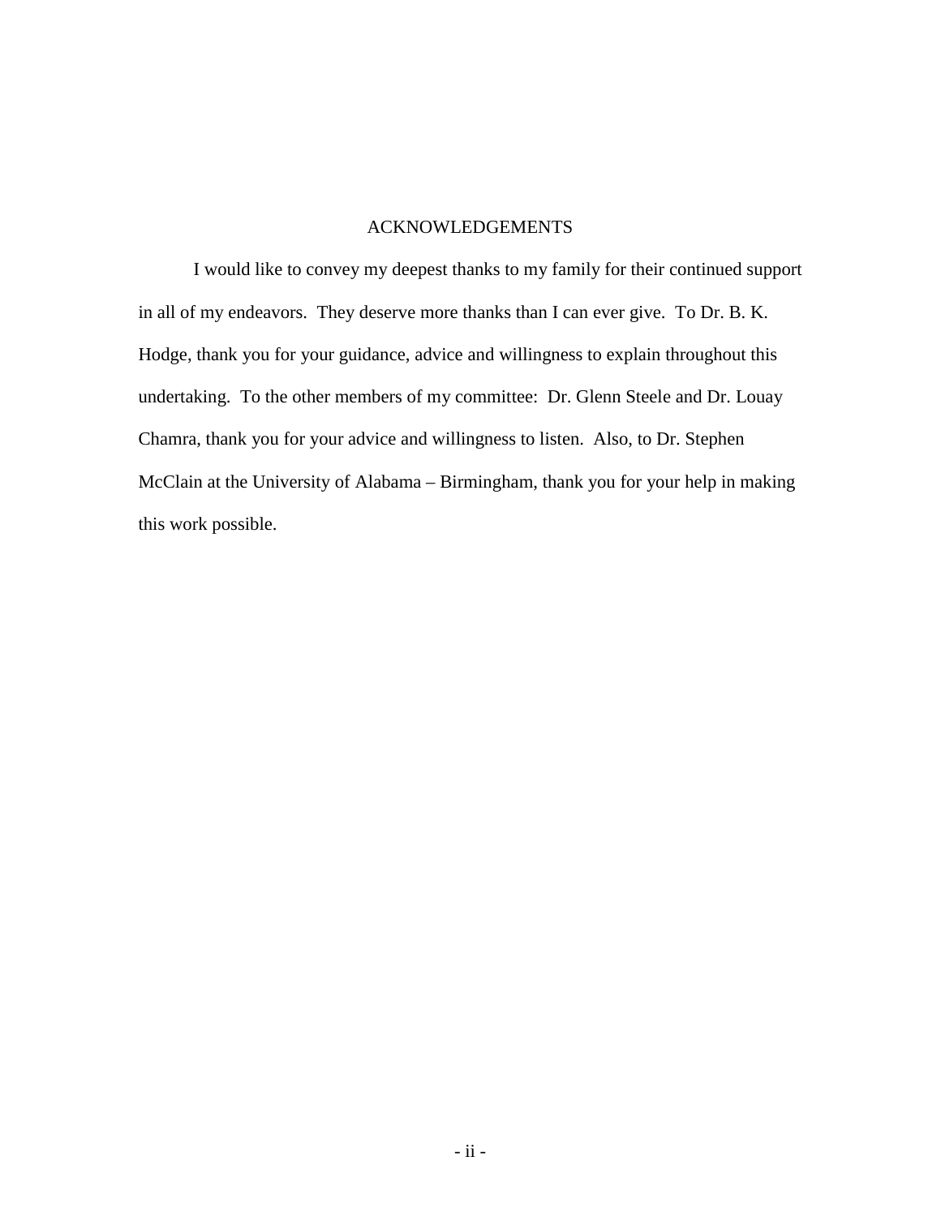# ACKNOWLEDGEMENTS

I would like to convey my deepest thanks to my family for their continued support in all of my endeavors. They deserve more thanks than I can ever give. To Dr. B. K. Hodge, thank you for your guidance, advice and willingness to explain throughout this undertaking. To the other members of my committee: Dr. Glenn Steele and Dr. Louay Chamra, thank you for your advice and willingness to listen. Also, to Dr. Stephen McClain at the University of Alabama – Birmingham, thank you for your help in making this work possible.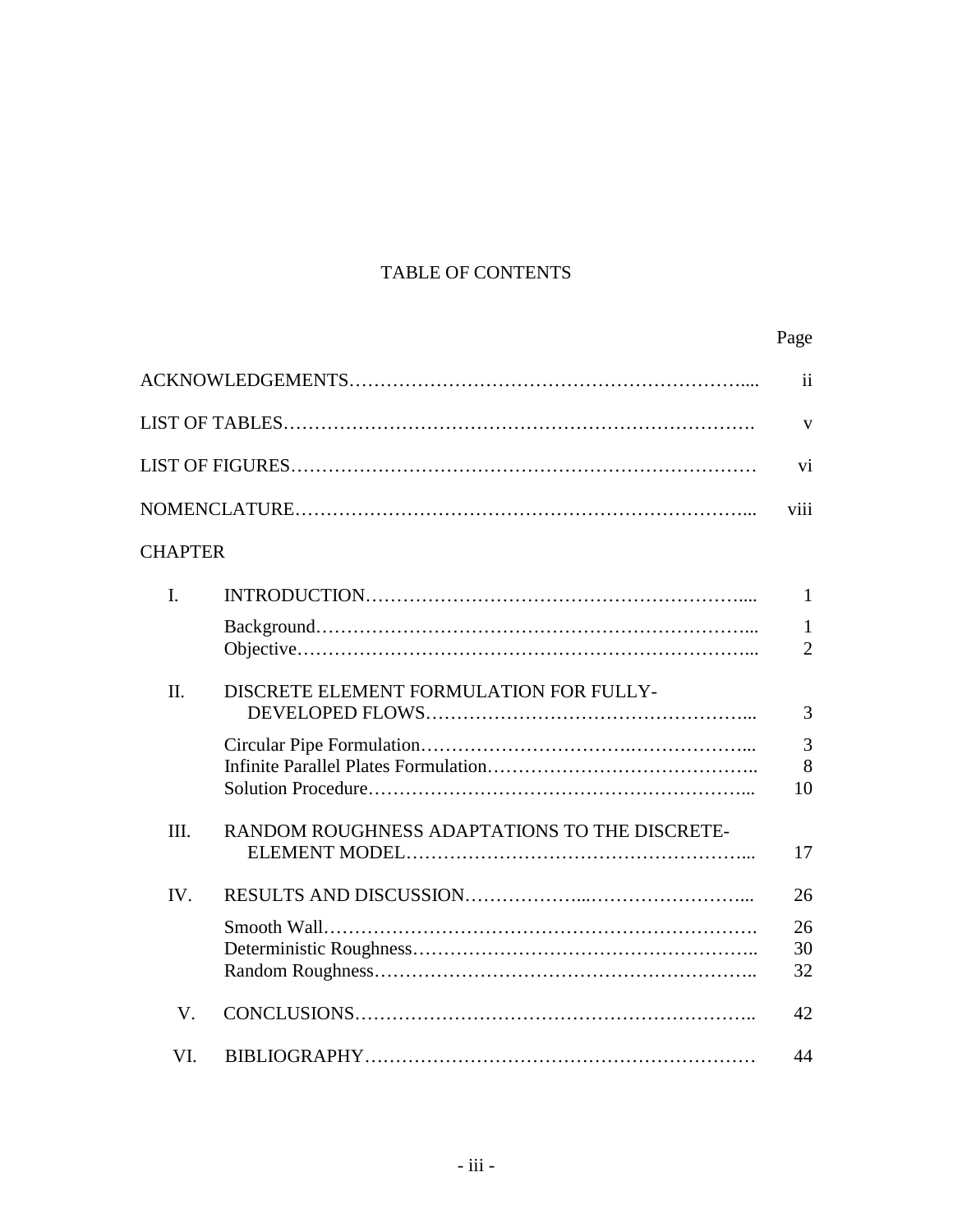# TABLE OF CONTENTS

| | | Page |
|---|---|---|
| ACKNOWLEDGEMENTS | | ii |
| LIST OF TABLES | | v |
| LIST OF FIGURES | | vi |
| NOMENCLATURE | | viii |
| CHAPTER | | |
| I. | INTRODUCTION | 1 |
| | Background | 1 |
| | Objective | 2 |
| II. | DISCRETE ELEMENT FORMULATION FOR FULLY-DEVELOPED FLOWS | 3 |
| | Circular Pipe Formulation | 3 |
| | Infinite Parallel Plates Formulation | 8 |
| | Solution Procedure | 10 |
| III. | RANDOM ROUGHNESS ADAPTATIONS TO THE DISCRETE-ELEMENT MODEL | 17 |
| IV. | RESULTS AND DISCUSSION | 26 |
| | Smooth Wall | 26 |
| | Deterministic Roughness | 30 |
| | Random Roughness | 32 |
| V. | CONCLUSIONS | 42 |
| VI. | BIBLIOGRAPHY | 44 |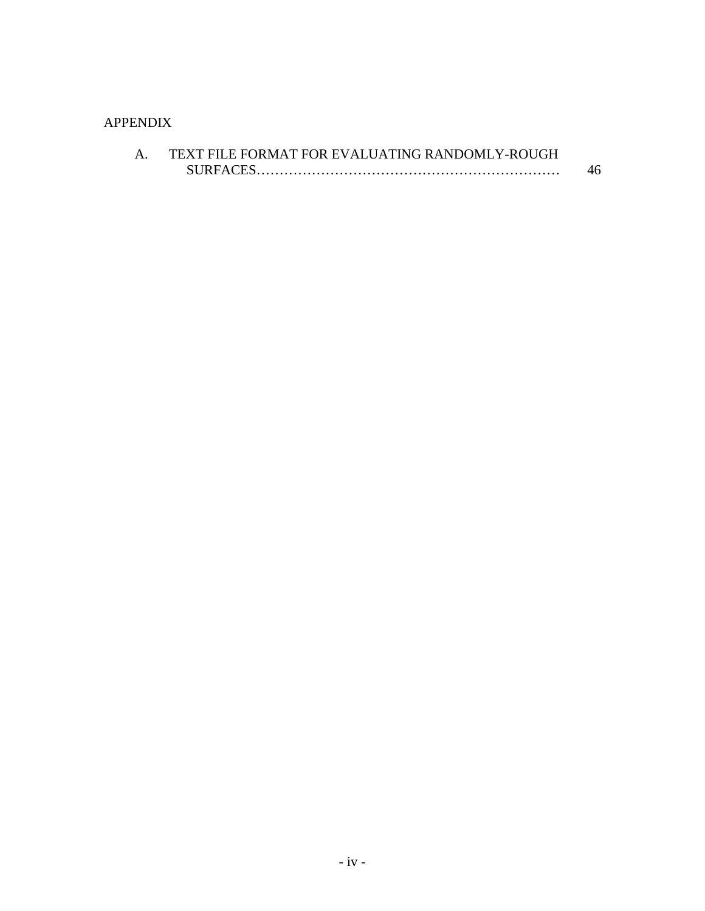APPENDIX

A. TEXT FILE FORMAT FOR EVALUATING RANDOMLY-ROUGH SURFACES………………………………………………………… 46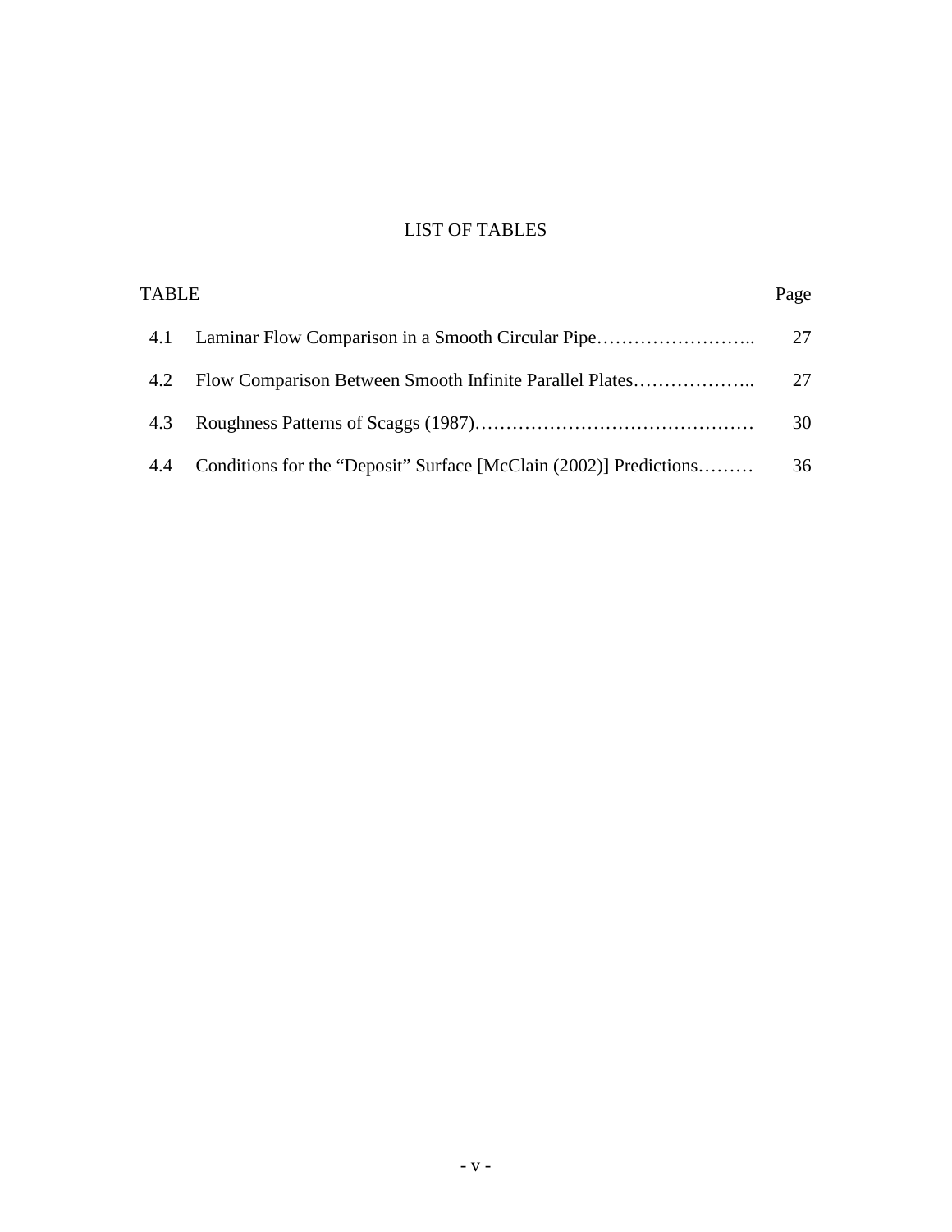# LIST OF TABLES

| TABLE | | Page |
|---|---|---|
| 4.1 | Laminar Flow Comparison in a Smooth Circular Pipe…………………….. | 27 |
| 4.2 | Flow Comparison Between Smooth Infinite Parallel Plates……………….. | 27 |
| 4.3 | Roughness Patterns of Scaggs (1987)……………………………………… | 30 |
| 4.4 | Conditions for the "Deposit" Surface [McClain (2002)] Predictions……… | 36 |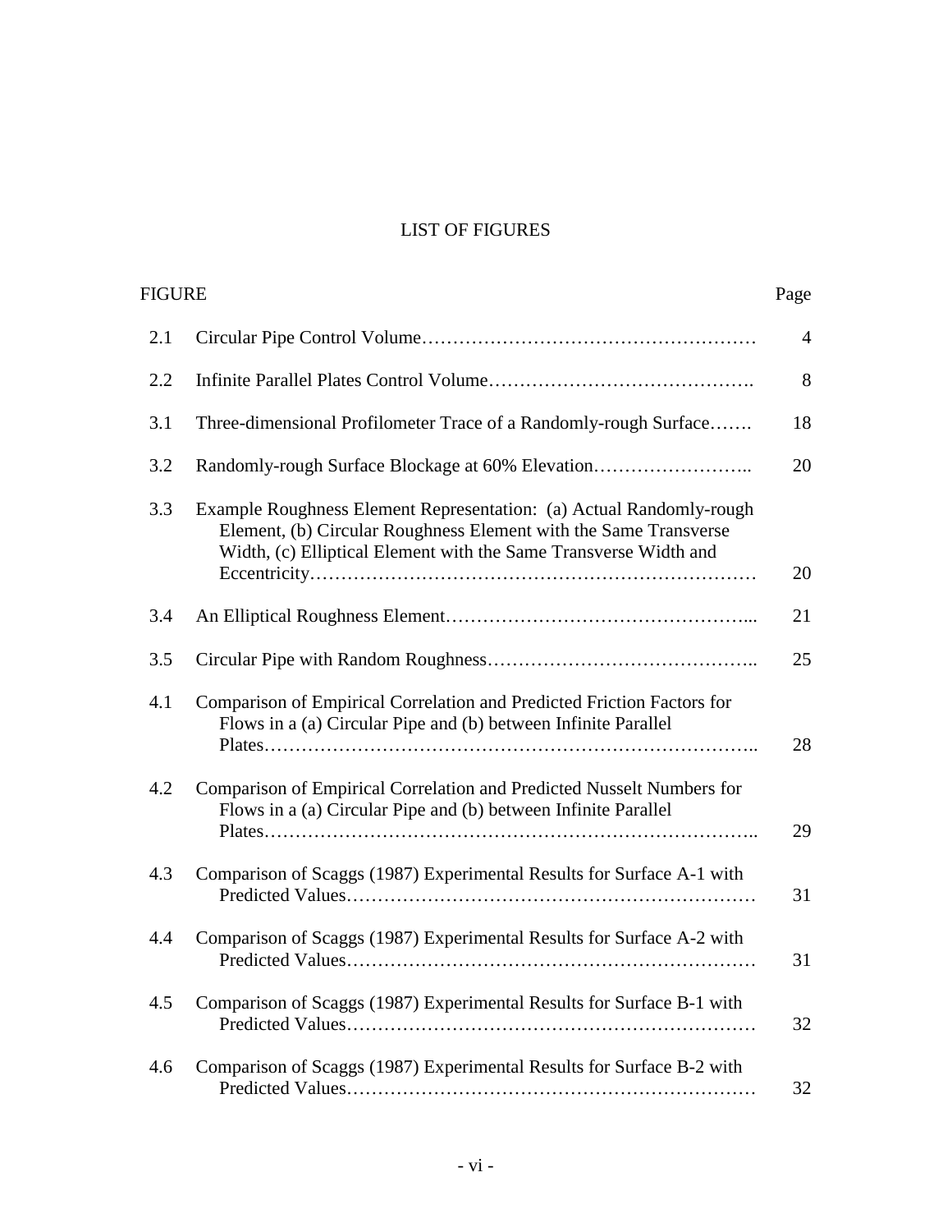# LIST OF FIGURES

| FIGURE | | Page |
|---|---|---|
| 2.1 | Circular Pipe Control Volume | 4 |
| 2.2 | Infinite Parallel Plates Control Volume | 8 |
| 3.1 | Three-dimensional Profilometer Trace of a Randomly-rough Surface | 18 |
| 3.2 | Randomly-rough Surface Blockage at 60% Elevation | 20 |
| 3.3 | Example Roughness Element Representation: (a) Actual Randomly-rough Element, (b) Circular Roughness Element with the Same Transverse Width, (c) Elliptical Element with the Same Transverse Width and Eccentricity | 20 |
| 3.4 | An Elliptical Roughness Element | 21 |
| 3.5 | Circular Pipe with Random Roughness | 25 |
| 4.1 | Comparison of Empirical Correlation and Predicted Friction Factors for Flows in a (a) Circular Pipe and (b) between Infinite Parallel Plates | 28 |
| 4.2 | Comparison of Empirical Correlation and Predicted Nusselt Numbers for Flows in a (a) Circular Pipe and (b) between Infinite Parallel Plates | 29 |
| 4.3 | Comparison of Scaggs (1987) Experimental Results for Surface A-1 with Predicted Values | 31 |
| 4.4 | Comparison of Scaggs (1987) Experimental Results for Surface A-2 with Predicted Values | 31 |
| 4.5 | Comparison of Scaggs (1987) Experimental Results for Surface B-1 with Predicted Values | 32 |
| 4.6 | Comparison of Scaggs (1987) Experimental Results for Surface B-2 with Predicted Values | 32 |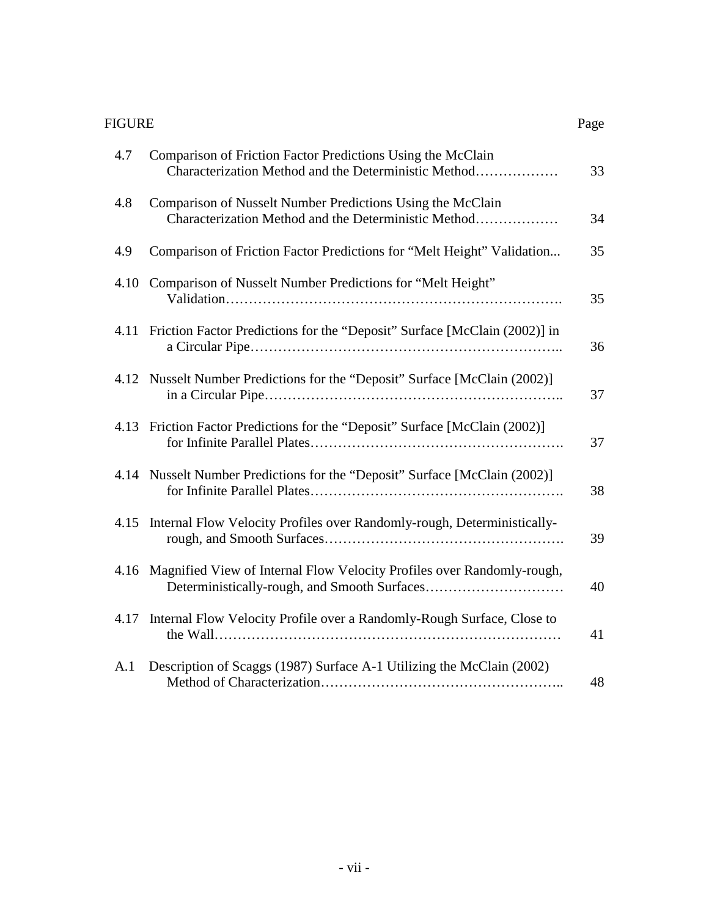| FIGURE | | Page |
|---|---|---|
| 4.7 | Comparison of Friction Factor Predictions Using the McClain Characterization Method and the Deterministic Method……………… | 33 |
| 4.8 | Comparison of Nusselt Number Predictions Using the McClain Characterization Method and the Deterministic Method……………… | 34 |
| 4.9 | Comparison of Friction Factor Predictions for "Melt Height" Validation... | 35 |
| 4.10 | Comparison of Nusselt Number Predictions for "Melt Height" Validation……………………………………………………………. | 35 |
| 4.11 | Friction Factor Predictions for the "Deposit" Surface [McClain (2002)] in a Circular Pipe……………………………………………………….. | 36 |
| 4.12 | Nusselt Number Predictions for the "Deposit" Surface [McClain (2002)] in a Circular Pipe…………………………………………………….. | 37 |
| 4.13 | Friction Factor Predictions for the "Deposit" Surface [McClain (2002)] for Infinite Parallel Plates………………………………………………. | 37 |
| 4.14 | Nusselt Number Predictions for the "Deposit" Surface [McClain (2002)] for Infinite Parallel Plates………………………………………………. | 38 |
| 4.15 | Internal Flow Velocity Profiles over Randomly-rough, Deterministically-rough, and Smooth Surfaces……………………………………………. | 39 |
| 4.16 | Magnified View of Internal Flow Velocity Profiles over Randomly-rough, Deterministically-rough, and Smooth Surfaces………………………… | 40 |
| 4.17 | Internal Flow Velocity Profile over a Randomly-Rough Surface, Close to the Wall………………………………………………………………… | 41 |
| A.1 | Description of Scaggs (1987) Surface A-1 Utilizing the McClain (2002) Method of Characterization………………………………………….. | 48 |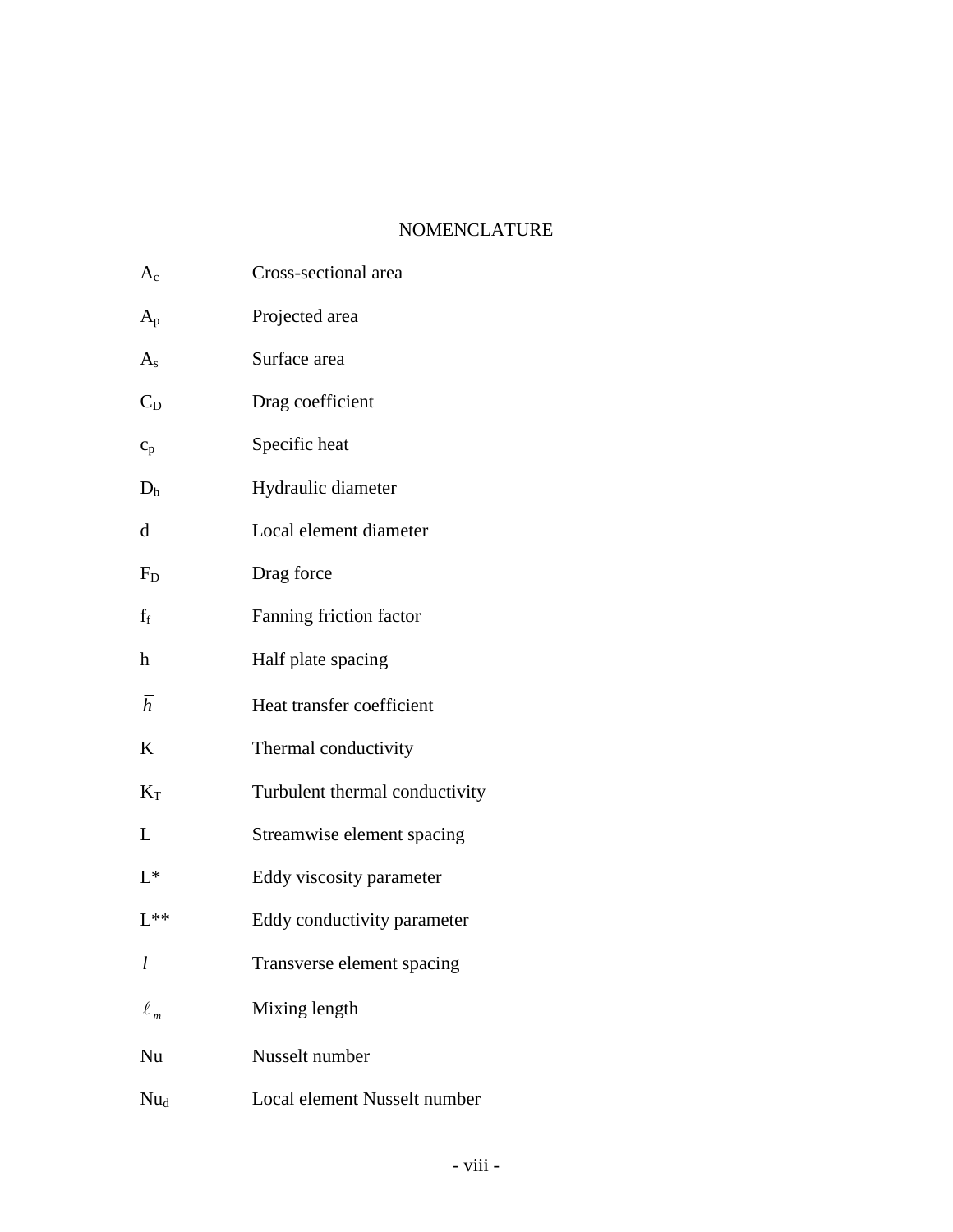# NOMENCLATURE

| | |
|---|---|
| $A_c$ | Cross-sectional area |
| $A_p$ | Projected area |
| $A_s$ | Surface area |
| $C_D$ | Drag coefficient |
| $c_p$ | Specific heat |
| $D_h$ | Hydraulic diameter |
| d | Local element diameter |
| $F_D$ | Drag force |
| $f_f$ | Fanning friction factor |
| h | Half plate spacing |
| $\bar{h}$ | Heat transfer coefficient |
| K | Thermal conductivity |
| $K_T$ | Turbulent thermal conductivity |
| L | Streamwise element spacing |
| L* | Eddy viscosity parameter |
| L** | Eddy conductivity parameter |
| $l$ | Transverse element spacing |
| $\ell_m$ | Mixing length |
| Nu | Nusselt number |
| $Nu_d$ | Local element Nusselt number |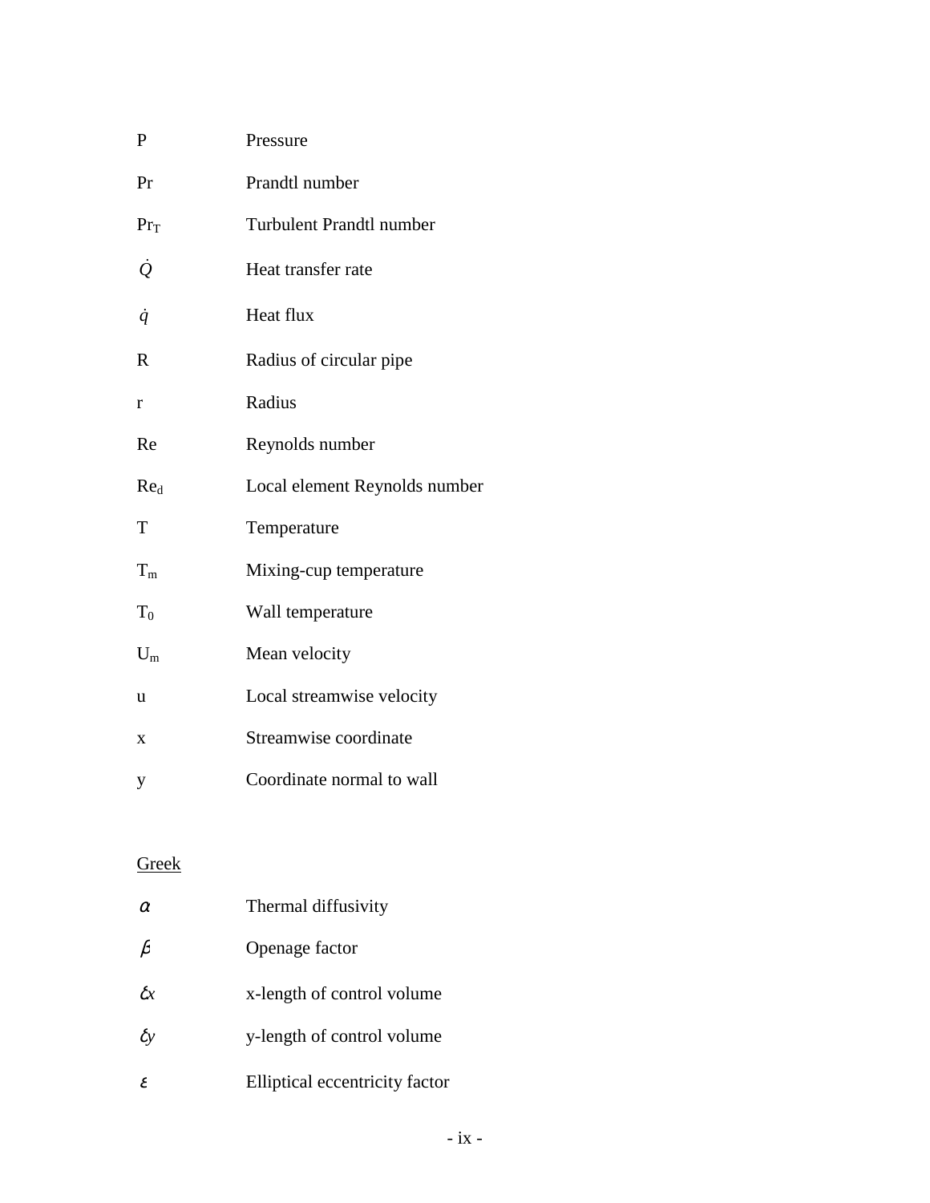| | |
|---|---|
| $P$ | Pressure |
| $Pr$ | Prandtl number |
| $Pr_T$ | Turbulent Prandtl number |
| $\dot{Q}$ | Heat transfer rate |
| $\dot{q}$ | Heat flux |
| $R$ | Radius of circular pipe |
| $r$ | Radius |
| $Re$ | Reynolds number |
| $Re_d$ | Local element Reynolds number |
| $T$ | Temperature |
| $T_m$ | Mixing-cup temperature |
| $T_0$ | Wall temperature |
| $U_m$ | Mean velocity |
| $u$ | Local streamwise velocity |
| $x$ | Streamwise coordinate |
| $y$ | Coordinate normal to wall |

Greek

| | |
|---|---|
| $\alpha$ | Thermal diffusivity |
| $\beta$ | Openage factor |
| $\delta x$ | x-length of control volume |
| $\delta y$ | y-length of control volume |
| $\varepsilon$ | Elliptical eccentricity factor |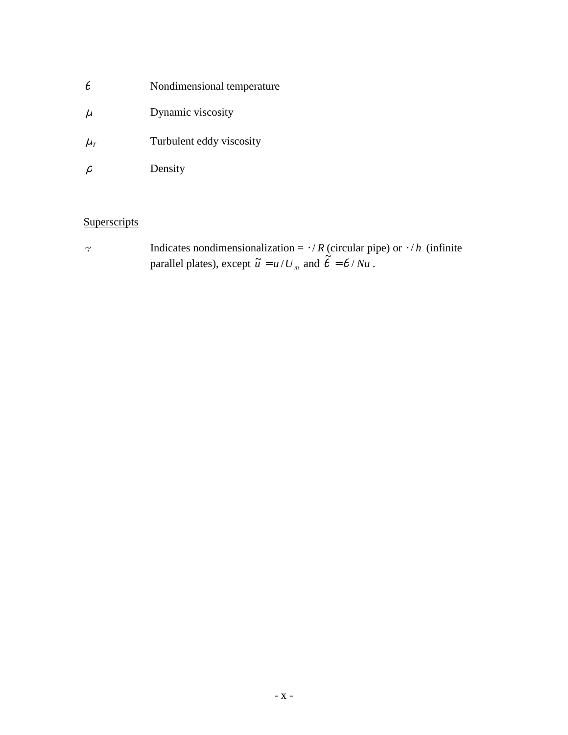| | |
|---|---|
| $\theta$ | Nondimensional temperature |
| $\mu$ | Dynamic viscosity |
| $\mu_T$ | Turbulent eddy viscosity |
| $\rho$ | Density |

Superscripts

| | |
|---|---|
| $\tilde{\cdot}$ | Indicates nondimensionalization = $\cdot / R$ (circular pipe) or $\cdot / h$ (infinite parallel plates), except $\tilde{u} = u / U_m$ and $\tilde{\theta} = \theta / Nu$. |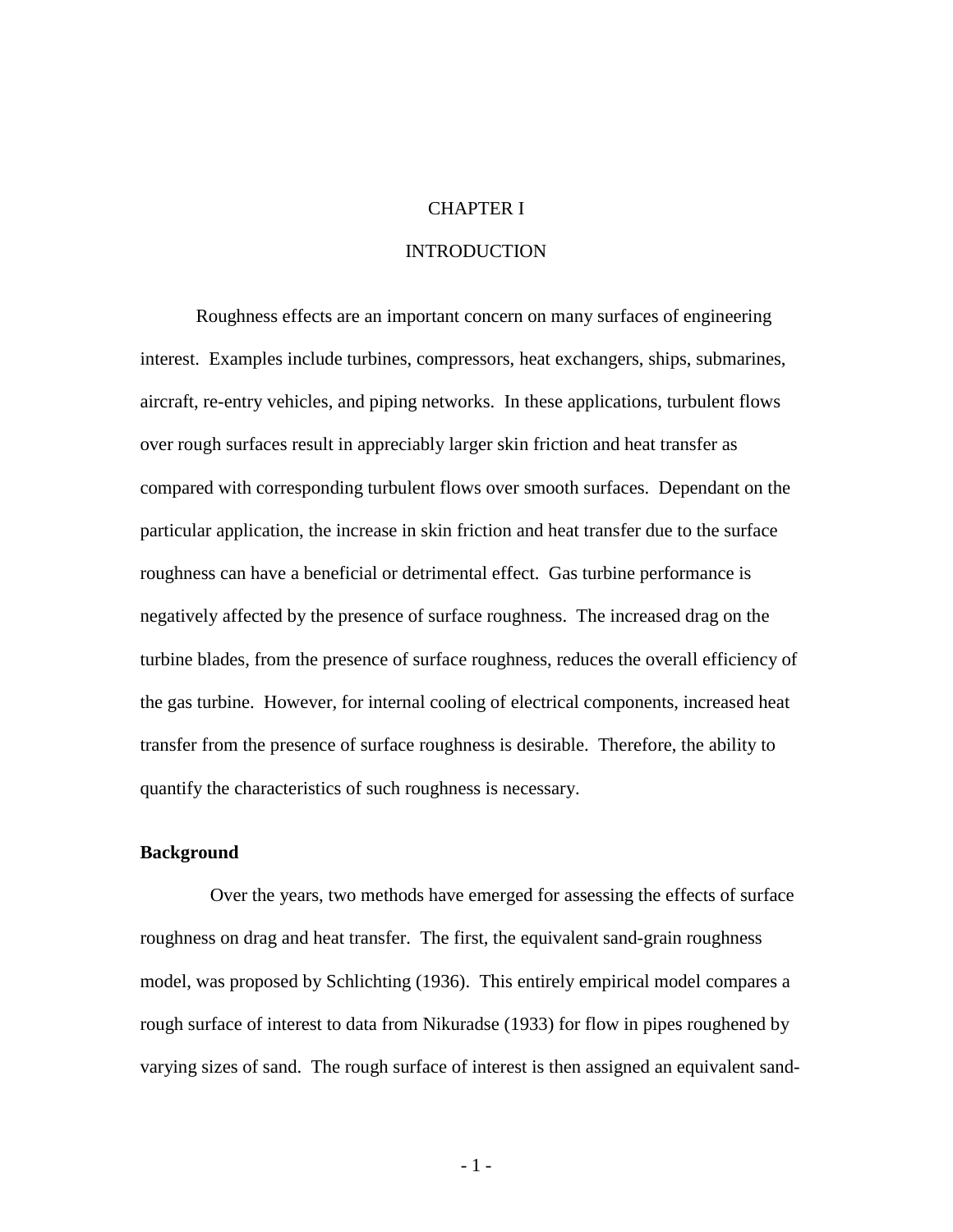# CHAPTER I

# INTRODUCTION

Roughness effects are an important concern on many surfaces of engineering interest. Examples include turbines, compressors, heat exchangers, ships, submarines, aircraft, re-entry vehicles, and piping networks. In these applications, turbulent flows over rough surfaces result in appreciably larger skin friction and heat transfer as compared with corresponding turbulent flows over smooth surfaces. Dependant on the particular application, the increase in skin friction and heat transfer due to the surface roughness can have a beneficial or detrimental effect. Gas turbine performance is negatively affected by the presence of surface roughness. The increased drag on the turbine blades, from the presence of surface roughness, reduces the overall efficiency of the gas turbine. However, for internal cooling of electrical components, increased heat transfer from the presence of surface roughness is desirable. Therefore, the ability to quantify the characteristics of such roughness is necessary.

## Background

Over the years, two methods have emerged for assessing the effects of surface roughness on drag and heat transfer. The first, the equivalent sand-grain roughness model, was proposed by Schlichting (1936). This entirely empirical model compares a rough surface of interest to data from Nikuradse (1933) for flow in pipes roughened by varying sizes of sand. The rough surface of interest is then assigned an equivalent sand-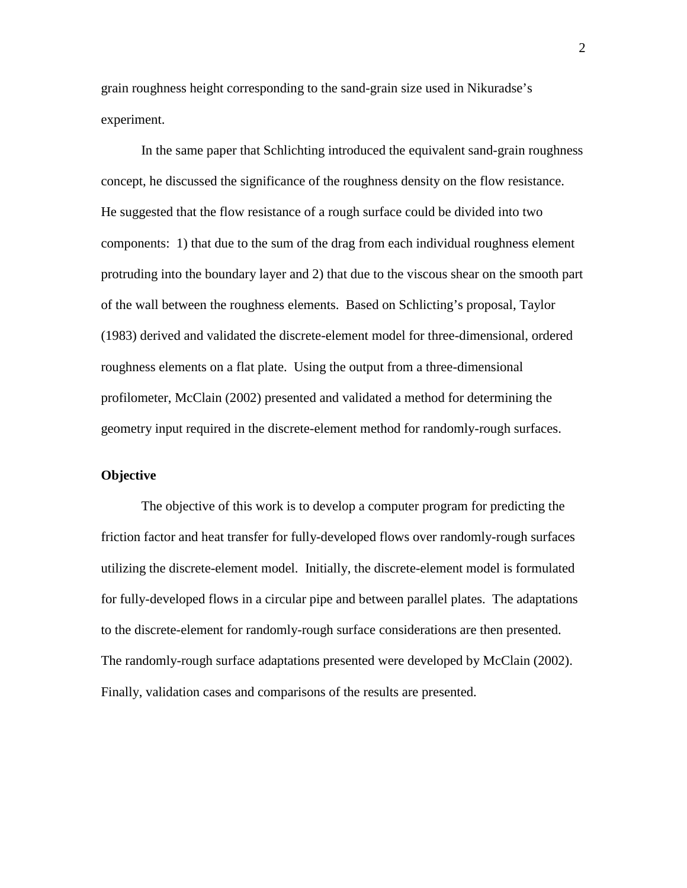grain roughness height corresponding to the sand-grain size used in Nikuradse's experiment.

In the same paper that Schlichting introduced the equivalent sand-grain roughness concept, he discussed the significance of the roughness density on the flow resistance. He suggested that the flow resistance of a rough surface could be divided into two components: 1) that due to the sum of the drag from each individual roughness element protruding into the boundary layer and 2) that due to the viscous shear on the smooth part of the wall between the roughness elements. Based on Schlicting's proposal, Taylor (1983) derived and validated the discrete-element model for three-dimensional, ordered roughness elements on a flat plate. Using the output from a three-dimensional profilometer, McClain (2002) presented and validated a method for determining the geometry input required in the discrete-element method for randomly-rough surfaces.

### Objective

The objective of this work is to develop a computer program for predicting the friction factor and heat transfer for fully-developed flows over randomly-rough surfaces utilizing the discrete-element model. Initially, the discrete-element model is formulated for fully-developed flows in a circular pipe and between parallel plates. The adaptations to the discrete-element for randomly-rough surface considerations are then presented. The randomly-rough surface adaptations presented were developed by McClain (2002). Finally, validation cases and comparisons of the results are presented.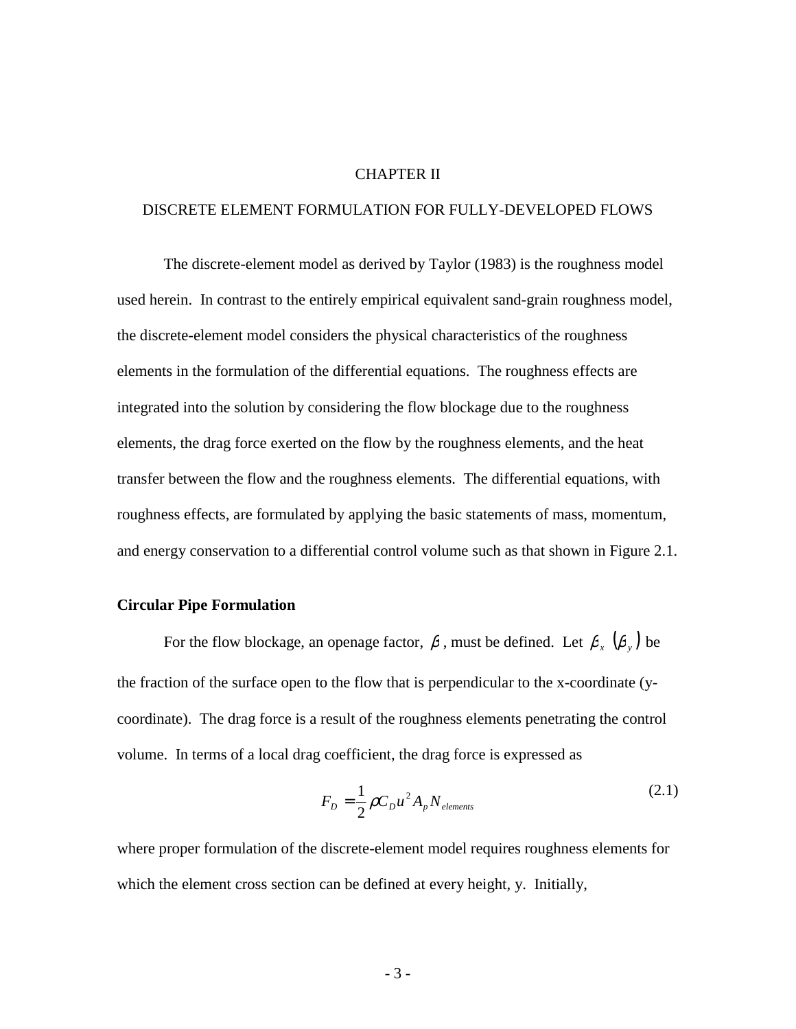# CHAPTER II

## DISCRETE ELEMENT FORMULATION FOR FULLY-DEVELOPED FLOWS

The discrete-element model as derived by Taylor (1983) is the roughness model used herein. In contrast to the entirely empirical equivalent sand-grain roughness model, the discrete-element model considers the physical characteristics of the roughness elements in the formulation of the differential equations. The roughness effects are integrated into the solution by considering the flow blockage due to the roughness elements, the drag force exerted on the flow by the roughness elements, and the heat transfer between the flow and the roughness elements. The differential equations, with roughness effects, are formulated by applying the basic statements of mass, momentum, and energy conservation to a differential control volume such as that shown in Figure 2.1.

### Circular Pipe Formulation

For the flow blockage, an openage factor, $\beta$, must be defined. Let $\beta_x$ $(\beta_y)$ be the fraction of the surface open to the flow that is perpendicular to the x-coordinate (y-coordinate). The drag force is a result of the roughness elements penetrating the control volume. In terms of a local drag coefficient, the drag force is expressed as

$$F_D = \frac{1}{2}\rho C_D u^2 A_p N_{elements} \tag{2.1}$$

where proper formulation of the discrete-element model requires roughness elements for which the element cross section can be defined at every height, y. Initially,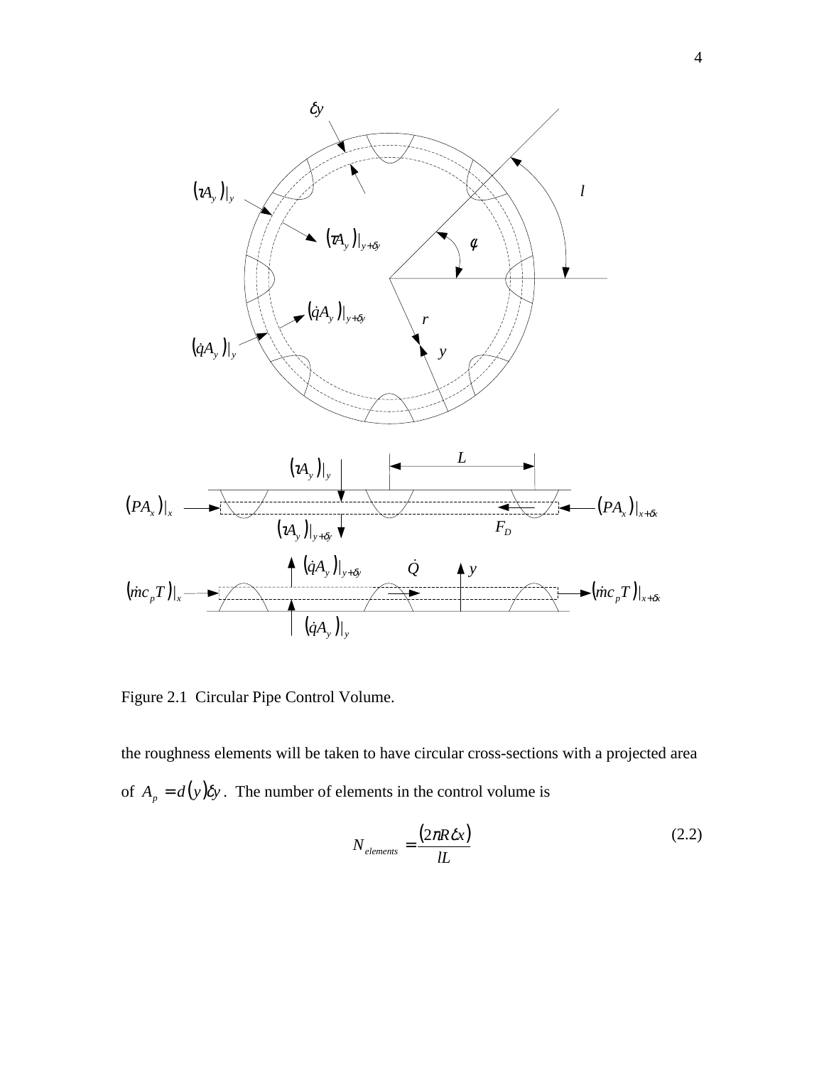Figure 2.1 Circular Pipe Control Volume.

the roughness elements will be taken to have circular cross-sections with a projected area of $A_p = d(y)\delta y$. The number of elements in the control volume is

$$N_{elements} = \frac{(2\pi R\delta x)}{lL} \tag{2.2}$$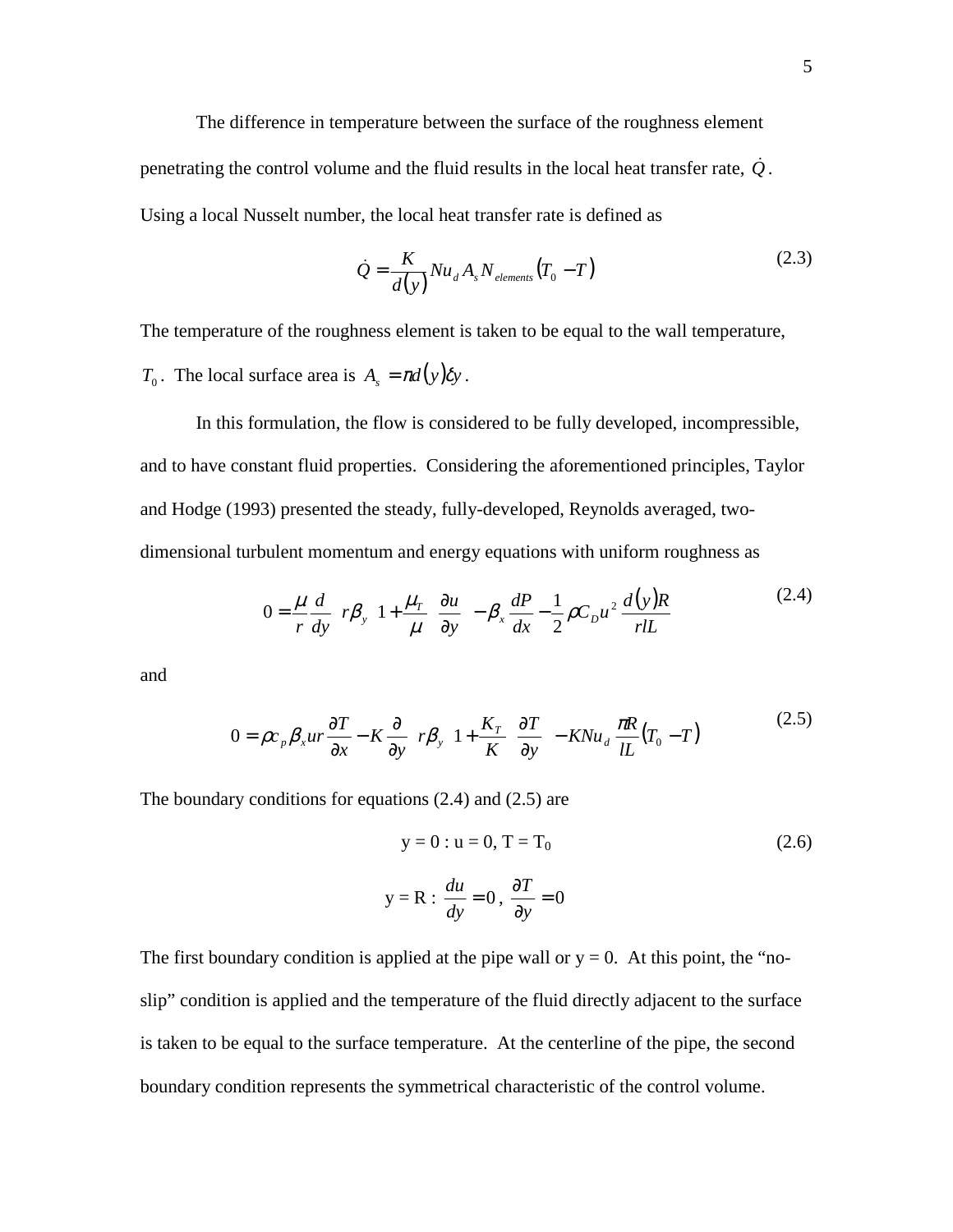The difference in temperature between the surface of the roughness element penetrating the control volume and the fluid results in the local heat transfer rate, $\dot{Q}$. Using a local Nusselt number, the local heat transfer rate is defined as

$$\dot{Q} = \frac{K}{d(y)} Nu_d A_s N_{elements} (T_0 - T) \tag{2.3}$$

The temperature of the roughness element is taken to be equal to the wall temperature, $T_0$. The local surface area is $A_s = \pi d(y)\delta y$.

In this formulation, the flow is considered to be fully developed, incompressible, and to have constant fluid properties. Considering the aforementioned principles, Taylor and Hodge (1993) presented the steady, fully-developed, Reynolds averaged, two-dimensional turbulent momentum and energy equations with uniform roughness as

$$0 = \frac{\mu}{r}\frac{d}{dy}\left[ r\beta_y \left(1 + \frac{\mu_T}{\mu}\right)\frac{\partial u}{\partial y}\right] - \beta_x \frac{dP}{dx} - \frac{1}{2}\rho C_D u^2 \frac{d(y)R}{rlL} \tag{2.4}$$

and

$$0 = \rho c_p \beta_x u r \frac{\partial T}{\partial x} - K\frac{\partial}{\partial y}\left[ r\beta_y \left(1 + \frac{K_T}{K}\right)\frac{\partial T}{\partial y}\right] - KNu_d \frac{\pi R}{lL}(T_0 - T) \tag{2.5}$$

The boundary conditions for equations (2.4) and (2.5) are

$$y = 0 : u = 0,\ T = T_0 \tag{2.6}$$

$$y = R : \frac{du}{dy} = 0,\ \frac{\partial T}{\partial y} = 0$$

The first boundary condition is applied at the pipe wall or y = 0. At this point, the "no-slip" condition is applied and the temperature of the fluid directly adjacent to the surface is taken to be equal to the surface temperature. At the centerline of the pipe, the second boundary condition represents the symmetrical characteristic of the control volume.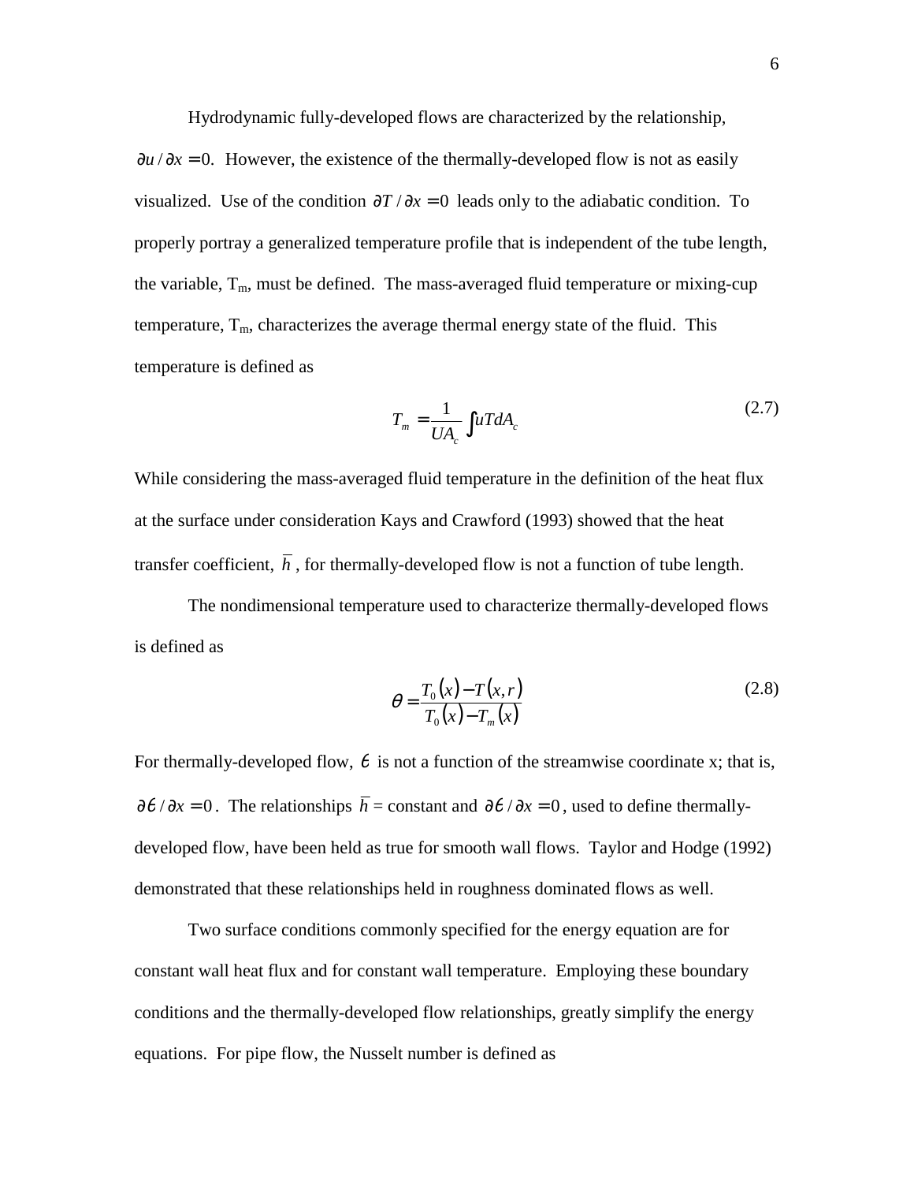Hydrodynamic fully-developed flows are characterized by the relationship, $\partial u/\partial x = 0$. However, the existence of the thermally-developed flow is not as easily visualized. Use of the condition $\partial T/\partial x = 0$ leads only to the adiabatic condition. To properly portray a generalized temperature profile that is independent of the tube length, the variable, $T_m$, must be defined. The mass-averaged fluid temperature or mixing-cup temperature, $T_m$, characterizes the average thermal energy state of the fluid. This temperature is defined as

$$T_m = \frac{1}{UA_c}\int uTdA_c \tag{2.7}$$

While considering the mass-averaged fluid temperature in the definition of the heat flux at the surface under consideration Kays and Crawford (1993) showed that the heat transfer coefficient, $\overline{h}$, for thermally-developed flow is not a function of tube length.

The nondimensional temperature used to characterize thermally-developed flows is defined as

$$\theta = \frac{T_0(x) - T(x,r)}{T_0(x) - T_m(x)} \tag{2.8}$$

For thermally-developed flow, $\theta$ is not a function of the streamwise coordinate x; that is, $\partial\theta/\partial x = 0$. The relationships $\overline{h}$ = constant and $\partial\theta/\partial x = 0$, used to define thermally-developed flow, have been held as true for smooth wall flows. Taylor and Hodge (1992) demonstrated that these relationships held in roughness dominated flows as well.

Two surface conditions commonly specified for the energy equation are for constant wall heat flux and for constant wall temperature. Employing these boundary conditions and the thermally-developed flow relationships, greatly simplify the energy equations. For pipe flow, the Nusselt number is defined as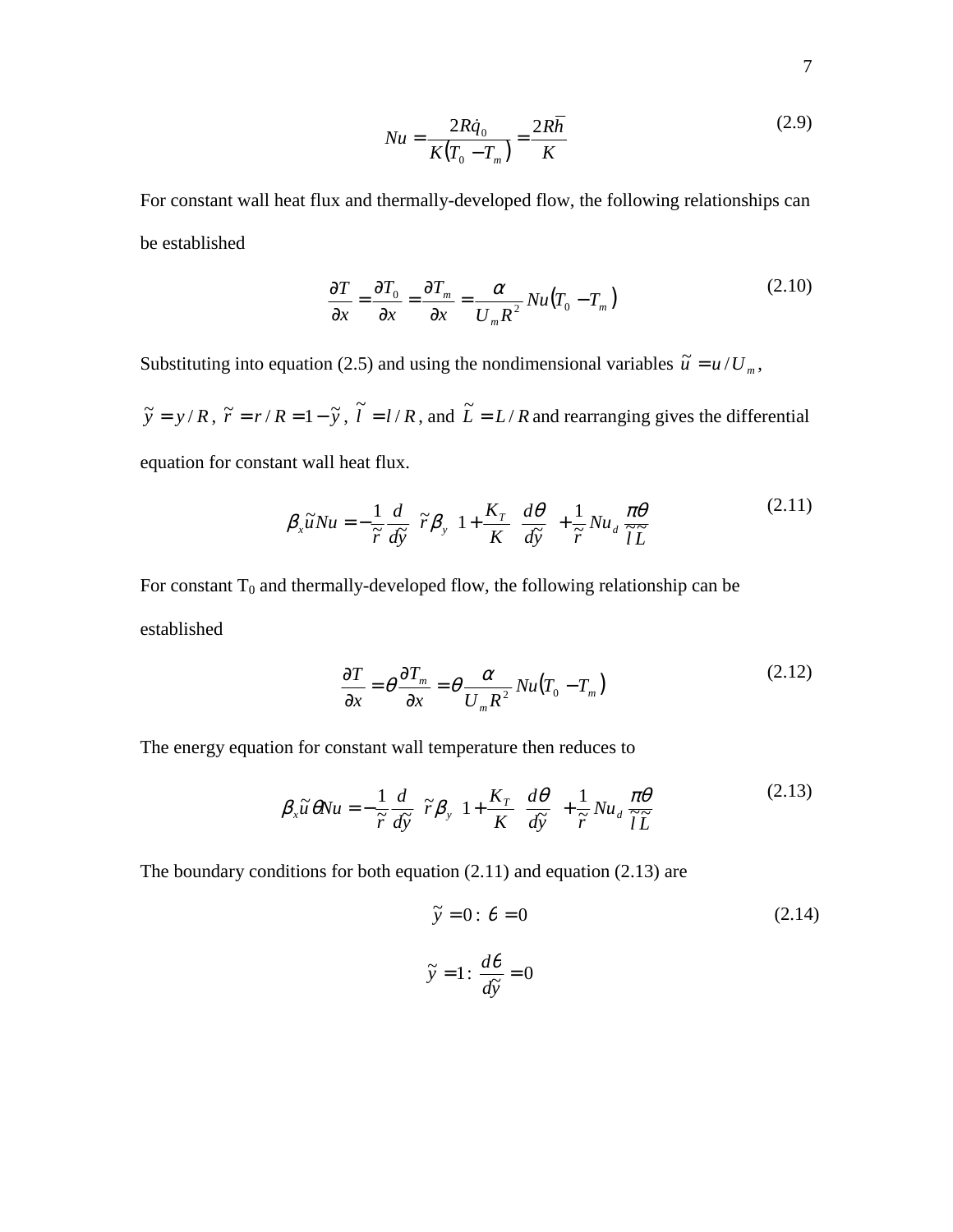$$Nu = \frac{2R\dot{q}_0}{K(T_0 - T_m)} = \frac{2R\bar{h}}{K} \tag{2.9}$$

For constant wall heat flux and thermally-developed flow, the following relationships can be established

$$\frac{\partial T}{\partial x} = \frac{\partial T_0}{\partial x} = \frac{\partial T_m}{\partial x} = \frac{\alpha}{U_m R^2} Nu(T_0 - T_m) \tag{2.10}$$

Substituting into equation (2.5) and using the nondimensional variables $\tilde{u} = u / U_m$, $\tilde{y} = y / R$, $\tilde{r} = r / R = 1 - \tilde{y}$, $\tilde{l} = l / R$, and $\tilde{L} = L / R$ and rearranging gives the differential equation for constant wall heat flux.

$$\beta_x \tilde{u} Nu = -\frac{1}{\tilde{r}} \frac{d}{d\tilde{y}} \left[ \tilde{r} \beta_y \left( 1 + \frac{K_T}{K} \right) \frac{d\theta}{d\tilde{y}} \right] + \frac{1}{\tilde{r}} Nu_d \frac{\pi\theta}{\tilde{l}\tilde{L}} \tag{2.11}$$

For constant $T_0$ and thermally-developed flow, the following relationship can be established

$$\frac{\partial T}{\partial x} = \theta \frac{\partial T_m}{\partial x} = \theta \frac{\alpha}{U_m R^2} Nu(T_0 - T_m) \tag{2.12}$$

The energy equation for constant wall temperature then reduces to

$$\beta_x \tilde{u} \theta Nu = -\frac{1}{\tilde{r}} \frac{d}{d\tilde{y}} \left[ \tilde{r} \beta_y \left( 1 + \frac{K_T}{K} \right) \frac{d\theta}{d\tilde{y}} \right] + \frac{1}{\tilde{r}} Nu_d \frac{\pi\theta}{\tilde{l}\tilde{L}} \tag{2.13}$$

The boundary conditions for both equation (2.11) and equation (2.13) are

$$\tilde{y} = 0 : \theta = 0 \tag{2.14}$$

$$\tilde{y} = 1 : \frac{d\theta}{d\tilde{y}} = 0$$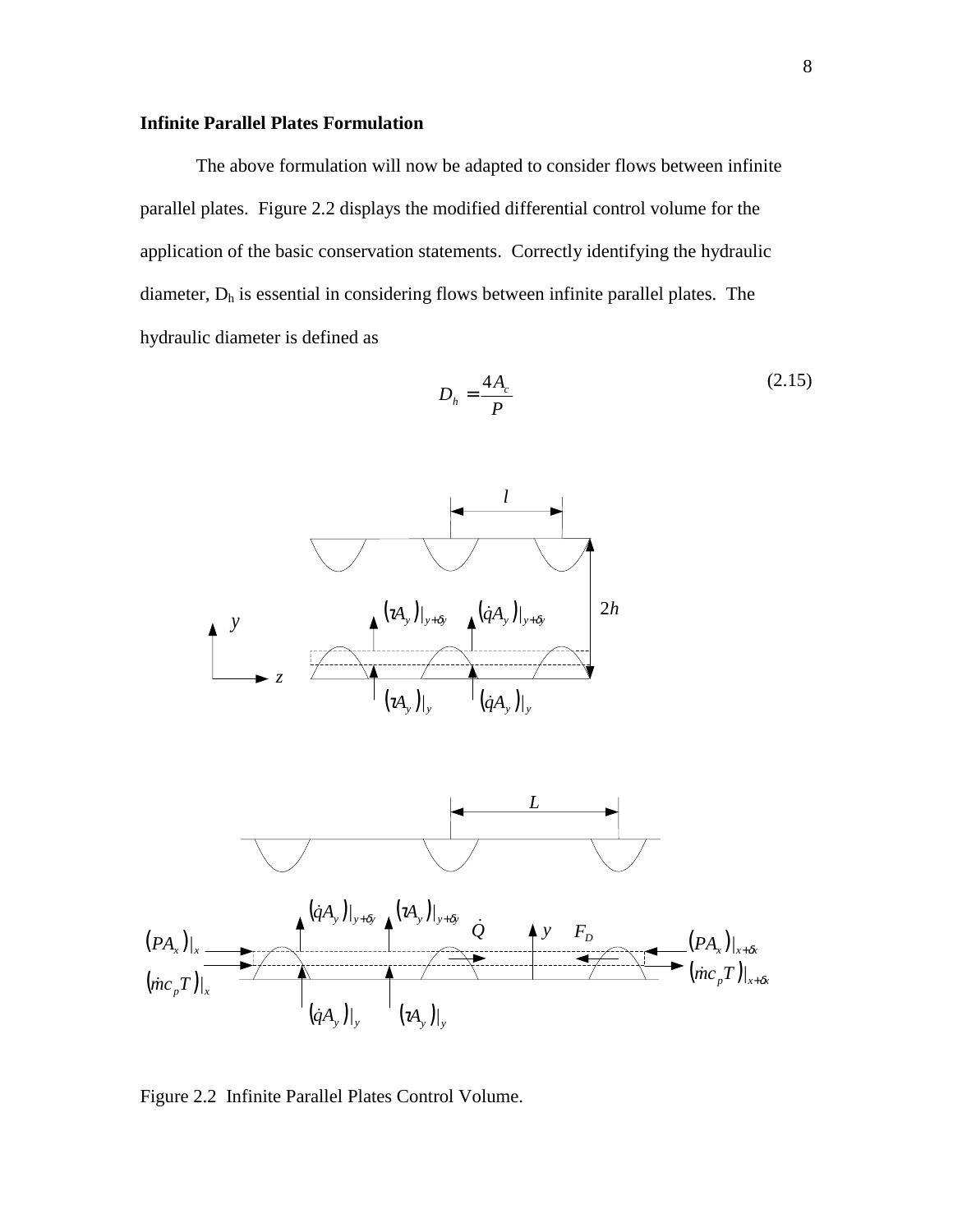**Infinite Parallel Plates Formulation**

The above formulation will now be adapted to consider flows between infinite parallel plates. Figure 2.2 displays the modified differential control volume for the application of the basic conservation statements. Correctly identifying the hydraulic diameter, $D_h$ is essential in considering flows between infinite parallel plates. The hydraulic diameter is defined as

$$D_h = \frac{4A_c}{P} \tag{2.15}$$

Figure 2.2 Infinite Parallel Plates Control Volume.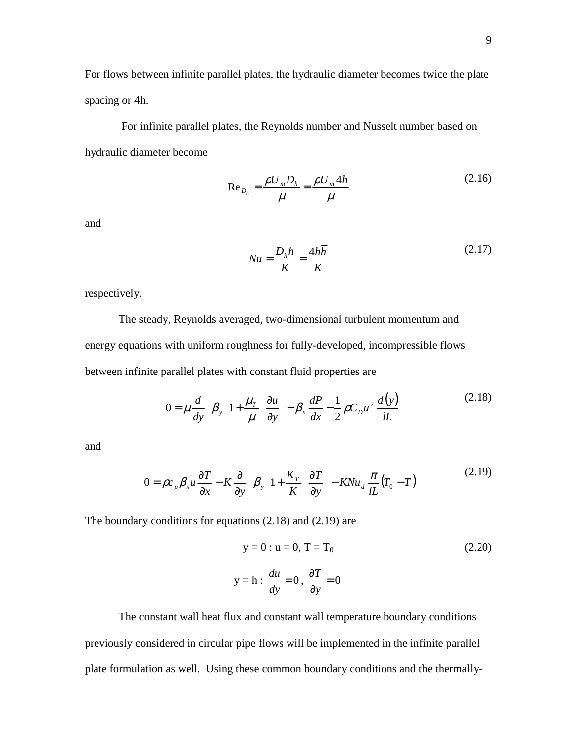For flows between infinite parallel plates, the hydraulic diameter becomes twice the plate spacing or 4h.

For infinite parallel plates, the Reynolds number and Nusselt number based on hydraulic diameter become

$$\mathrm{Re}_{D_h} = \frac{\rho U_m D_h}{\mu} = \frac{\rho U_m 4h}{\mu} \tag{2.16}$$

and

$$Nu = \frac{D_h \bar{h}}{K} = \frac{4h\bar{h}}{K} \tag{2.17}$$

respectively.

The steady, Reynolds averaged, two-dimensional turbulent momentum and energy equations with uniform roughness for fully-developed, incompressible flows between infinite parallel plates with constant fluid properties are

$$0 = \mu \frac{d}{dy}\left[\beta_y \left(1 + \frac{\mu_T}{\mu}\right)\frac{\partial u}{\partial y}\right] - \beta_x \frac{dP}{dx} - \frac{1}{2}\rho C_D u^2 \frac{d(y)}{lL} \tag{2.18}$$

and

$$0 = \rho c_p \beta_x u \frac{\partial T}{\partial x} - K\frac{\partial}{\partial y}\left[\beta_y \left(1 + \frac{K_T}{K}\right)\frac{\partial T}{\partial y}\right] - KNu_d \frac{\pi}{lL}(T_0 - T) \tag{2.19}$$

The boundary conditions for equations (2.18) and (2.19) are

$$y = 0 : u = 0,\ T = T_0 \tag{2.20}$$

$$y = h : \frac{du}{dy} = 0,\ \frac{\partial T}{\partial y} = 0$$

The constant wall heat flux and constant wall temperature boundary conditions previously considered in circular pipe flows will be implemented in the infinite parallel plate formulation as well. Using these common boundary conditions and the thermally-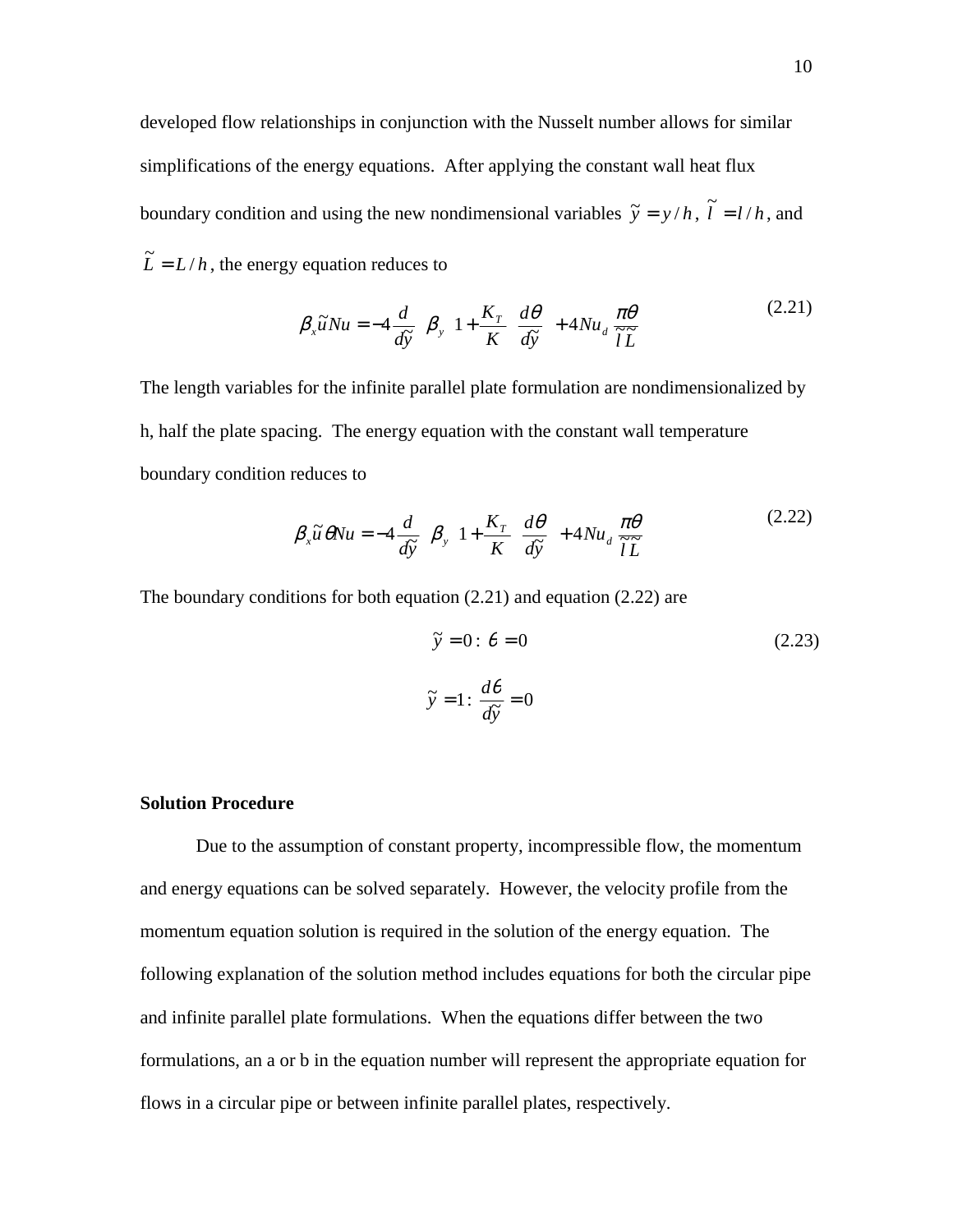developed flow relationships in conjunction with the Nusselt number allows for similar simplifications of the energy equations. After applying the constant wall heat flux boundary condition and using the new nondimensional variables $\tilde{y} = y/h$, $\tilde{l} = l/h$, and $\tilde{L} = L/h$, the energy equation reduces to

$$\beta_x \tilde{u} Nu = -4 \frac{d}{d\tilde{y}} \left[ \beta_y \left( 1 + \frac{K_T}{K} \right) \frac{d\theta}{d\tilde{y}} \right] + 4 Nu_d \frac{\pi\theta}{\tilde{l}\tilde{L}} \tag{2.21}$$

The length variables for the infinite parallel plate formulation are nondimensionalized by h, half the plate spacing. The energy equation with the constant wall temperature boundary condition reduces to

$$\beta_x \tilde{u} \theta Nu = -4 \frac{d}{d\tilde{y}} \left[ \beta_y \left( 1 + \frac{K_T}{K} \right) \frac{d\theta}{d\tilde{y}} \right] + 4 Nu_d \frac{\pi\theta}{\tilde{l}\tilde{L}} \tag{2.22}$$

The boundary conditions for both equation (2.21) and equation (2.22) are

$$\tilde{y} = 0: \ \theta = 0 \tag{2.23}$$

$$\tilde{y} = 1: \ \frac{d\theta}{d\tilde{y}} = 0$$

**Solution Procedure**

Due to the assumption of constant property, incompressible flow, the momentum and energy equations can be solved separately. However, the velocity profile from the momentum equation solution is required in the solution of the energy equation. The following explanation of the solution method includes equations for both the circular pipe and infinite parallel plate formulations. When the equations differ between the two formulations, an a or b in the equation number will represent the appropriate equation for flows in a circular pipe or between infinite parallel plates, respectively.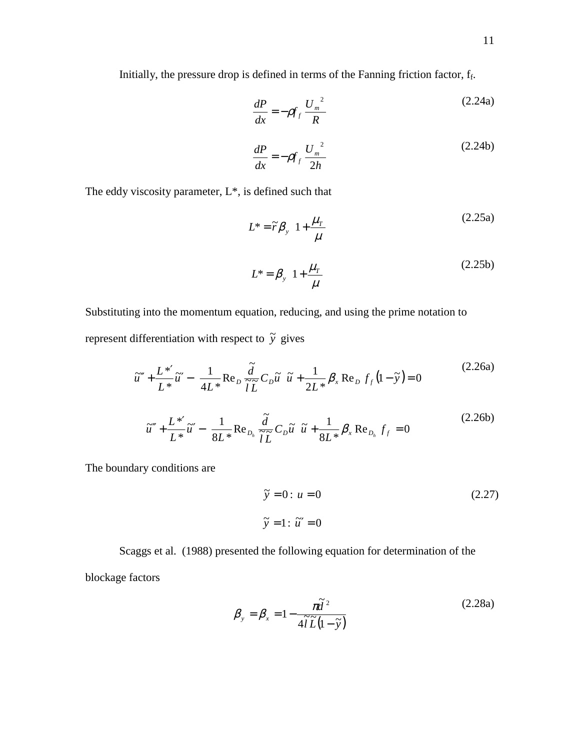Initially, the pressure drop is defined in terms of the Fanning friction factor, $f_f$.

$$\frac{dP}{dx} = -\rho f_f \frac{U_m^{\;2}}{R} \tag{2.24a}$$

$$\frac{dP}{dx} = -\rho f_f \frac{U_m^{\;2}}{2h} \tag{2.24b}$$

The eddy viscosity parameter, L*, is defined such that

$$L^* = \tilde{r}\beta_y \left(1 + \frac{\mu_T}{\mu}\right) \tag{2.25a}$$

$$L^* = \beta_y \left(1 + \frac{\mu_T}{\mu}\right) \tag{2.25b}$$

Substituting into the momentum equation, reducing, and using the prime notation to represent differentiation with respect to $\tilde{y}$ gives

$$\tilde{u}'' + \frac{L^{*\prime}}{L^*}\tilde{u}' - \left(\frac{1}{4L^*}\mathrm{Re}_D \frac{\tilde{d}}{\tilde{l}\tilde{L}} C_D \tilde{u}\right)\tilde{u} + \frac{1}{2L^*}\beta_x \mathrm{Re}_D\, f_f\,(1-\tilde{y}) = 0 \tag{2.26a}$$

$$\tilde{u}'' + \frac{L^{*\prime}}{L^*}\tilde{u}' - \left(\frac{1}{8L^*}\mathrm{Re}_{D_h} \frac{\tilde{d}}{\tilde{l}\tilde{L}} C_D \tilde{u}\right)\tilde{u} + \frac{1}{8L^*}\beta_x \mathrm{Re}_{D_h}\, f_f = 0 \tag{2.26b}$$

The boundary conditions are

$$\tilde{y} = 0 : u = 0 \tag{2.27}$$

$$\tilde{y} = 1 : \tilde{u}' = 0$$

Scaggs et al. (1988) presented the following equation for determination of the blockage factors

$$\beta_y = \beta_x = 1 - \frac{\pi\tilde{d}^{\,2}}{4\tilde{l}\tilde{L}(1-\tilde{y})} \tag{2.28a}$$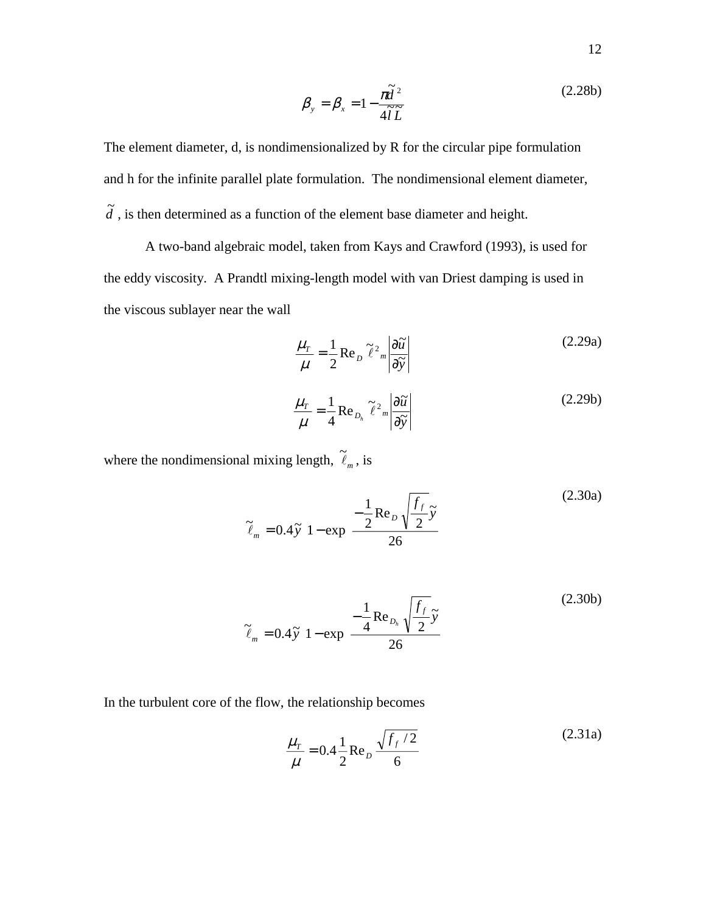$$\beta_y = \beta_x = 1 - \frac{\pi \tilde{d}^2}{4 \tilde{l} \tilde{L}} \tag{2.28b}$$

The element diameter, d, is nondimensionalized by R for the circular pipe formulation and h for the infinite parallel plate formulation. The nondimensional element diameter, $\tilde{d}$, is then determined as a function of the element base diameter and height.

A two-band algebraic model, taken from Kays and Crawford (1993), is used for the eddy viscosity. A Prandtl mixing-length model with van Driest damping is used in the viscous sublayer near the wall

$$\frac{\mu_T}{\mu} = \frac{1}{2} \mathrm{Re}_D \, \tilde{\ell}^2{}_m \left| \frac{\partial \tilde{u}}{\partial \tilde{y}} \right| \tag{2.29a}$$

$$\frac{\mu_T}{\mu} = \frac{1}{4} \mathrm{Re}_{D_h} \, \tilde{\ell}^2{}_m \left| \frac{\partial \tilde{u}}{\partial \tilde{y}} \right| \tag{2.29b}$$

where the nondimensional mixing length, $\tilde{\ell}_m$, is

$$\tilde{\ell}_m = 0.4 \tilde{y} \left( 1 - \exp\left( \frac{-\frac{1}{2} \mathrm{Re}_D \sqrt{\frac{f_f}{2}} \tilde{y}}{26} \right) \right) \tag{2.30a}$$

$$\tilde{\ell}_m = 0.4 \tilde{y} \left( 1 - \exp\left( \frac{-\frac{1}{4} \mathrm{Re}_{D_h} \sqrt{\frac{f_f}{2}} \tilde{y}}{26} \right) \right) \tag{2.30b}$$

In the turbulent core of the flow, the relationship becomes

$$\frac{\mu_T}{\mu} = 0.4 \frac{1}{2} \mathrm{Re}_D \frac{\sqrt{f_f / 2}}{6} \tag{2.31a}$$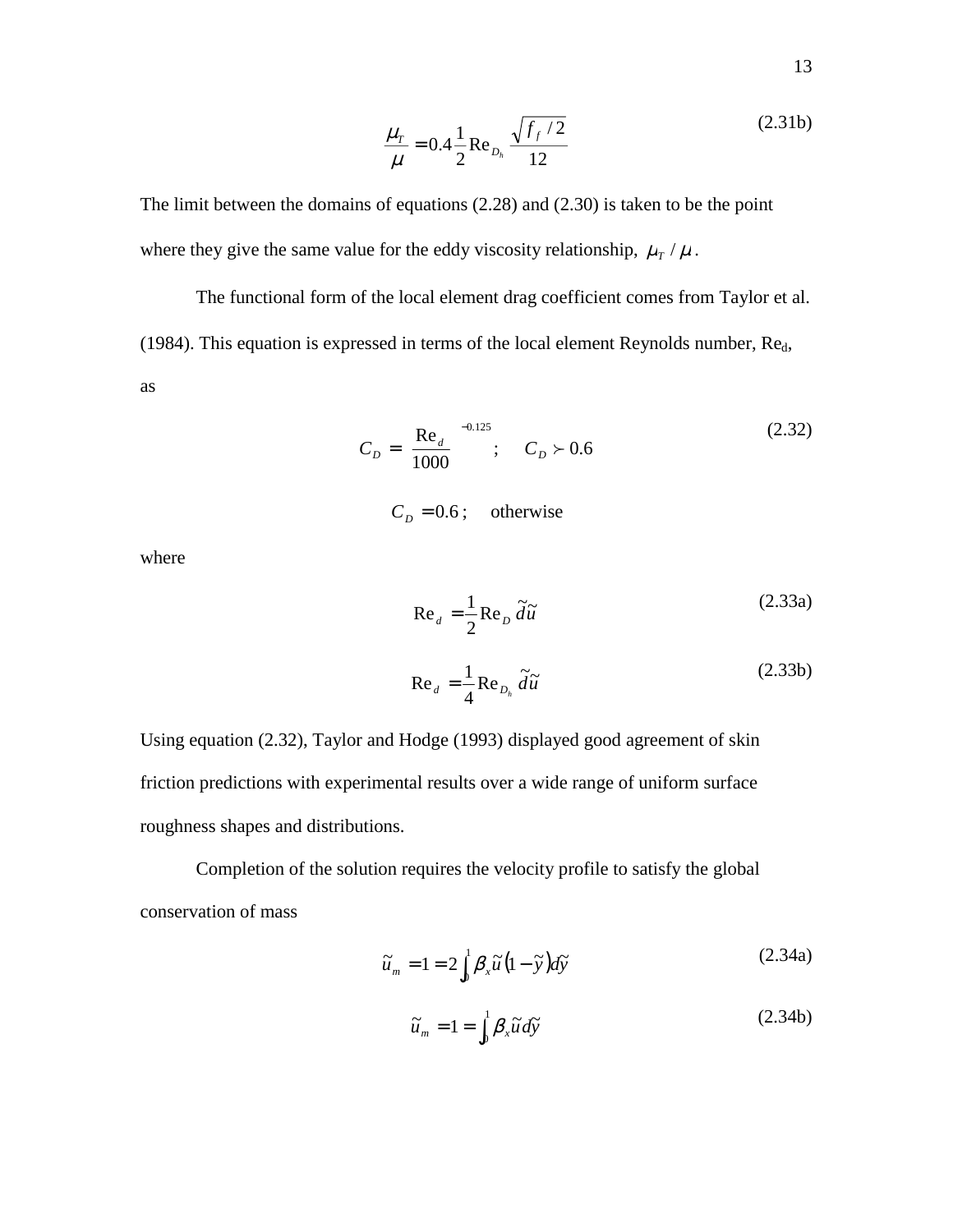$$\frac{\mu_T}{\mu} = 0.4 \frac{1}{2} \mathrm{Re}_{D_h} \frac{\sqrt{f_f / 2}}{12} \tag{2.31b}$$

The limit between the domains of equations (2.28) and (2.30) is taken to be the point where they give the same value for the eddy viscosity relationship, $\mu_T / \mu$.

The functional form of the local element drag coefficient comes from Taylor et al. (1984). This equation is expressed in terms of the local element Reynolds number, $\mathrm{Re}_d$, as

$$C_D = \left( \frac{\mathrm{Re}_d}{1000} \right)^{-0.125} ; \quad C_D \succ 0.6 \tag{2.32}$$

$$C_D = 0.6 ; \quad \text{otherwise}$$

where

$$\mathrm{Re}_d = \frac{1}{2} \mathrm{Re}_D \, \tilde{d}\tilde{u} \tag{2.33a}$$

$$\mathrm{Re}_d = \frac{1}{4} \mathrm{Re}_{D_h} \, \tilde{d}\tilde{u} \tag{2.33b}$$

Using equation (2.32), Taylor and Hodge (1993) displayed good agreement of skin friction predictions with experimental results over a wide range of uniform surface roughness shapes and distributions.

Completion of the solution requires the velocity profile to satisfy the global conservation of mass

$$\tilde{u}_m = 1 = 2 \int_0^1 \beta_x \tilde{u} \left(1 - \tilde{y}\right) d\tilde{y} \tag{2.34a}$$

$$\tilde{u}_m = 1 = \int_0^1 \beta_x \tilde{u} \, d\tilde{y} \tag{2.34b}$$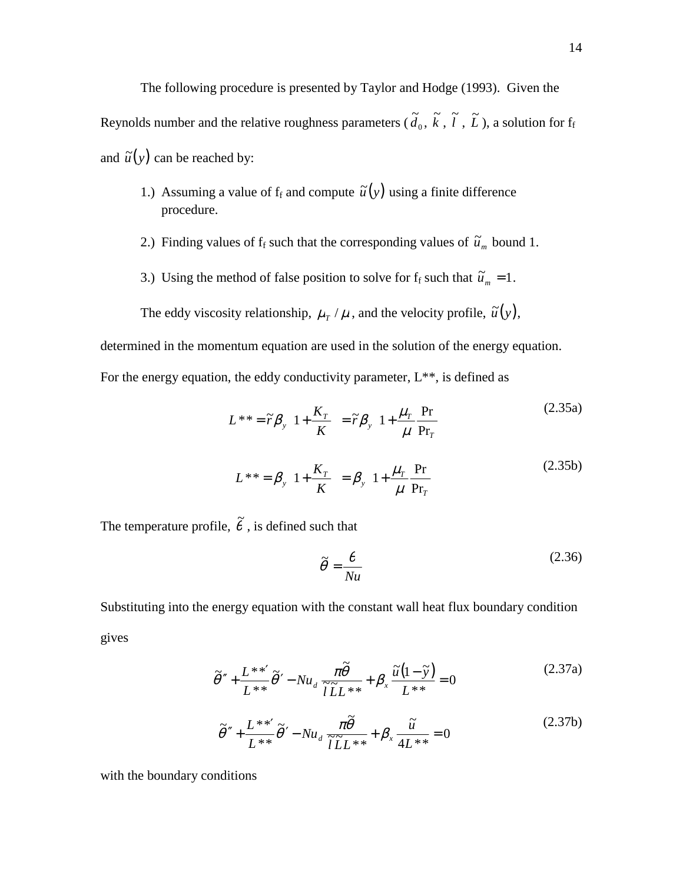The following procedure is presented by Taylor and Hodge (1993). Given the Reynolds number and the relative roughness parameters ($\tilde{d}_0$, $\tilde{k}$, $\tilde{l}$, $\tilde{L}$), a solution for $f_f$ and $\tilde{u}(y)$ can be reached by:

1.) Assuming a value of $f_f$ and compute $\tilde{u}(y)$ using a finite difference procedure.

2.) Finding values of $f_f$ such that the corresponding values of $\tilde{u}_m$ bound 1.

3.) Using the method of false position to solve for $f_f$ such that $\tilde{u}_m = 1$.

The eddy viscosity relationship, $\mu_T / \mu$, and the velocity profile, $\tilde{u}(y)$, determined in the momentum equation are used in the solution of the energy equation. For the energy equation, the eddy conductivity parameter, L**, is defined as

$$L^{**} = \tilde{r}\beta_y \left(1 + \frac{K_T}{K}\right) = \tilde{r}\beta_y \left(1 + \frac{\mu_T}{\mu}\frac{\Pr}{\Pr_T}\right) \tag{2.35a}$$

$$L^{**} = \beta_y \left(1 + \frac{K_T}{K}\right) = \beta_y \left(1 + \frac{\mu_T}{\mu}\frac{\Pr}{\Pr_T}\right) \tag{2.35b}$$

The temperature profile, $\tilde{\epsilon}$, is defined such that

$$\tilde{\theta} = \frac{\epsilon}{Nu} \tag{2.36}$$

Substituting into the energy equation with the constant wall heat flux boundary condition gives

$$\tilde{\theta}'' + \frac{L^{**\prime}}{L^{**}}\tilde{\theta}' - Nu_d \frac{\pi\tilde{\theta}}{\tilde{l}\tilde{L}L^{**}} + \beta_x \frac{\tilde{u}(1-\tilde{y})}{L^{**}} = 0 \tag{2.37a}$$

$$\tilde{\theta}'' + \frac{L^{**\prime}}{L^{**}}\tilde{\theta}' - Nu_d \frac{\pi\tilde{\theta}}{\tilde{l}\tilde{L}L^{**}} + \beta_x \frac{\tilde{u}}{4L^{**}} = 0 \tag{2.37b}$$

with the boundary conditions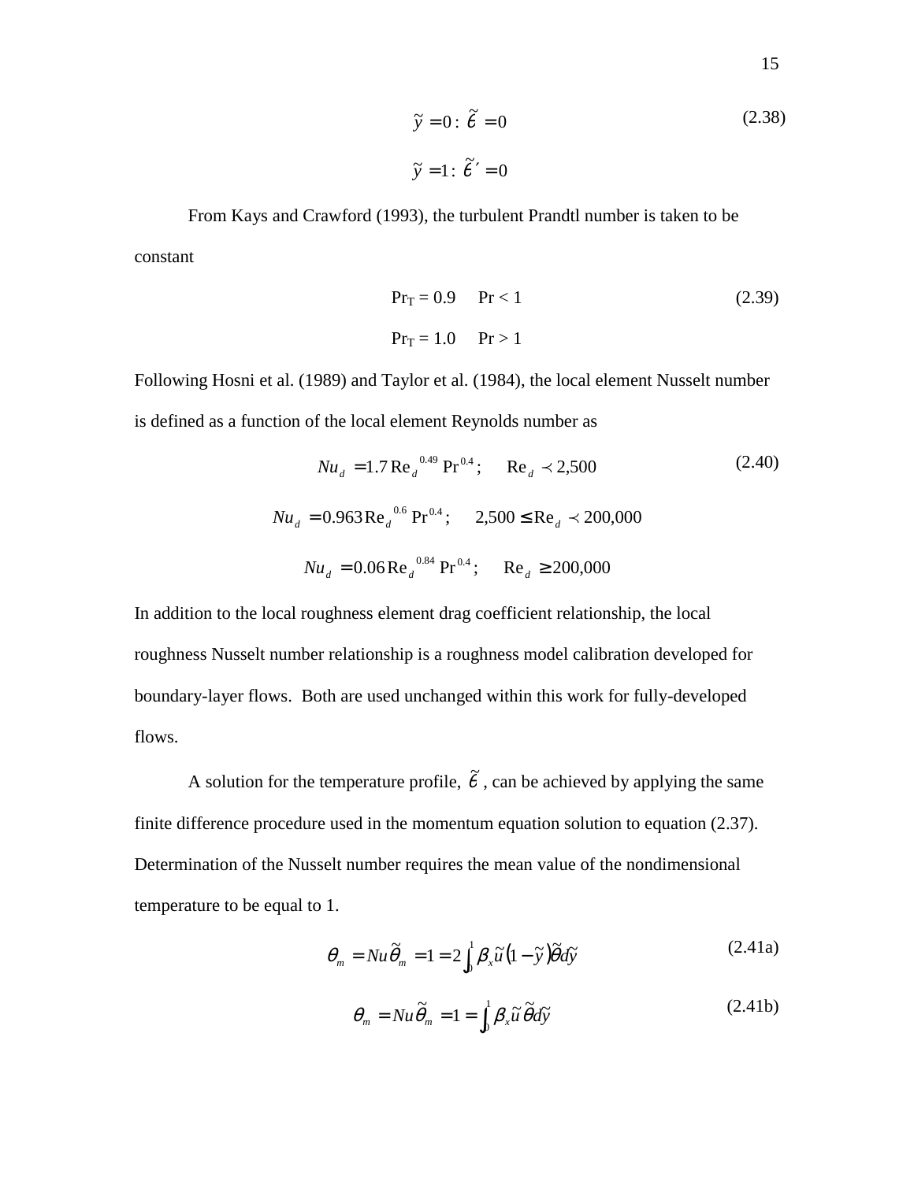$$\tilde{y} = 0: \ \tilde{\theta} = 0 \tag{2.38}$$

$$\tilde{y} = 1: \ \tilde{\theta}' = 0$$

From Kays and Crawford (1993), the turbulent Prandtl number is taken to be constant

$$\Pr_T = 0.9 \quad \Pr < 1 \tag{2.39}$$

$$\Pr_T = 1.0 \quad \Pr > 1$$

Following Hosni et al. (1989) and Taylor et al. (1984), the local element Nusselt number is defined as a function of the local element Reynolds number as

$$Nu_d = 1.7 \operatorname{Re}_d^{\ 0.49} \Pr^{0.4}; \quad \operatorname{Re}_d \prec 2{,}500 \tag{2.40}$$

$$Nu_d = 0.963 \operatorname{Re}_d^{\ 0.6} \Pr^{0.4}; \quad 2{,}500 \leq \operatorname{Re}_d \prec 200{,}000$$

$$Nu_d = 0.06 \operatorname{Re}_d^{\ 0.84} \Pr^{0.4}; \quad \operatorname{Re}_d \geq 200{,}000$$

In addition to the local roughness element drag coefficient relationship, the local roughness Nusselt number relationship is a roughness model calibration developed for boundary-layer flows. Both are used unchanged within this work for fully-developed flows.

A solution for the temperature profile, $\tilde{\theta}$, can be achieved by applying the same finite difference procedure used in the momentum equation solution to equation (2.37). Determination of the Nusselt number requires the mean value of the nondimensional temperature to be equal to 1.

$$\theta_m = Nu\tilde{\theta}_m = 1 = 2\int_0^1 \beta_x \tilde{u}(1 - \tilde{y})\tilde{\theta} d\tilde{y} \tag{2.41a}$$

$$\theta_m = Nu\tilde{\theta}_m = 1 = \int_0^1 \beta_x \tilde{u}\tilde{\theta} d\tilde{y} \tag{2.41b}$$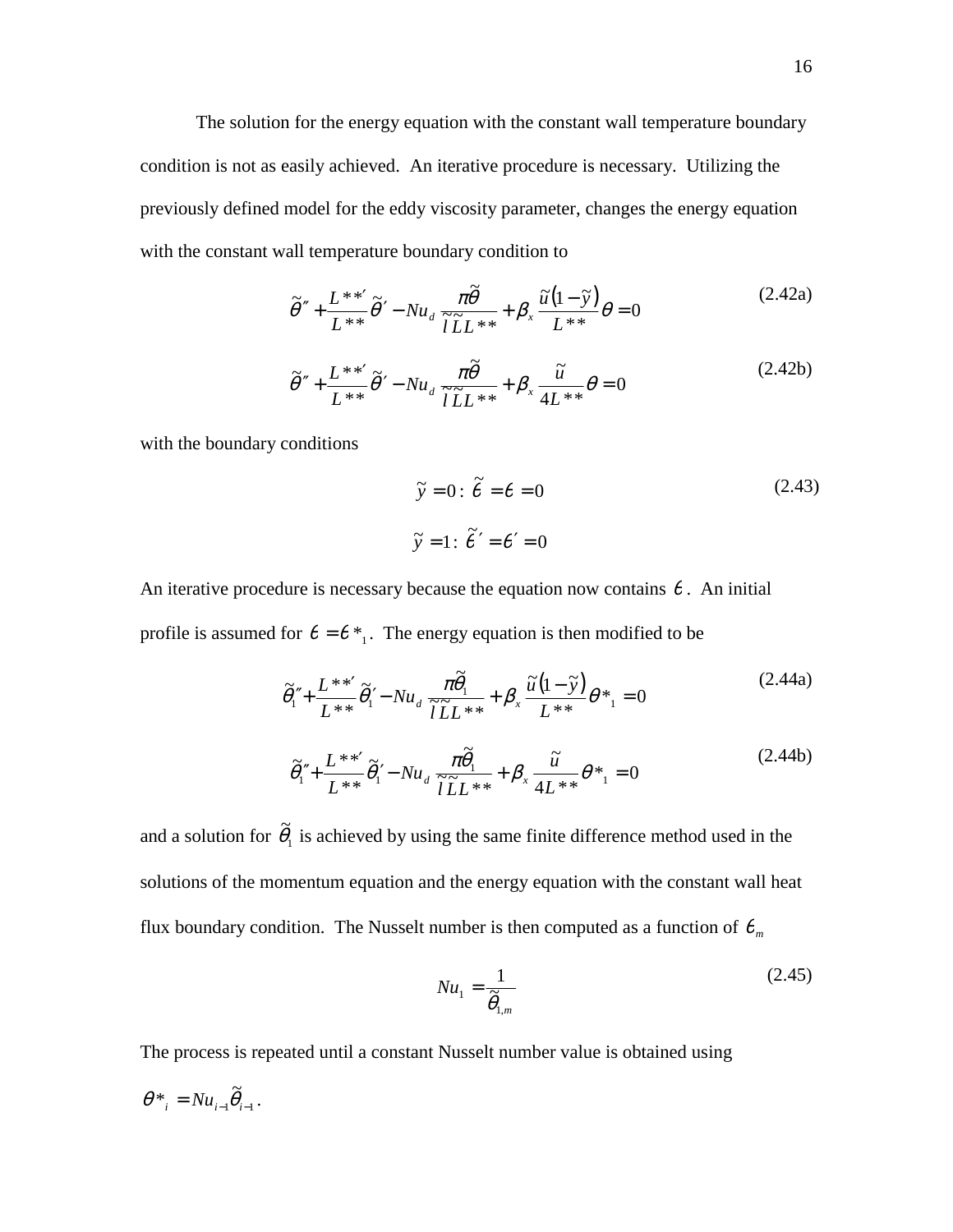The solution for the energy equation with the constant wall temperature boundary condition is not as easily achieved. An iterative procedure is necessary. Utilizing the previously defined model for the eddy viscosity parameter, changes the energy equation with the constant wall temperature boundary condition to

$$\tilde{\theta}'' + \frac{L^{**\prime}}{L^{**}}\tilde{\theta}' - Nu_d \frac{\pi\tilde{\theta}}{\tilde{l}\tilde{L}L^{**}} + \beta_x \frac{\tilde{u}(1-\tilde{y})}{L^{**}}\theta = 0 \tag{2.42a}$$

$$\tilde{\theta}'' + \frac{L^{**\prime}}{L^{**}}\tilde{\theta}' - Nu_d \frac{\pi\tilde{\theta}}{\tilde{l}\tilde{L}L^{**}} + \beta_x \frac{\tilde{u}}{4L^{**}}\theta = 0 \tag{2.42b}$$

with the boundary conditions

$$\tilde{y} = 0: \ \tilde{\epsilon} = \epsilon = 0 \tag{2.43}$$

$$\tilde{y} = 1: \ \tilde{\epsilon}' = \epsilon' = 0$$

An iterative procedure is necessary because the equation now contains $\epsilon$. An initial profile is assumed for $\epsilon = \epsilon^*_1$. The energy equation is then modified to be

$$\tilde{\theta}_1'' + \frac{L^{**\prime}}{L^{**}}\tilde{\theta}_1' - Nu_d \frac{\pi\tilde{\theta}_1}{\tilde{l}\tilde{L}L^{**}} + \beta_x \frac{\tilde{u}(1-\tilde{y})}{L^{**}}\theta^*_1 = 0 \tag{2.44a}$$

$$\tilde{\theta}_1'' + \frac{L^{**\prime}}{L^{**}}\tilde{\theta}_1' - Nu_d \frac{\pi\tilde{\theta}_1}{\tilde{l}\tilde{L}L^{**}} + \beta_x \frac{\tilde{u}}{4L^{**}}\theta^*_1 = 0 \tag{2.44b}$$

and a solution for $\tilde{\theta}_1$ is achieved by using the same finite difference method used in the solutions of the momentum equation and the energy equation with the constant wall heat flux boundary condition. The Nusselt number is then computed as a function of $\epsilon_m$

$$Nu_1 = \frac{1}{\tilde{\theta}_{1,m}} \tag{2.45}$$

The process is repeated until a constant Nusselt number value is obtained using $\theta^*_i = Nu_{i-1}\tilde{\theta}_{i-1}$.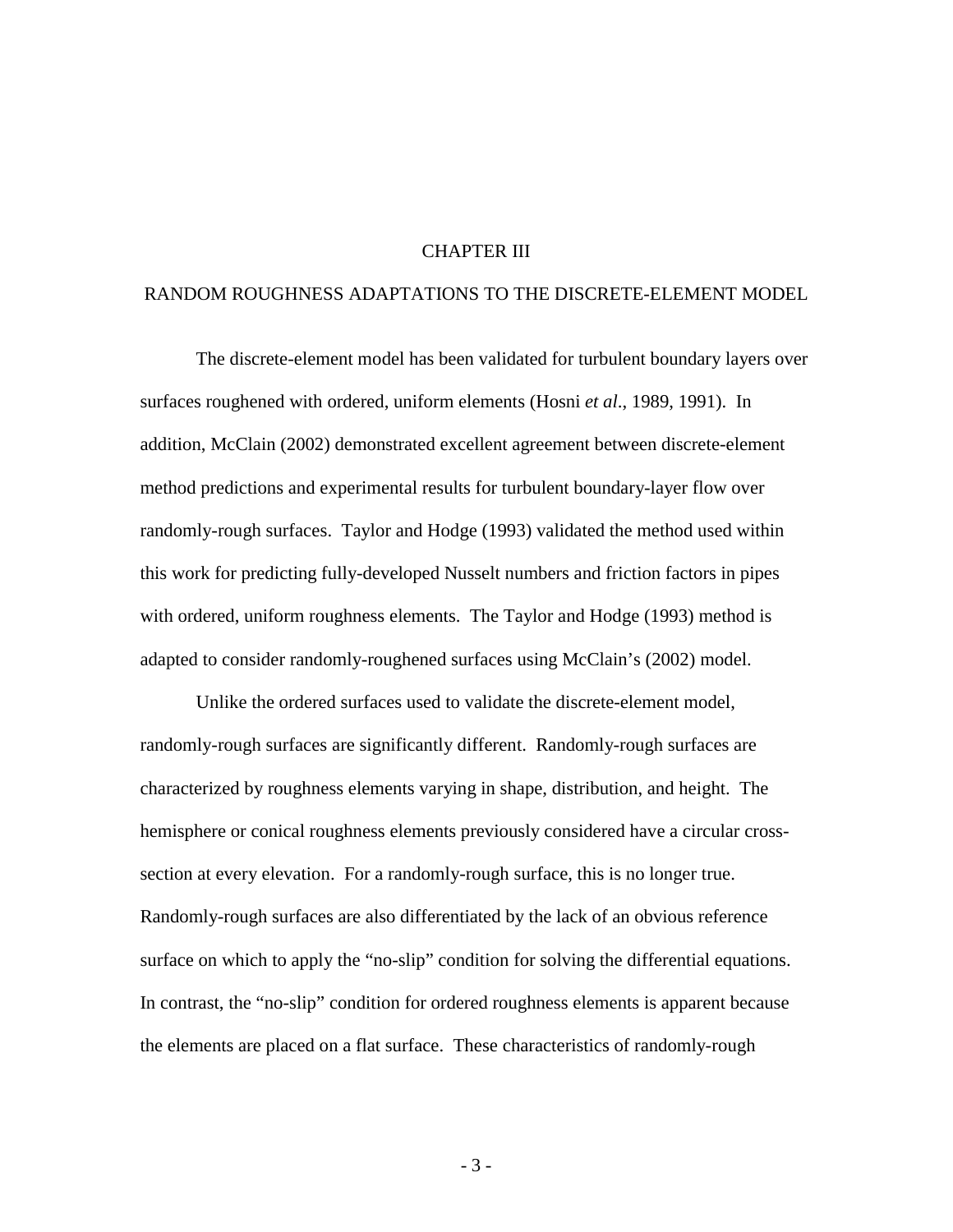# CHAPTER III

## RANDOM ROUGHNESS ADAPTATIONS TO THE DISCRETE-ELEMENT MODEL

The discrete-element model has been validated for turbulent boundary layers over surfaces roughened with ordered, uniform elements (Hosni *et al*., 1989, 1991). In addition, McClain (2002) demonstrated excellent agreement between discrete-element method predictions and experimental results for turbulent boundary-layer flow over randomly-rough surfaces. Taylor and Hodge (1993) validated the method used within this work for predicting fully-developed Nusselt numbers and friction factors in pipes with ordered, uniform roughness elements. The Taylor and Hodge (1993) method is adapted to consider randomly-roughened surfaces using McClain's (2002) model.

Unlike the ordered surfaces used to validate the discrete-element model, randomly-rough surfaces are significantly different. Randomly-rough surfaces are characterized by roughness elements varying in shape, distribution, and height. The hemisphere or conical roughness elements previously considered have a circular cross-section at every elevation. For a randomly-rough surface, this is no longer true. Randomly-rough surfaces are also differentiated by the lack of an obvious reference surface on which to apply the "no-slip" condition for solving the differential equations. In contrast, the "no-slip" condition for ordered roughness elements is apparent because the elements are placed on a flat surface. These characteristics of randomly-rough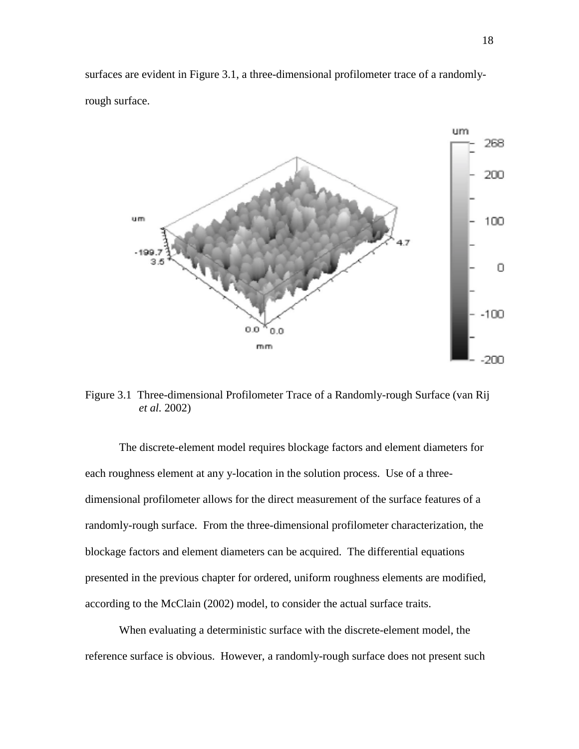surfaces are evident in Figure 3.1, a three-dimensional profilometer trace of a randomly-rough surface.

Figure 3.1  Three-dimensional Profilometer Trace of a Randomly-rough Surface (van Rij *et al.* 2002)

The discrete-element model requires blockage factors and element diameters for each roughness element at any y-location in the solution process. Use of a three-dimensional profilometer allows for the direct measurement of the surface features of a randomly-rough surface. From the three-dimensional profilometer characterization, the blockage factors and element diameters can be acquired. The differential equations presented in the previous chapter for ordered, uniform roughness elements are modified, according to the McClain (2002) model, to consider the actual surface traits.

When evaluating a deterministic surface with the discrete-element model, the reference surface is obvious. However, a randomly-rough surface does not present such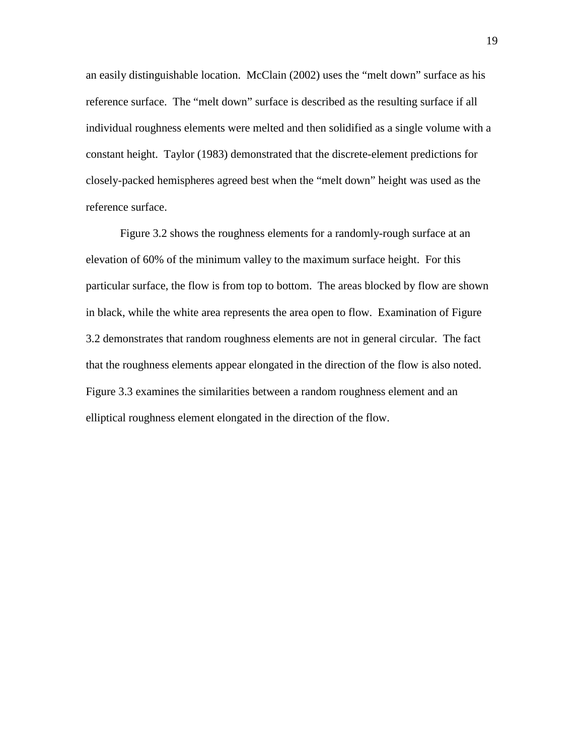an easily distinguishable location. McClain (2002) uses the "melt down" surface as his reference surface. The "melt down" surface is described as the resulting surface if all individual roughness elements were melted and then solidified as a single volume with a constant height. Taylor (1983) demonstrated that the discrete-element predictions for closely-packed hemispheres agreed best when the "melt down" height was used as the reference surface.

Figure 3.2 shows the roughness elements for a randomly-rough surface at an elevation of 60% of the minimum valley to the maximum surface height. For this particular surface, the flow is from top to bottom. The areas blocked by flow are shown in black, while the white area represents the area open to flow. Examination of Figure 3.2 demonstrates that random roughness elements are not in general circular. The fact that the roughness elements appear elongated in the direction of the flow is also noted. Figure 3.3 examines the similarities between a random roughness element and an elliptical roughness element elongated in the direction of the flow.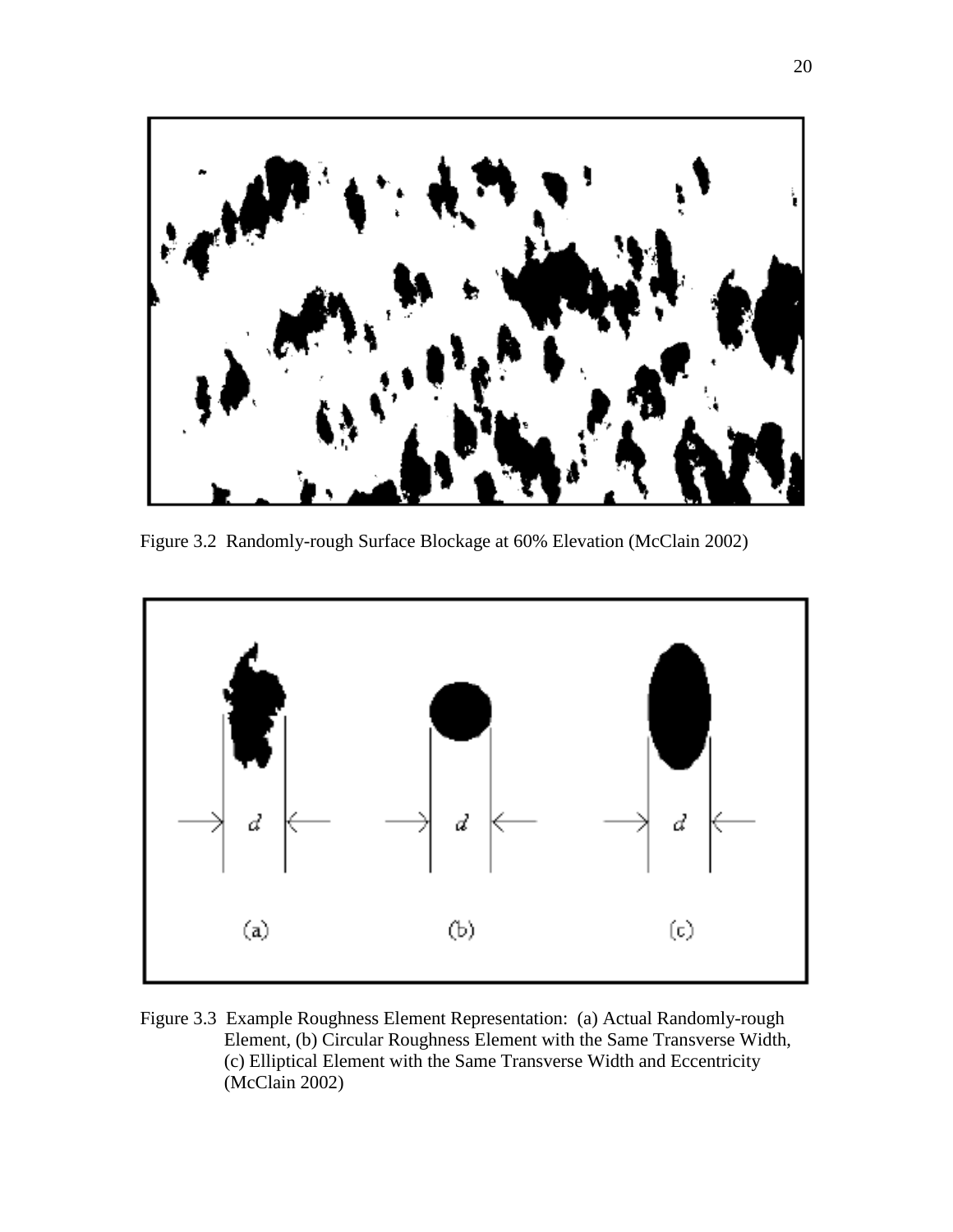Figure 3.2 Randomly-rough Surface Blockage at 60% Elevation (McClain 2002)

Figure 3.3 Example Roughness Element Representation: (a) Actual Randomly-rough Element, (b) Circular Roughness Element with the Same Transverse Width, (c) Elliptical Element with the Same Transverse Width and Eccentricity (McClain 2002)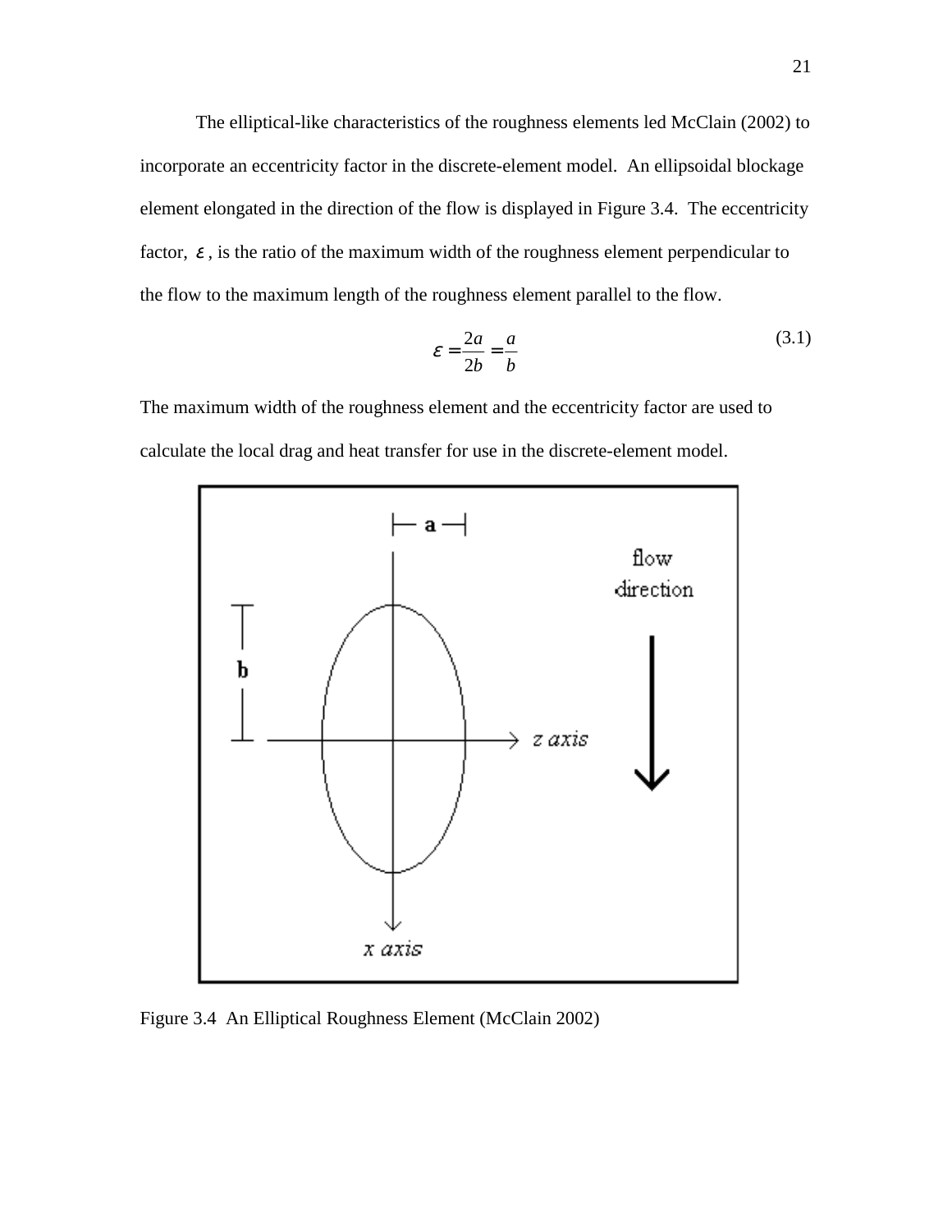The elliptical-like characteristics of the roughness elements led McClain (2002) to incorporate an eccentricity factor in the discrete-element model. An ellipsoidal blockage element elongated in the direction of the flow is displayed in Figure 3.4. The eccentricity factor, $\varepsilon$, is the ratio of the maximum width of the roughness element perpendicular to the flow to the maximum length of the roughness element parallel to the flow.

$$\varepsilon = \frac{2a}{2b} = \frac{a}{b} \tag{3.1}$$

The maximum width of the roughness element and the eccentricity factor are used to calculate the local drag and heat transfer for use in the discrete-element model.

Figure 3.4 An Elliptical Roughness Element (McClain 2002)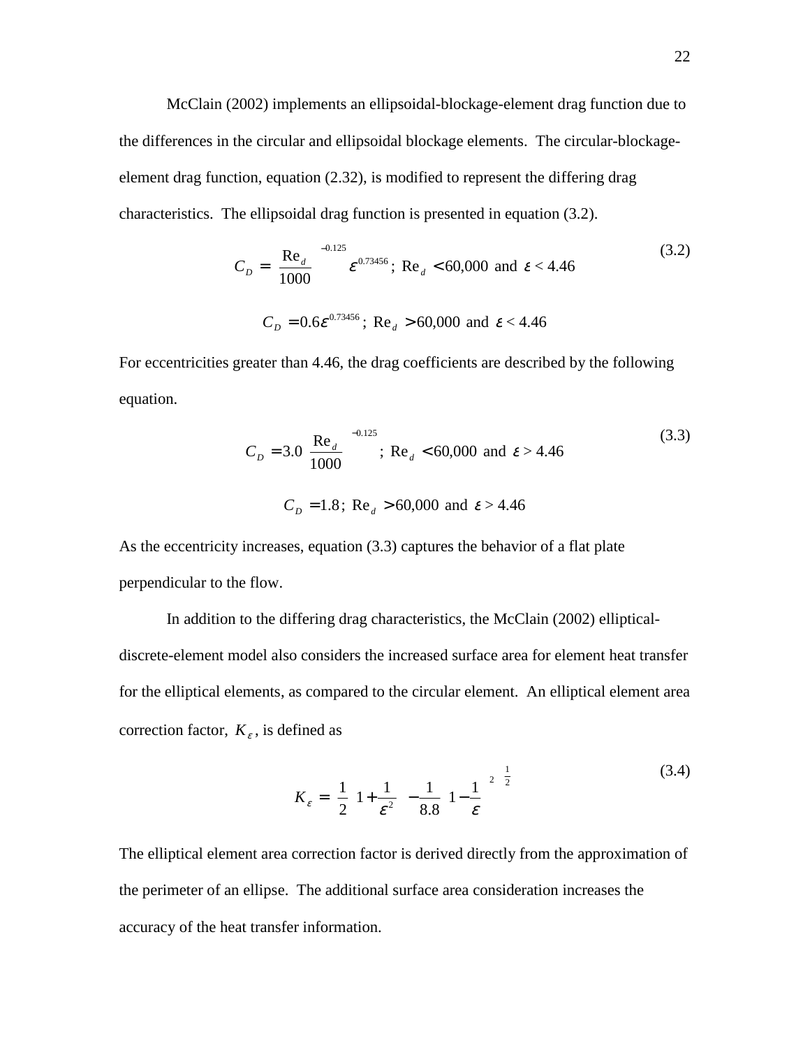McClain (2002) implements an ellipsoidal-blockage-element drag function due to the differences in the circular and ellipsoidal blockage elements. The circular-blockage-element drag function, equation (2.32), is modified to represent the differing drag characteristics. The ellipsoidal drag function is presented in equation (3.2).

$$C_D = \left(\frac{\text{Re}_d}{1000}\right)^{-0.125} \varepsilon^{0.73456};\ \text{Re}_d < 60{,}000 \text{ and } \varepsilon < 4.46 \tag{3.2}$$

$$C_D = 0.6\varepsilon^{0.73456};\ \text{Re}_d > 60{,}000 \text{ and } \varepsilon < 4.46$$

For eccentricities greater than 4.46, the drag coefficients are described by the following equation.

$$C_D = 3.0\left(\frac{\text{Re}_d}{1000}\right)^{-0.125};\ \text{Re}_d < 60{,}000 \text{ and } \varepsilon > 4.46 \tag{3.3}$$

$$C_D = 1.8;\ \text{Re}_d > 60{,}000 \text{ and } \varepsilon > 4.46$$

As the eccentricity increases, equation (3.3) captures the behavior of a flat plate perpendicular to the flow.

In addition to the differing drag characteristics, the McClain (2002) elliptical-discrete-element model also considers the increased surface area for element heat transfer for the elliptical elements, as compared to the circular element. An elliptical element area correction factor, $K_\varepsilon$, is defined as

$$K_\varepsilon = \left[\frac{1}{2}\left(1 + \frac{1}{\varepsilon^2}\right) - \frac{1}{8.8}\left(1 - \frac{1}{\varepsilon}\right)^2\right]^{\frac{1}{2}} \tag{3.4}$$

The elliptical element area correction factor is derived directly from the approximation of the perimeter of an ellipse. The additional surface area consideration increases the accuracy of the heat transfer information.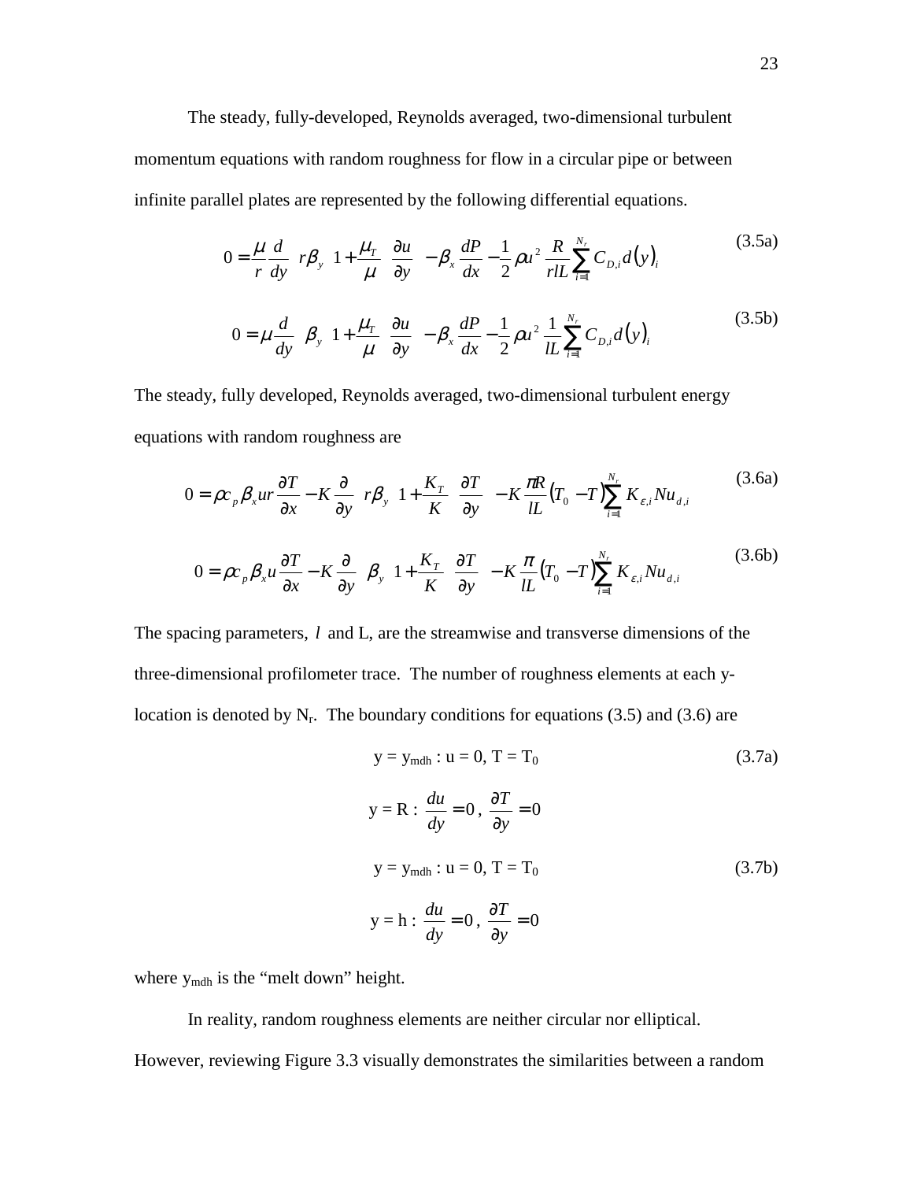The steady, fully-developed, Reynolds averaged, two-dimensional turbulent momentum equations with random roughness for flow in a circular pipe or between infinite parallel plates are represented by the following differential equations.

$$0 = \frac{\mu}{r}\frac{d}{dy}\left[ r\beta_y \left(1+\frac{\mu_T}{\mu}\right)\frac{\partial u}{\partial y}\right] - \beta_x \frac{dP}{dx} - \frac{1}{2}\rho u^2 \frac{R}{rlL}\sum_{i=1}^{N_r} C_{D,i}\, d(y)_i \tag{3.5a}$$

$$0 = \mu \frac{d}{dy}\left[ \beta_y \left(1+\frac{\mu_T}{\mu}\right)\frac{\partial u}{\partial y}\right] - \beta_x \frac{dP}{dx} - \frac{1}{2}\rho u^2 \frac{1}{lL}\sum_{i=1}^{N_r} C_{D,i}\, d(y)_i \tag{3.5b}$$

The steady, fully developed, Reynolds averaged, two-dimensional turbulent energy equations with random roughness are

$$0 = \rho c_p \beta_x u r \frac{\partial T}{\partial x} - K\frac{\partial}{\partial y}\left[ r\beta_y \left(1+\frac{K_T}{K}\right)\frac{\partial T}{\partial y}\right] - K\frac{\pi R}{lL}\left(T_0 - T\right)\sum_{i=1}^{N_r} K_{\varepsilon,i} Nu_{d,i} \tag{3.6a}$$

$$0 = \rho c_p \beta_x u \frac{\partial T}{\partial x} - K\frac{\partial}{\partial y}\left[ \beta_y \left(1+\frac{K_T}{K}\right)\frac{\partial T}{\partial y}\right] - K\frac{\pi}{lL}\left(T_0 - T\right)\sum_{i=1}^{N_r} K_{\varepsilon,i} Nu_{d,i} \tag{3.6b}$$

The spacing parameters, $l$ and L, are the streamwise and transverse dimensions of the three-dimensional profilometer trace. The number of roughness elements at each y-location is denoted by $N_r$. The boundary conditions for equations (3.5) and (3.6) are

$$y = y_{mdh} : u = 0,\ T = T_0 \tag{3.7a}$$

$$y = R : \frac{du}{dy} = 0,\ \frac{\partial T}{\partial y} = 0$$

$$y = y_{mdh} : u = 0,\ T = T_0 \tag{3.7b}$$

$$y = h : \frac{du}{dy} = 0,\ \frac{\partial T}{\partial y} = 0$$

where $y_{mdh}$ is the "melt down" height.

In reality, random roughness elements are neither circular nor elliptical. However, reviewing Figure 3.3 visually demonstrates the similarities between a random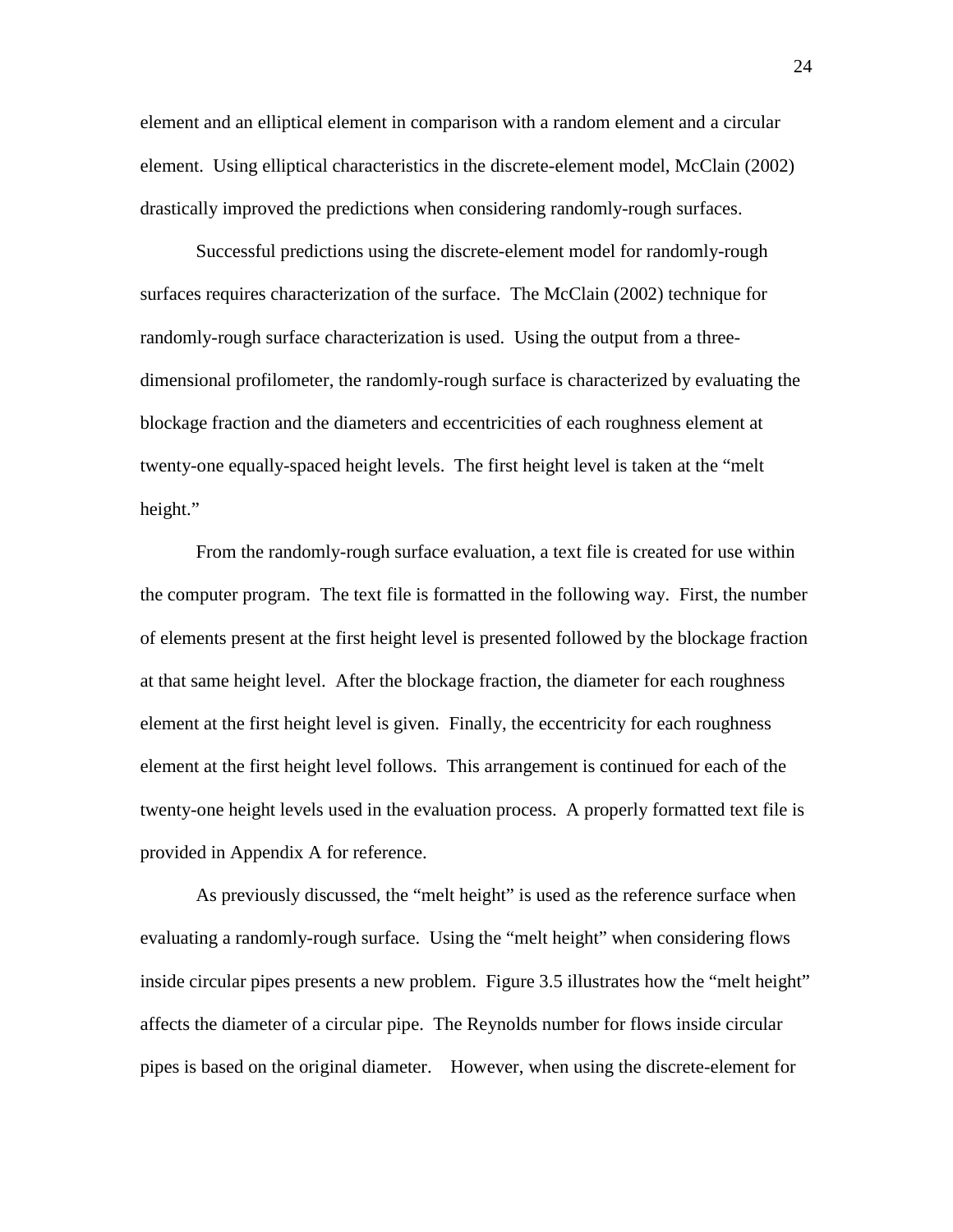element and an elliptical element in comparison with a random element and a circular element. Using elliptical characteristics in the discrete-element model, McClain (2002) drastically improved the predictions when considering randomly-rough surfaces.

Successful predictions using the discrete-element model for randomly-rough surfaces requires characterization of the surface. The McClain (2002) technique for randomly-rough surface characterization is used. Using the output from a three-dimensional profilometer, the randomly-rough surface is characterized by evaluating the blockage fraction and the diameters and eccentricities of each roughness element at twenty-one equally-spaced height levels. The first height level is taken at the "melt height."

From the randomly-rough surface evaluation, a text file is created for use within the computer program. The text file is formatted in the following way. First, the number of elements present at the first height level is presented followed by the blockage fraction at that same height level. After the blockage fraction, the diameter for each roughness element at the first height level is given. Finally, the eccentricity for each roughness element at the first height level follows. This arrangement is continued for each of the twenty-one height levels used in the evaluation process. A properly formatted text file is provided in Appendix A for reference.

As previously discussed, the "melt height" is used as the reference surface when evaluating a randomly-rough surface. Using the "melt height" when considering flows inside circular pipes presents a new problem. Figure 3.5 illustrates how the "melt height" affects the diameter of a circular pipe. The Reynolds number for flows inside circular pipes is based on the original diameter. However, when using the discrete-element for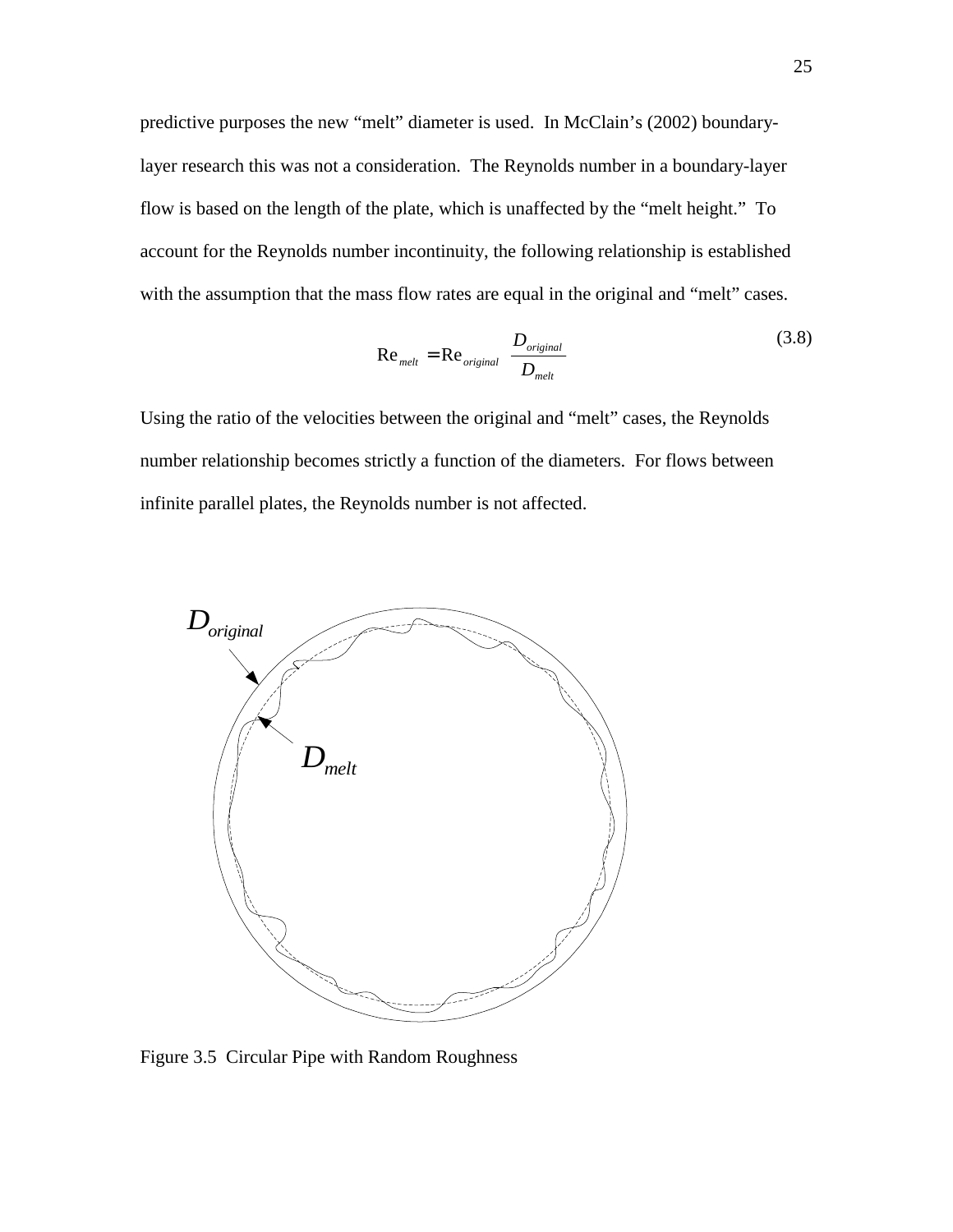predictive purposes the new "melt" diameter is used. In McClain's (2002) boundary-layer research this was not a consideration. The Reynolds number in a boundary-layer flow is based on the length of the plate, which is unaffected by the "melt height." To account for the Reynolds number incontinuity, the following relationship is established with the assumption that the mass flow rates are equal in the original and "melt" cases.

$$\mathrm{Re}_{melt} = \mathrm{Re}_{original} \frac{D_{original}}{D_{melt}} \tag{3.8}$$

Using the ratio of the velocities between the original and "melt" cases, the Reynolds number relationship becomes strictly a function of the diameters. For flows between infinite parallel plates, the Reynolds number is not affected.

Figure 3.5 Circular Pipe with Random Roughness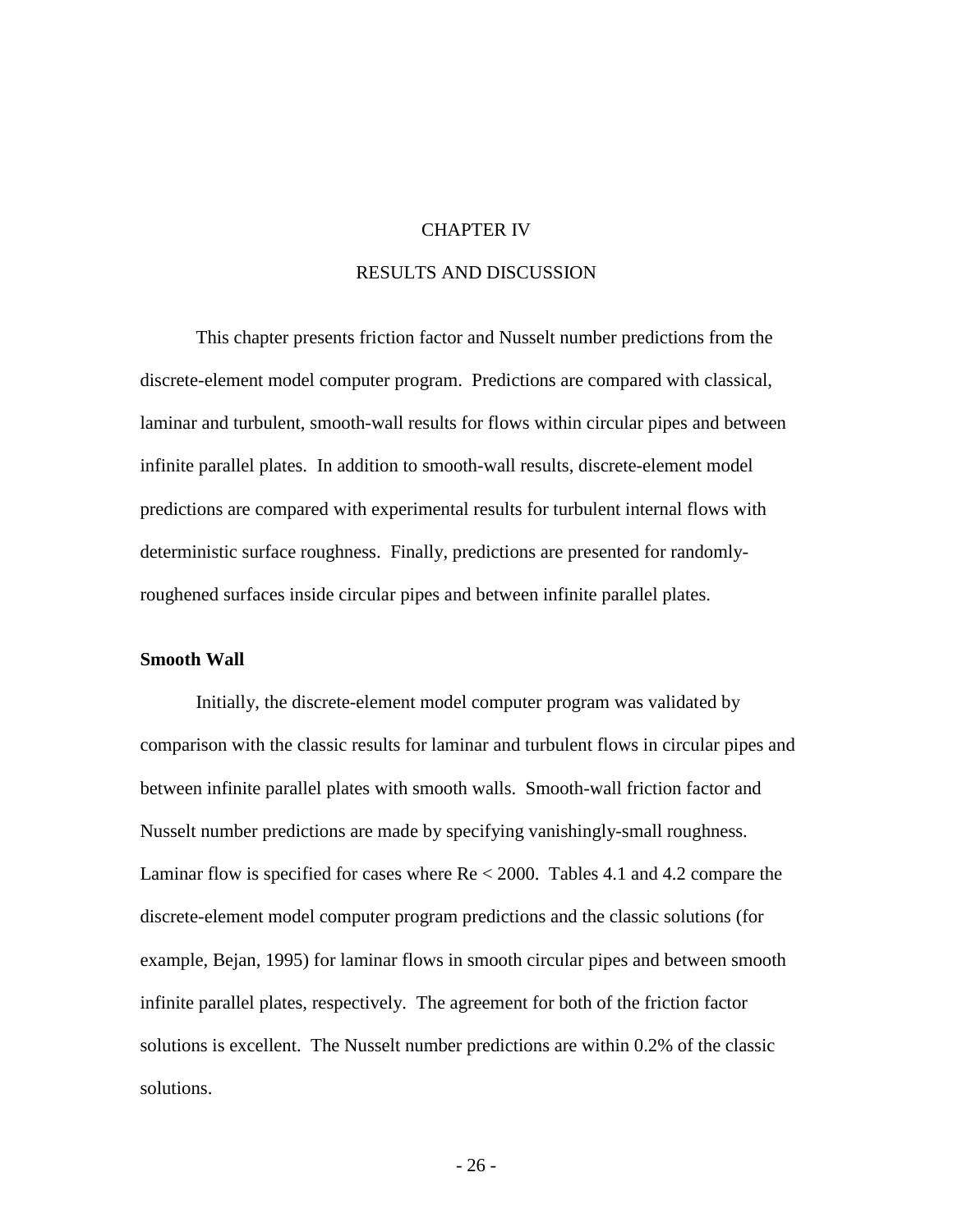# CHAPTER IV

# RESULTS AND DISCUSSION

This chapter presents friction factor and Nusselt number predictions from the discrete-element model computer program. Predictions are compared with classical, laminar and turbulent, smooth-wall results for flows within circular pipes and between infinite parallel plates. In addition to smooth-wall results, discrete-element model predictions are compared with experimental results for turbulent internal flows with deterministic surface roughness. Finally, predictions are presented for randomly-roughened surfaces inside circular pipes and between infinite parallel plates.

## Smooth Wall

Initially, the discrete-element model computer program was validated by comparison with the classic results for laminar and turbulent flows in circular pipes and between infinite parallel plates with smooth walls. Smooth-wall friction factor and Nusselt number predictions are made by specifying vanishingly-small roughness. Laminar flow is specified for cases where $Re < 2000$. Tables 4.1 and 4.2 compare the discrete-element model computer program predictions and the classic solutions (for example, Bejan, 1995) for laminar flows in smooth circular pipes and between smooth infinite parallel plates, respectively. The agreement for both of the friction factor solutions is excellent. The Nusselt number predictions are within 0.2% of the classic solutions.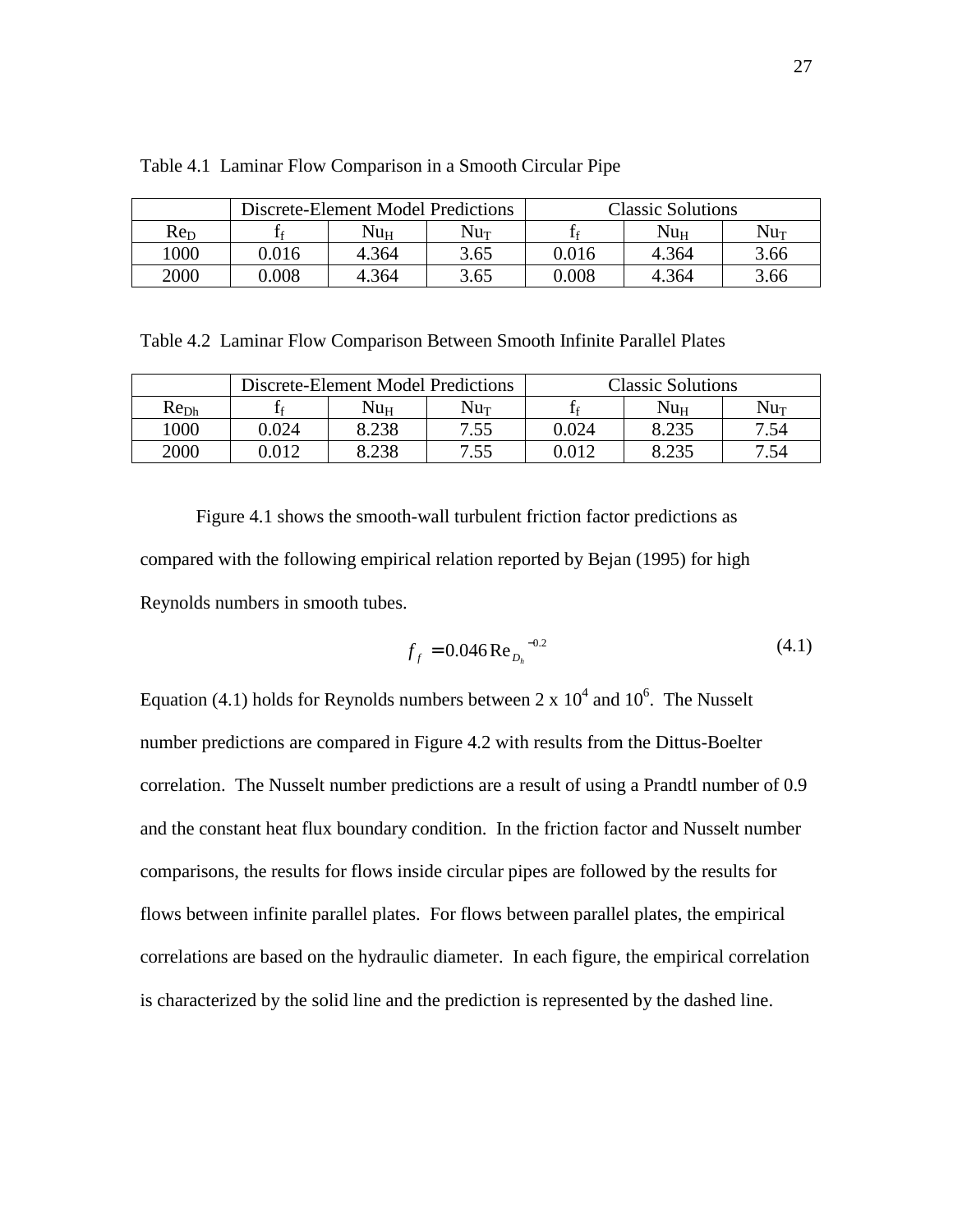Table 4.1 Laminar Flow Comparison in a Smooth Circular Pipe

| | Discrete-Element Model Predictions | | | Classic Solutions | | |
|---|---|---|---|---|---|---|
| $Re_D$ | $f_f$ | $Nu_H$ | $Nu_T$ | $f_f$ | $Nu_H$ | $Nu_T$ |
| 1000 | 0.016 | 4.364 | 3.65 | 0.016 | 4.364 | 3.66 |
| 2000 | 0.008 | 4.364 | 3.65 | 0.008 | 4.364 | 3.66 |

Table 4.2 Laminar Flow Comparison Between Smooth Infinite Parallel Plates

| | Discrete-Element Model Predictions | | | Classic Solutions | | |
|---|---|---|---|---|---|---|
| $Re_{Dh}$ | $f_f$ | $Nu_H$ | $Nu_T$ | $f_f$ | $Nu_H$ | $Nu_T$ |
| 1000 | 0.024 | 8.238 | 7.55 | 0.024 | 8.235 | 7.54 |
| 2000 | 0.012 | 8.238 | 7.55 | 0.012 | 8.235 | 7.54 |

Figure 4.1 shows the smooth-wall turbulent friction factor predictions as compared with the following empirical relation reported by Bejan (1995) for high Reynolds numbers in smooth tubes.

$$f_f = 0.046 \, \mathrm{Re}_{D_h}^{\;-0.2} \tag{4.1}$$

Equation (4.1) holds for Reynolds numbers between 2 x $10^4$ and $10^6$. The Nusselt number predictions are compared in Figure 4.2 with results from the Dittus-Boelter correlation. The Nusselt number predictions are a result of using a Prandtl number of 0.9 and the constant heat flux boundary condition. In the friction factor and Nusselt number comparisons, the results for flows inside circular pipes are followed by the results for flows between infinite parallel plates. For flows between parallel plates, the empirical correlations are based on the hydraulic diameter. In each figure, the empirical correlation is characterized by the solid line and the prediction is represented by the dashed line.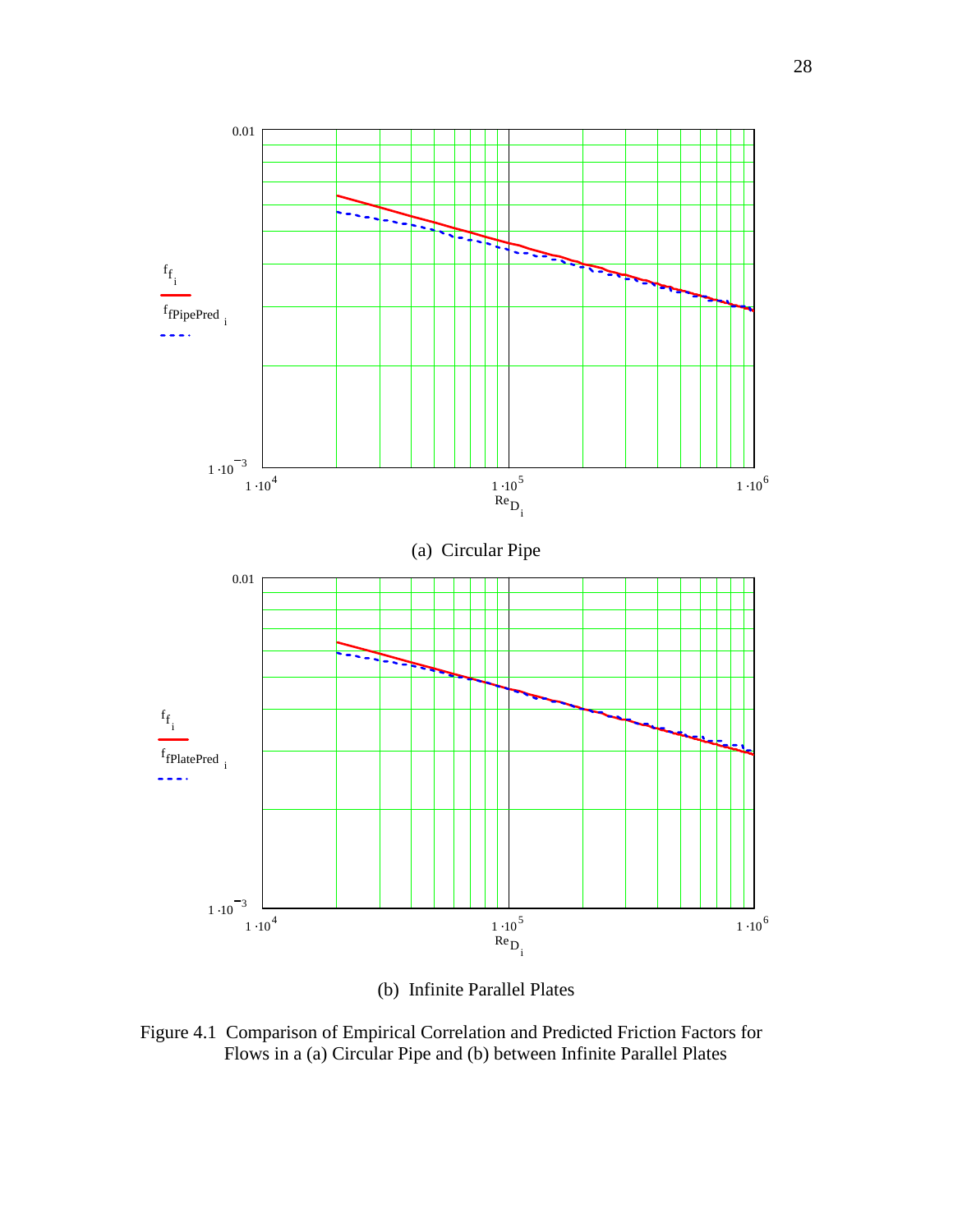(a) Circular Pipe

(b) Infinite Parallel Plates

Figure 4.1 Comparison of Empirical Correlation and Predicted Friction Factors for Flows in a (a) Circular Pipe and (b) between Infinite Parallel Plates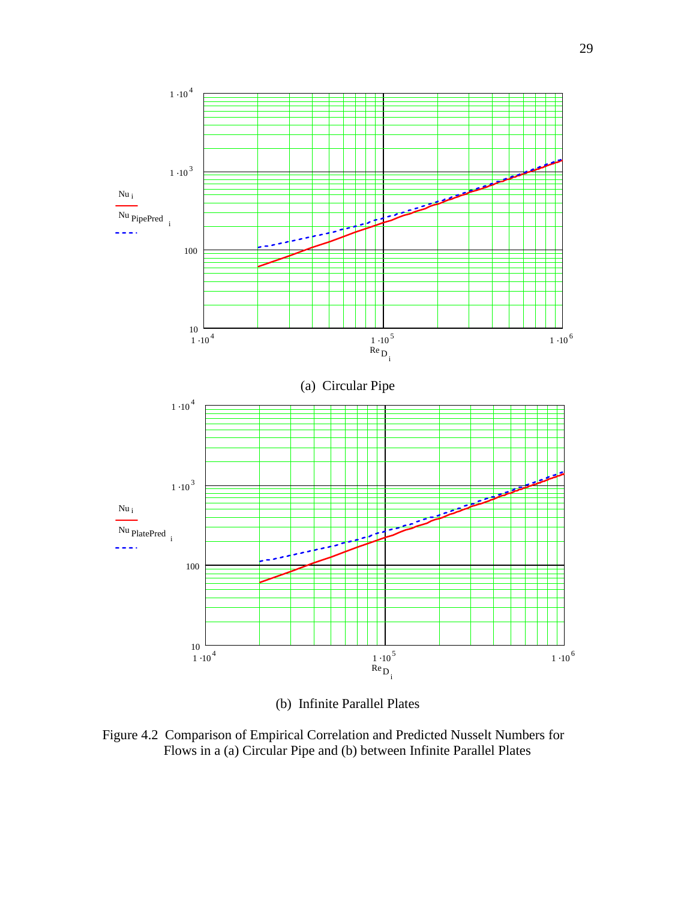(a) Circular Pipe

(b) Infinite Parallel Plates

Figure 4.2 Comparison of Empirical Correlation and Predicted Nusselt Numbers for Flows in a (a) Circular Pipe and (b) between Infinite Parallel Plates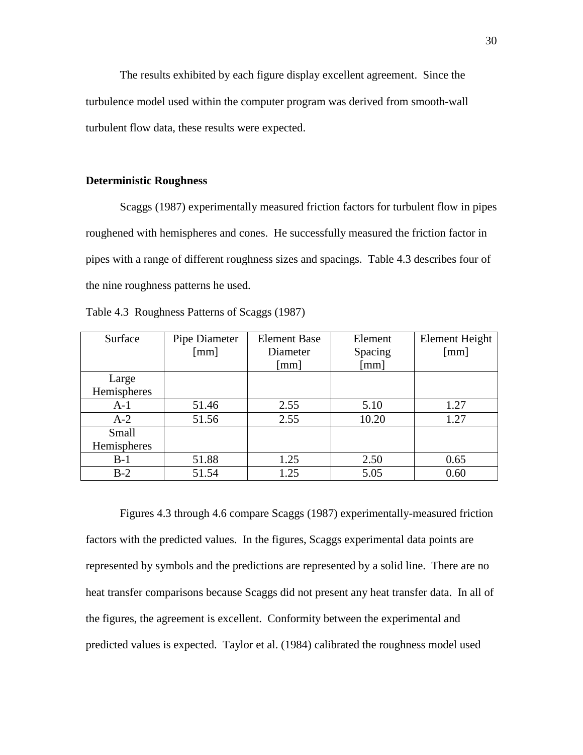The results exhibited by each figure display excellent agreement. Since the turbulence model used within the computer program was derived from smooth-wall turbulent flow data, these results were expected.

### Deterministic Roughness

Scaggs (1987) experimentally measured friction factors for turbulent flow in pipes roughened with hemispheres and cones. He successfully measured the friction factor in pipes with a range of different roughness sizes and spacings. Table 4.3 describes four of the nine roughness patterns he used.

Table 4.3 Roughness Patterns of Scaggs (1987)

| Surface | Pipe Diameter [mm] | Element Base Diameter [mm] | Element Spacing [mm] | Element Height [mm] |
|---|---|---|---|---|
| Large Hemispheres | | | | |
| A-1 | 51.46 | 2.55 | 5.10 | 1.27 |
| A-2 | 51.56 | 2.55 | 10.20 | 1.27 |
| Small Hemispheres | | | | |
| B-1 | 51.88 | 1.25 | 2.50 | 0.65 |
| B-2 | 51.54 | 1.25 | 5.05 | 0.60 |

Figures 4.3 through 4.6 compare Scaggs (1987) experimentally-measured friction factors with the predicted values. In the figures, Scaggs experimental data points are represented by symbols and the predictions are represented by a solid line. There are no heat transfer comparisons because Scaggs did not present any heat transfer data. In all of the figures, the agreement is excellent. Conformity between the experimental and predicted values is expected. Taylor et al. (1984) calibrated the roughness model used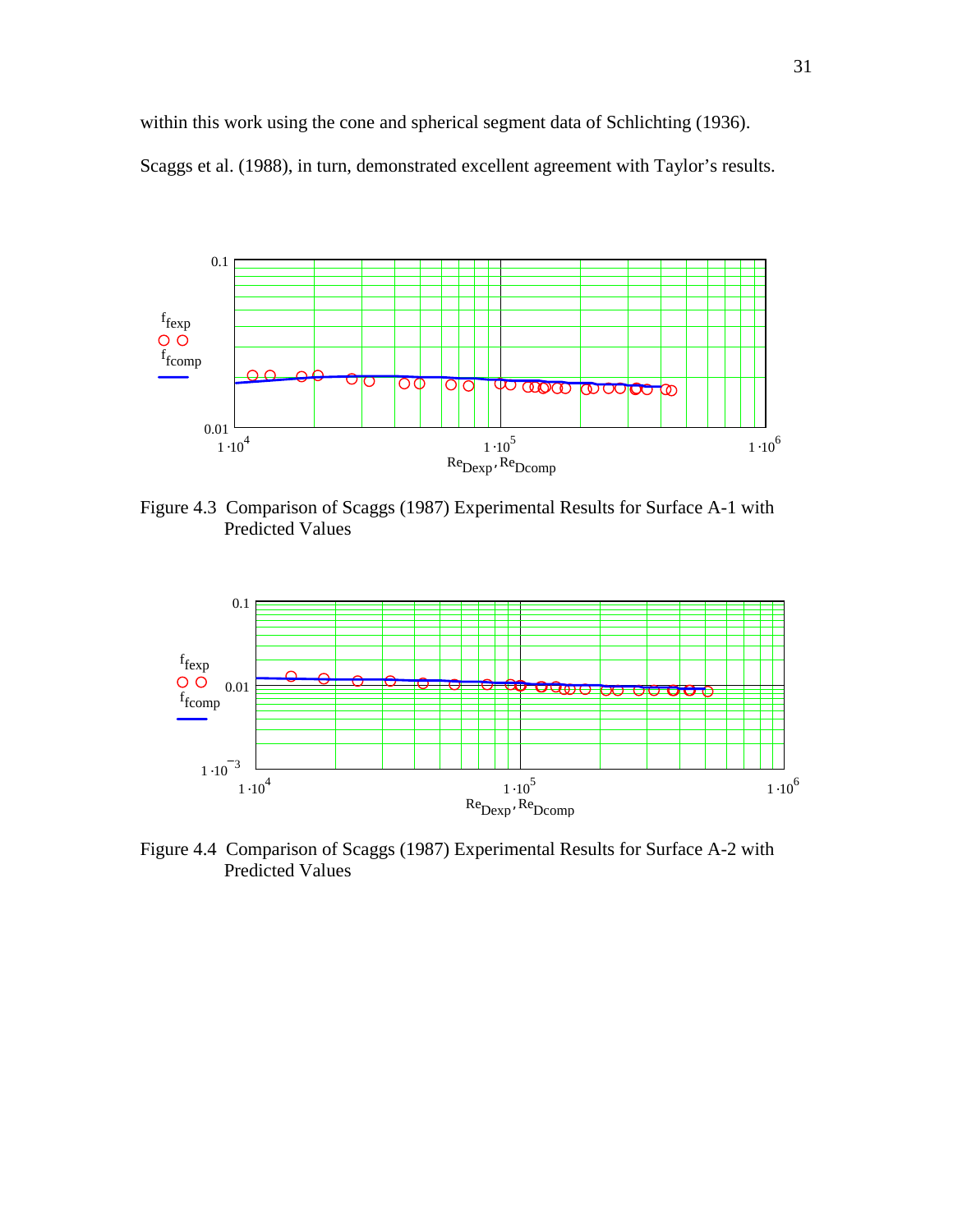within this work using the cone and spherical segment data of Schlichting (1936). Scaggs et al. (1988), in turn, demonstrated excellent agreement with Taylor's results.

Figure 4.3 Comparison of Scaggs (1987) Experimental Results for Surface A-1 with Predicted Values

Figure 4.4 Comparison of Scaggs (1987) Experimental Results for Surface A-2 with Predicted Values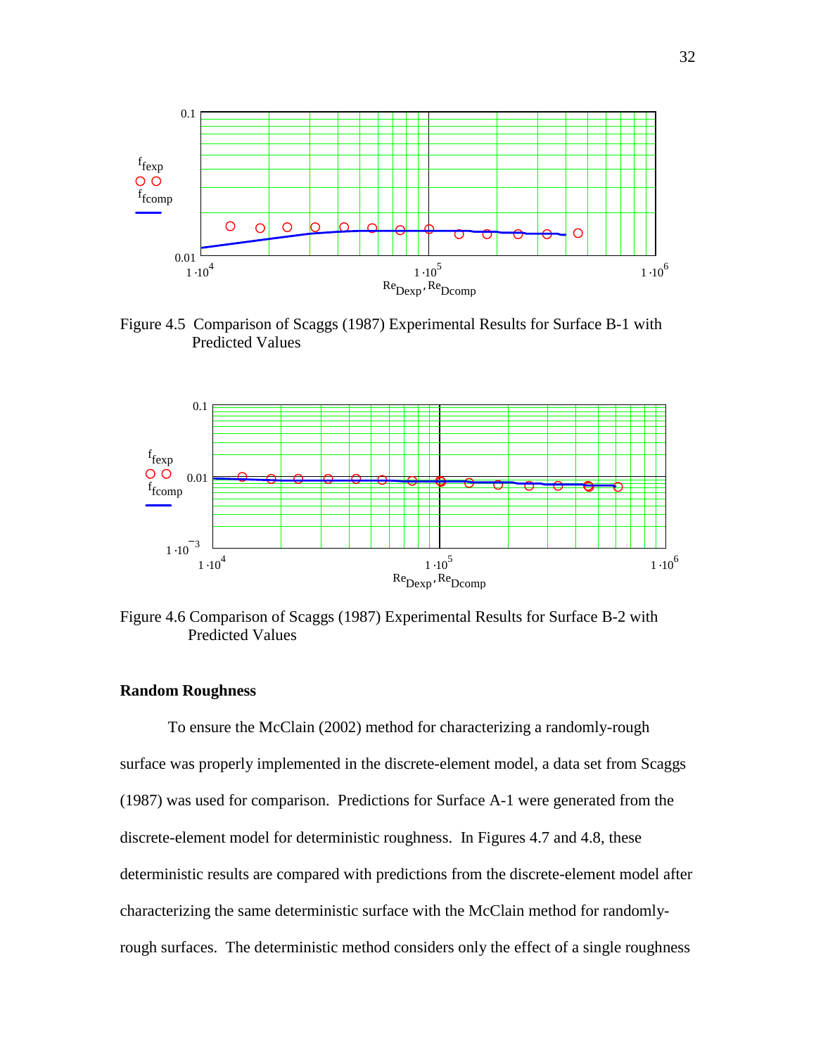Figure 4.5 Comparison of Scaggs (1987) Experimental Results for Surface B-1 with Predicted Values

Figure 4.6 Comparison of Scaggs (1987) Experimental Results for Surface B-2 with Predicted Values

**Random Roughness**

To ensure the McClain (2002) method for characterizing a randomly-rough surface was properly implemented in the discrete-element model, a data set from Scaggs (1987) was used for comparison. Predictions for Surface A-1 were generated from the discrete-element model for deterministic roughness. In Figures 4.7 and 4.8, these deterministic results are compared with predictions from the discrete-element model after characterizing the same deterministic surface with the McClain method for randomly-rough surfaces. The deterministic method considers only the effect of a single roughness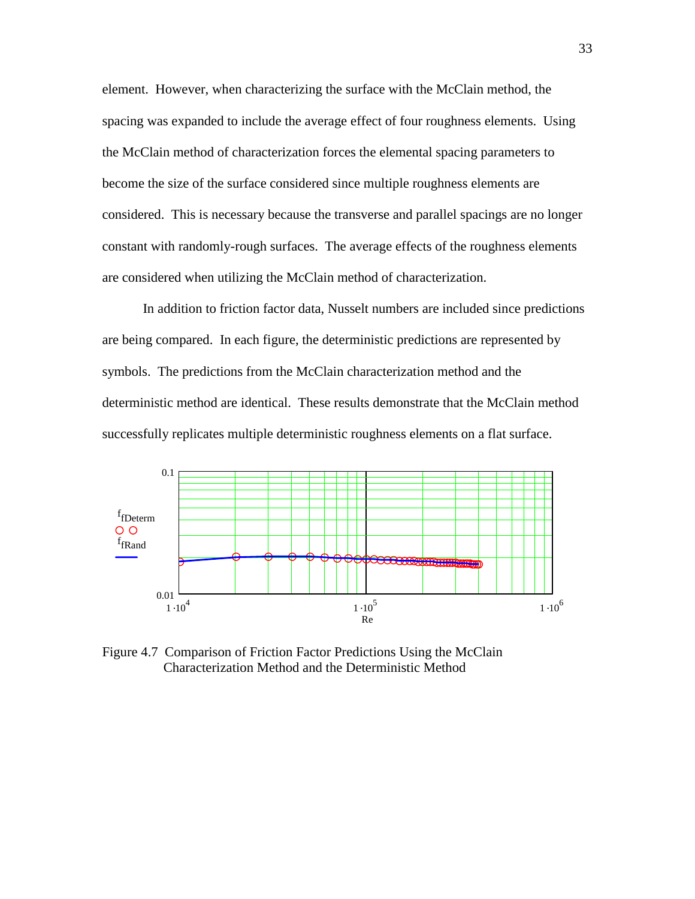element. However, when characterizing the surface with the McClain method, the spacing was expanded to include the average effect of four roughness elements. Using the McClain method of characterization forces the elemental spacing parameters to become the size of the surface considered since multiple roughness elements are considered. This is necessary because the transverse and parallel spacings are no longer constant with randomly-rough surfaces. The average effects of the roughness elements are considered when utilizing the McClain method of characterization.

In addition to friction factor data, Nusselt numbers are included since predictions are being compared. In each figure, the deterministic predictions are represented by symbols. The predictions from the McClain characterization method and the deterministic method are identical. These results demonstrate that the McClain method successfully replicates multiple deterministic roughness elements on a flat surface.

Figure 4.7 Comparison of Friction Factor Predictions Using the McClain Characterization Method and the Deterministic Method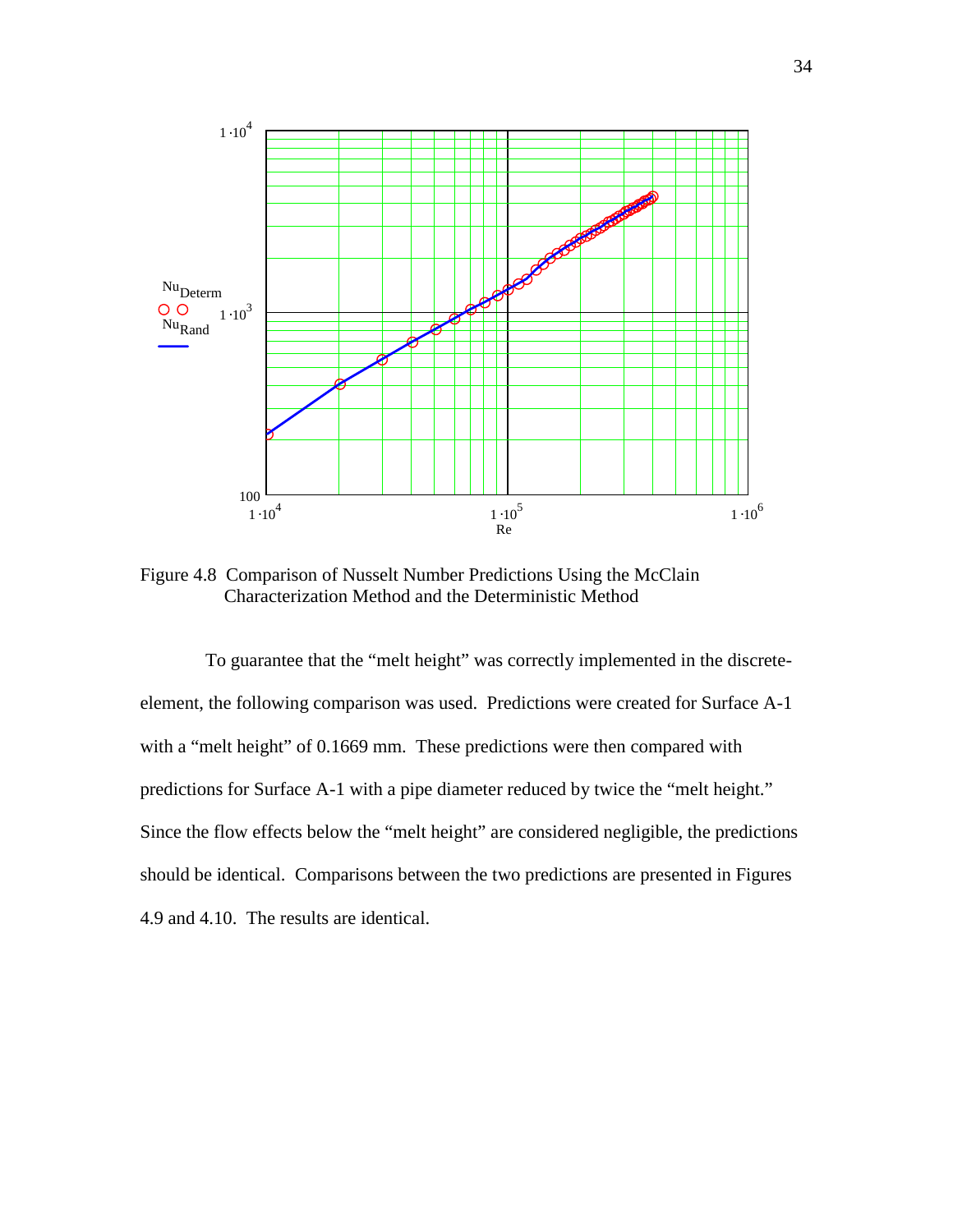Figure 4.8 Comparison of Nusselt Number Predictions Using the McClain Characterization Method and the Deterministic Method

To guarantee that the "melt height" was correctly implemented in the discrete-element, the following comparison was used. Predictions were created for Surface A-1 with a "melt height" of 0.1669 mm. These predictions were then compared with predictions for Surface A-1 with a pipe diameter reduced by twice the "melt height." Since the flow effects below the "melt height" are considered negligible, the predictions should be identical. Comparisons between the two predictions are presented in Figures 4.9 and 4.10. The results are identical.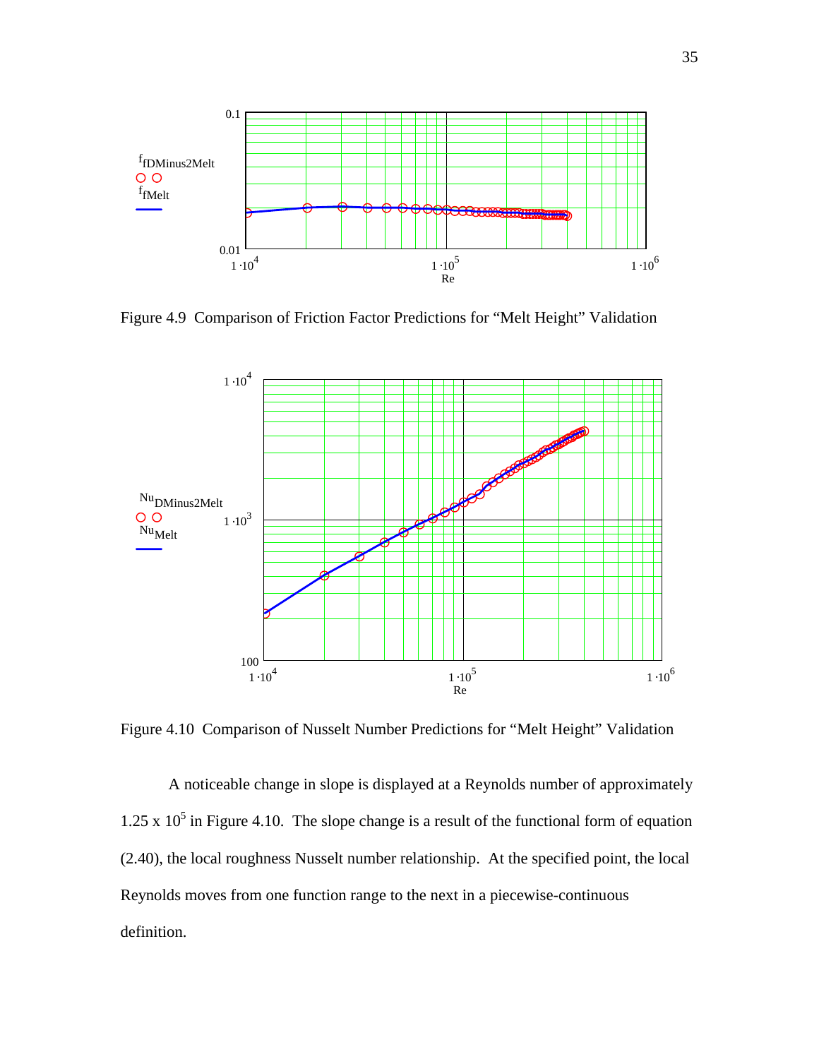Figure 4.9 Comparison of Friction Factor Predictions for "Melt Height" Validation

Figure 4.10 Comparison of Nusselt Number Predictions for "Melt Height" Validation

A noticeable change in slope is displayed at a Reynolds number of approximately $1.25 \times 10^5$ in Figure 4.10. The slope change is a result of the functional form of equation (2.40), the local roughness Nusselt number relationship. At the specified point, the local Reynolds moves from one function range to the next in a piecewise-continuous definition.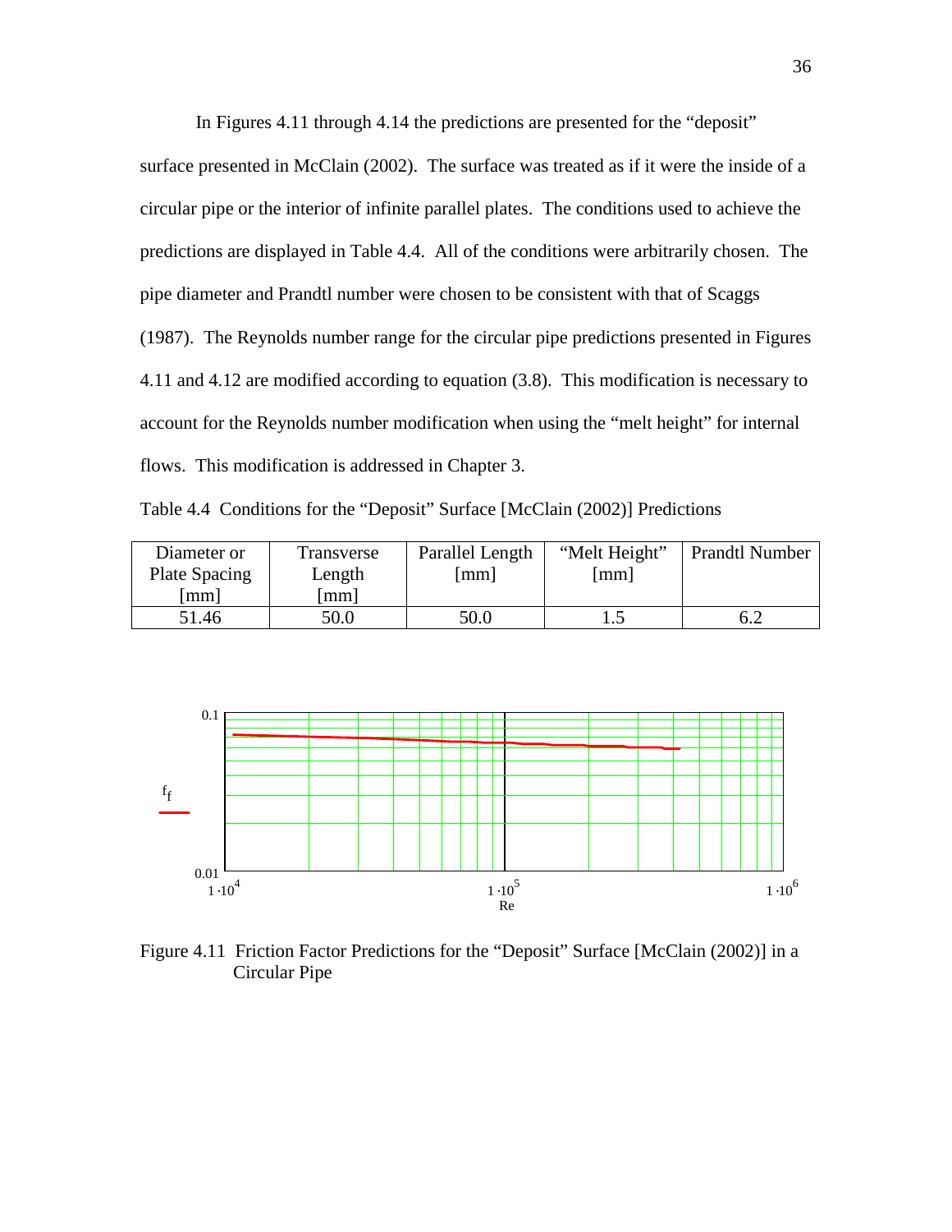In Figures 4.11 through 4.14 the predictions are presented for the "deposit" surface presented in McClain (2002). The surface was treated as if it were the inside of a circular pipe or the interior of infinite parallel plates. The conditions used to achieve the predictions are displayed in Table 4.4. All of the conditions were arbitrarily chosen. The pipe diameter and Prandtl number were chosen to be consistent with that of Scaggs (1987). The Reynolds number range for the circular pipe predictions presented in Figures 4.11 and 4.12 are modified according to equation (3.8). This modification is necessary to account for the Reynolds number modification when using the "melt height" for internal flows. This modification is addressed in Chapter 3.

Table 4.4 Conditions for the "Deposit" Surface [McClain (2002)] Predictions

| Diameter or Plate Spacing [mm] | Transverse Length [mm] | Parallel Length [mm] | "Melt Height" [mm] | Prandtl Number |
|---|---|---|---|---|
| 51.46 | 50.0 | 50.0 | 1.5 | 6.2 |

Figure 4.11 Friction Factor Predictions for the "Deposit" Surface [McClain (2002)] in a Circular Pipe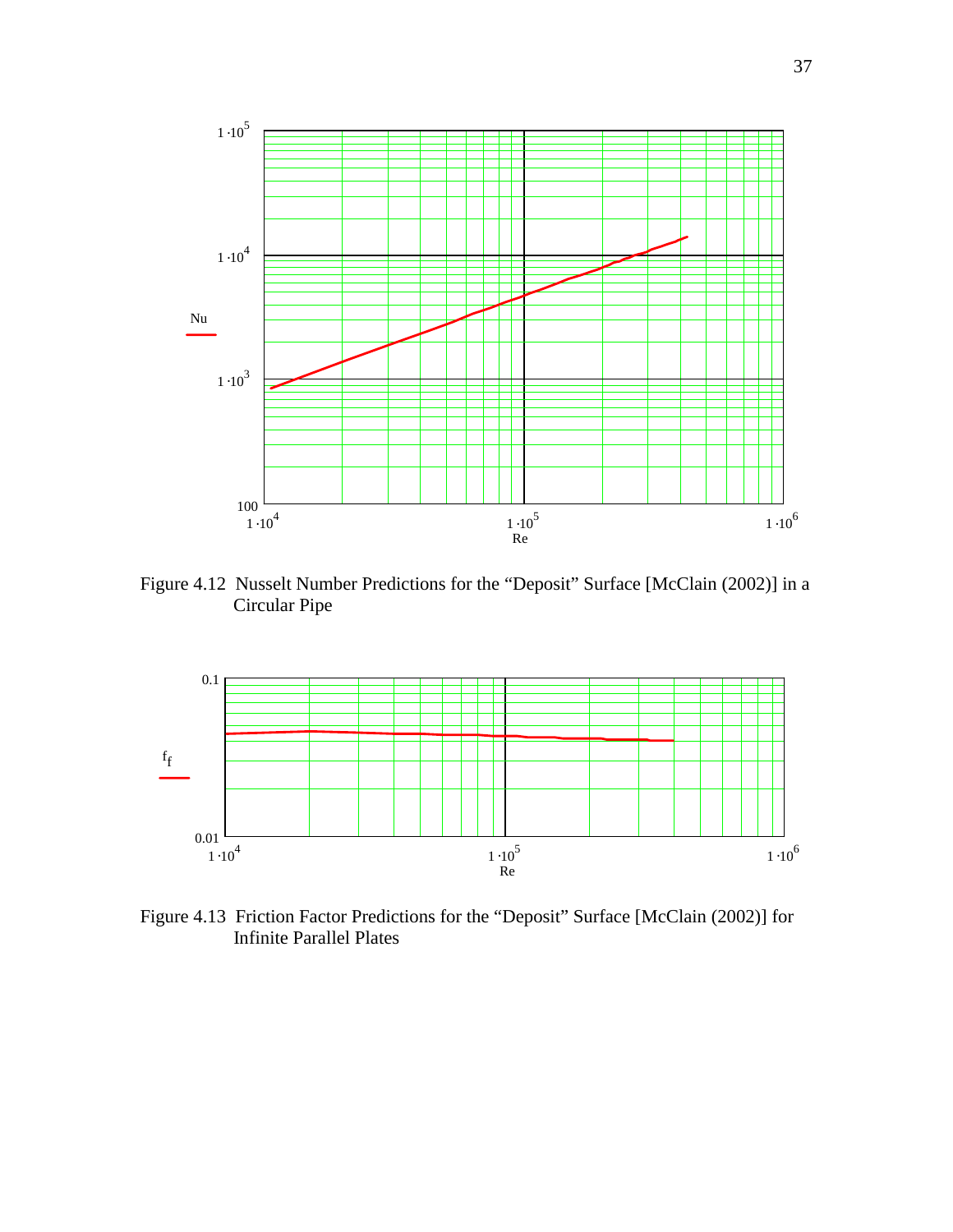Figure 4.12 Nusselt Number Predictions for the "Deposit" Surface [McClain (2002)] in a Circular Pipe

Figure 4.13 Friction Factor Predictions for the "Deposit" Surface [McClain (2002)] for Infinite Parallel Plates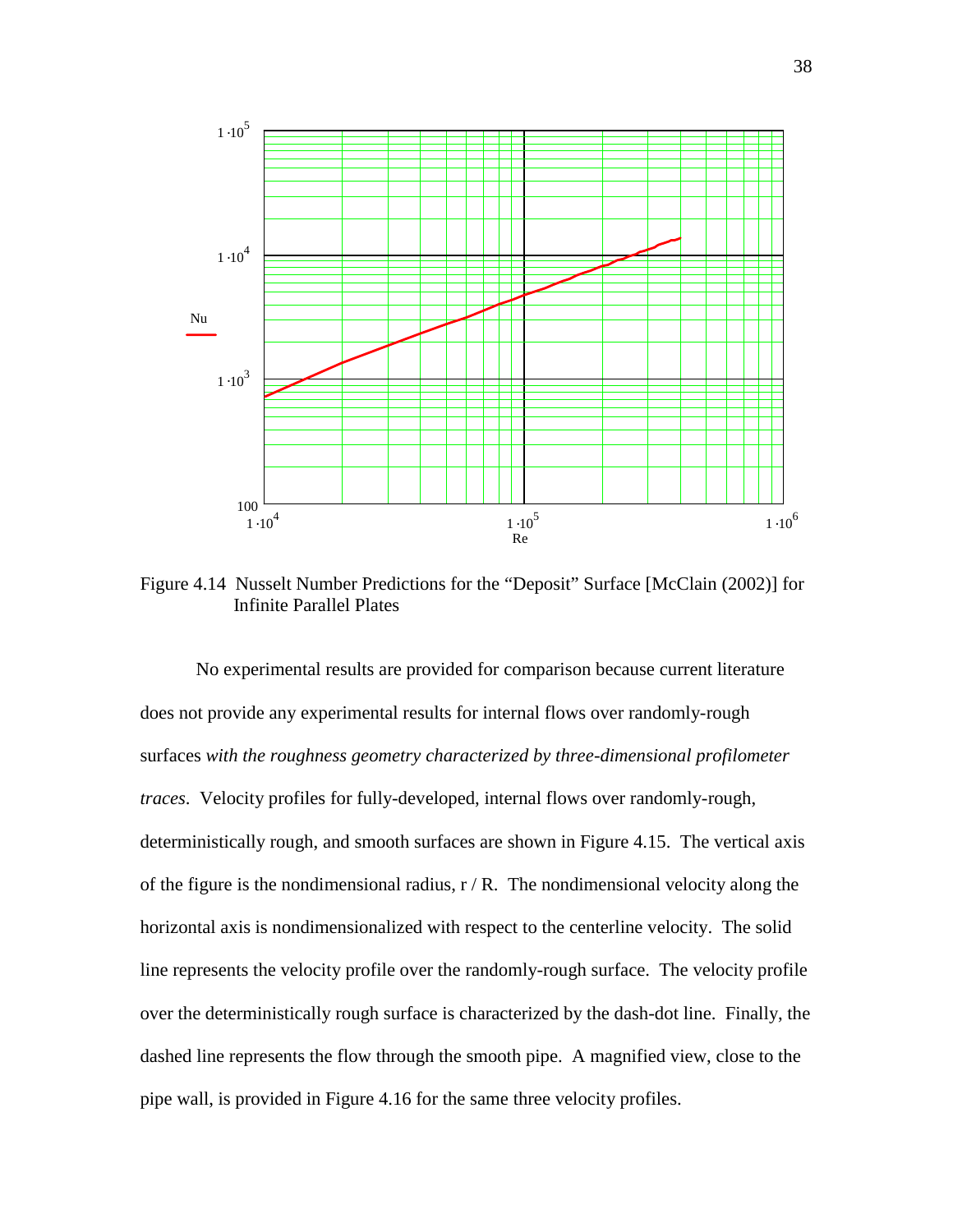Figure 4.14 Nusselt Number Predictions for the "Deposit" Surface [McClain (2002)] for Infinite Parallel Plates

No experimental results are provided for comparison because current literature does not provide any experimental results for internal flows over randomly-rough surfaces *with the roughness geometry characterized by three-dimensional profilometer traces*. Velocity profiles for fully-developed, internal flows over randomly-rough, deterministically rough, and smooth surfaces are shown in Figure 4.15. The vertical axis of the figure is the nondimensional radius, r / R. The nondimensional velocity along the horizontal axis is nondimensionalized with respect to the centerline velocity. The solid line represents the velocity profile over the randomly-rough surface. The velocity profile over the deterministically rough surface is characterized by the dash-dot line. Finally, the dashed line represents the flow through the smooth pipe. A magnified view, close to the pipe wall, is provided in Figure 4.16 for the same three velocity profiles.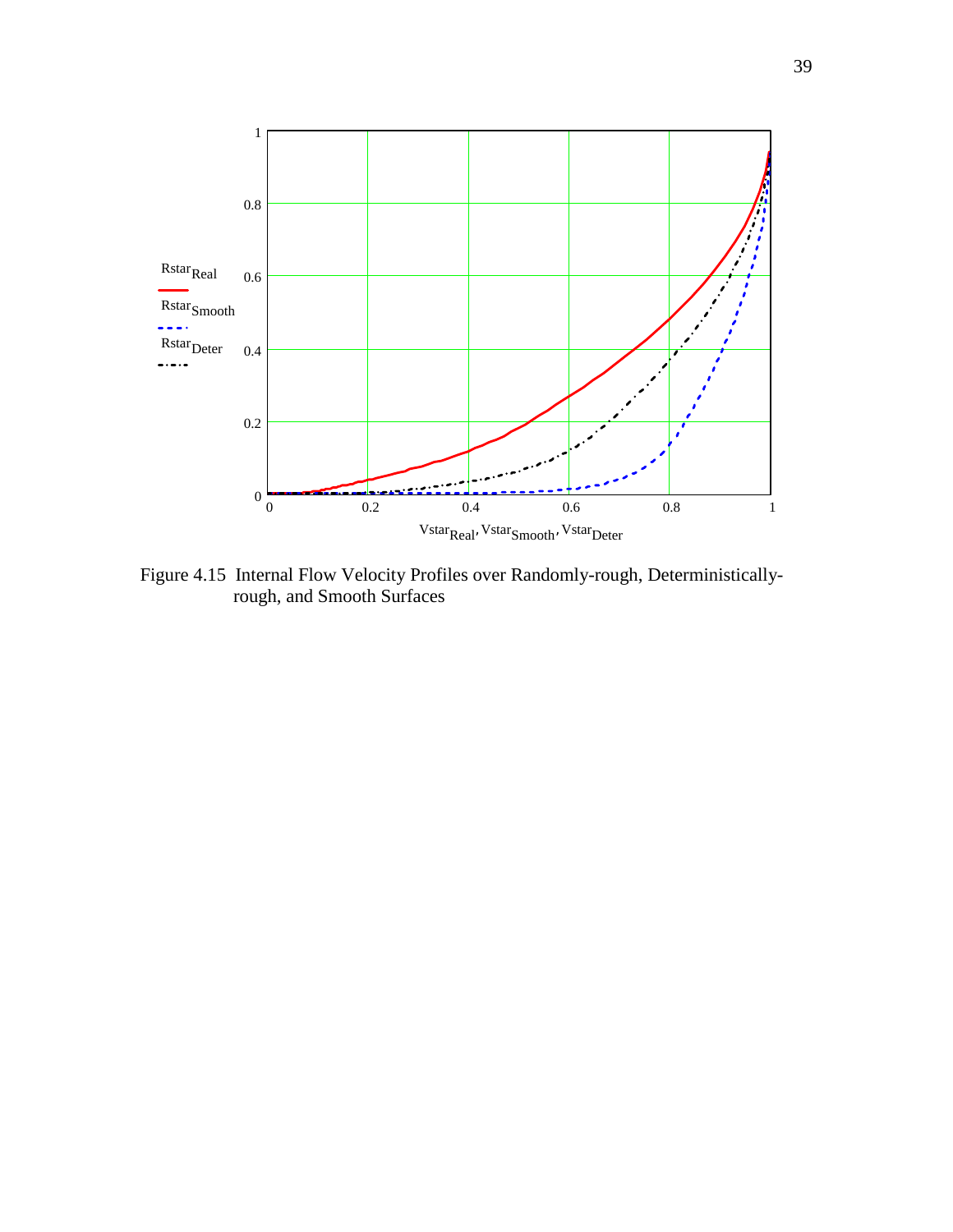Figure 4.15 Internal Flow Velocity Profiles over Randomly-rough, Deterministically-rough, and Smooth Surfaces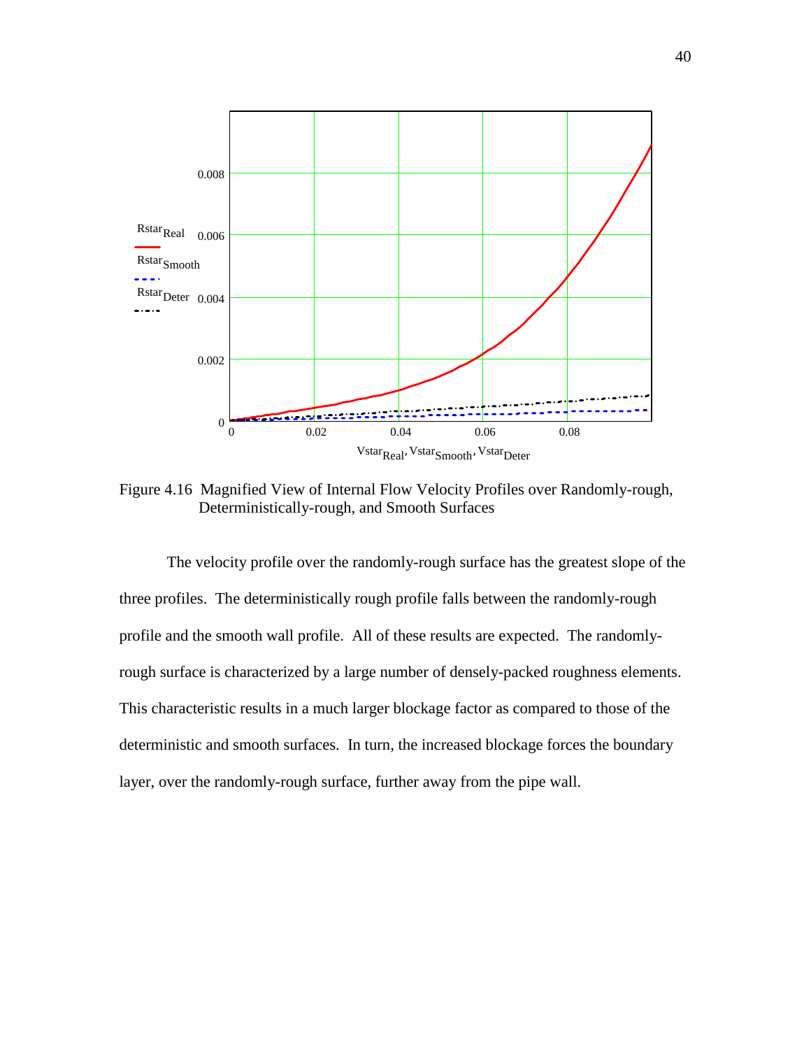Figure 4.16 Magnified View of Internal Flow Velocity Profiles over Randomly-rough, Deterministically-rough, and Smooth Surfaces

The velocity profile over the randomly-rough surface has the greatest slope of the three profiles. The deterministically rough profile falls between the randomly-rough profile and the smooth wall profile. All of these results are expected. The randomly-rough surface is characterized by a large number of densely-packed roughness elements. This characteristic results in a much larger blockage factor as compared to those of the deterministic and smooth surfaces. In turn, the increased blockage forces the boundary layer, over the randomly-rough surface, further away from the pipe wall.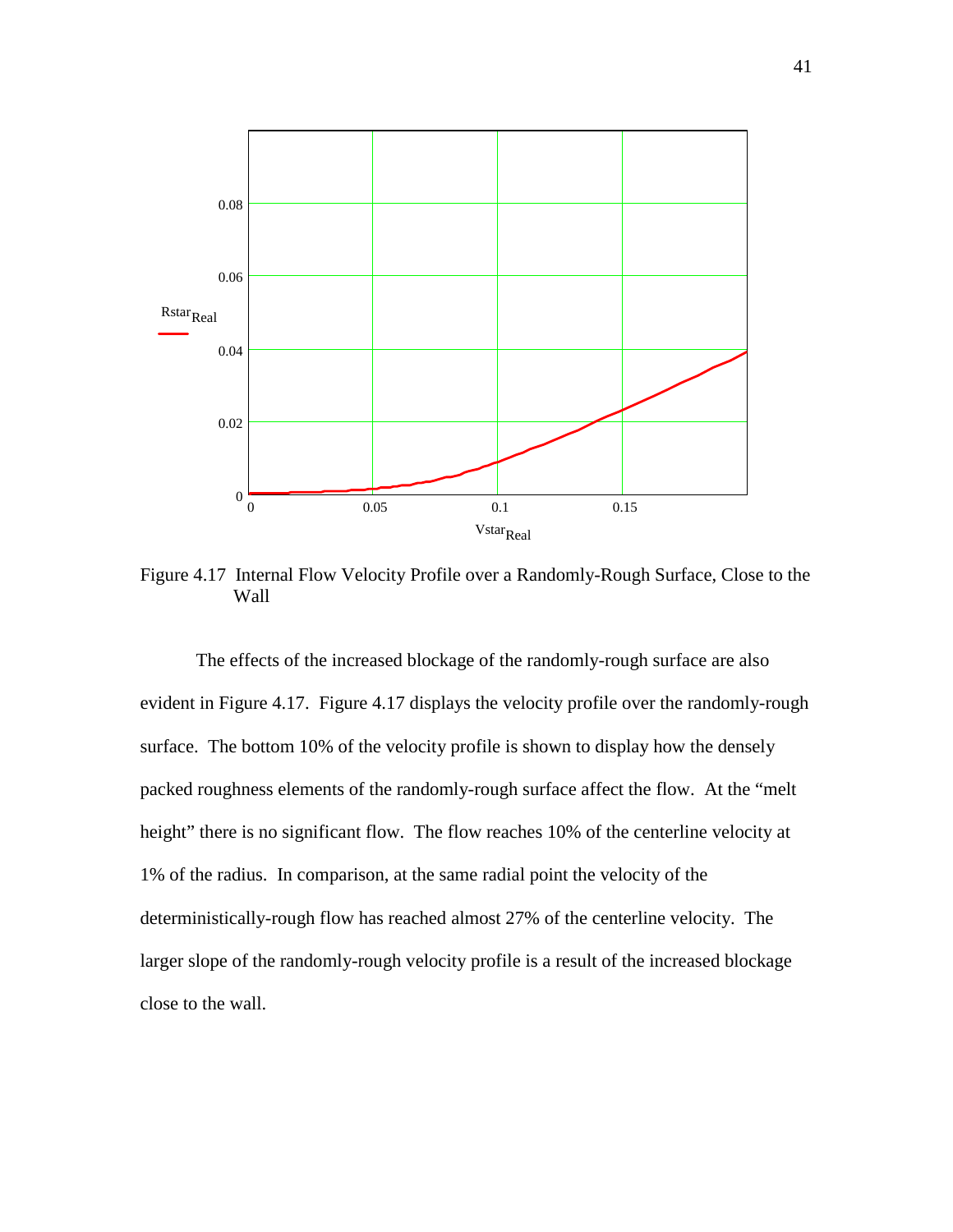Figure 4.17 Internal Flow Velocity Profile over a Randomly-Rough Surface, Close to the Wall

The effects of the increased blockage of the randomly-rough surface are also evident in Figure 4.17. Figure 4.17 displays the velocity profile over the randomly-rough surface. The bottom 10% of the velocity profile is shown to display how the densely packed roughness elements of the randomly-rough surface affect the flow. At the "melt height" there is no significant flow. The flow reaches 10% of the centerline velocity at 1% of the radius. In comparison, at the same radial point the velocity of the deterministically-rough flow has reached almost 27% of the centerline velocity. The larger slope of the randomly-rough velocity profile is a result of the increased blockage close to the wall.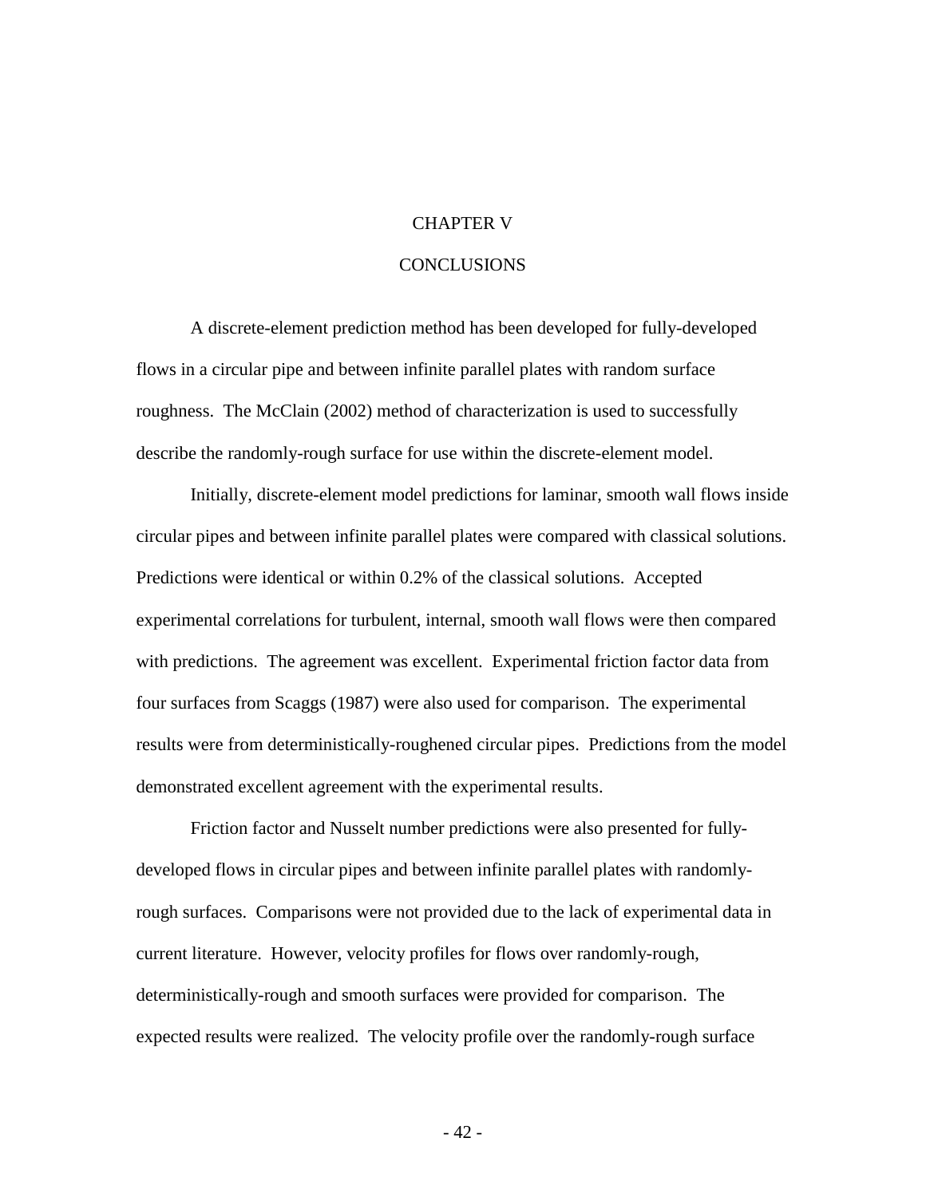# CHAPTER V

# CONCLUSIONS

A discrete-element prediction method has been developed for fully-developed flows in a circular pipe and between infinite parallel plates with random surface roughness. The McClain (2002) method of characterization is used to successfully describe the randomly-rough surface for use within the discrete-element model.

Initially, discrete-element model predictions for laminar, smooth wall flows inside circular pipes and between infinite parallel plates were compared with classical solutions. Predictions were identical or within 0.2% of the classical solutions. Accepted experimental correlations for turbulent, internal, smooth wall flows were then compared with predictions. The agreement was excellent. Experimental friction factor data from four surfaces from Scaggs (1987) were also used for comparison. The experimental results were from deterministically-roughened circular pipes. Predictions from the model demonstrated excellent agreement with the experimental results.

Friction factor and Nusselt number predictions were also presented for fully-developed flows in circular pipes and between infinite parallel plates with randomly-rough surfaces. Comparisons were not provided due to the lack of experimental data in current literature. However, velocity profiles for flows over randomly-rough, deterministically-rough and smooth surfaces were provided for comparison. The expected results were realized. The velocity profile over the randomly-rough surface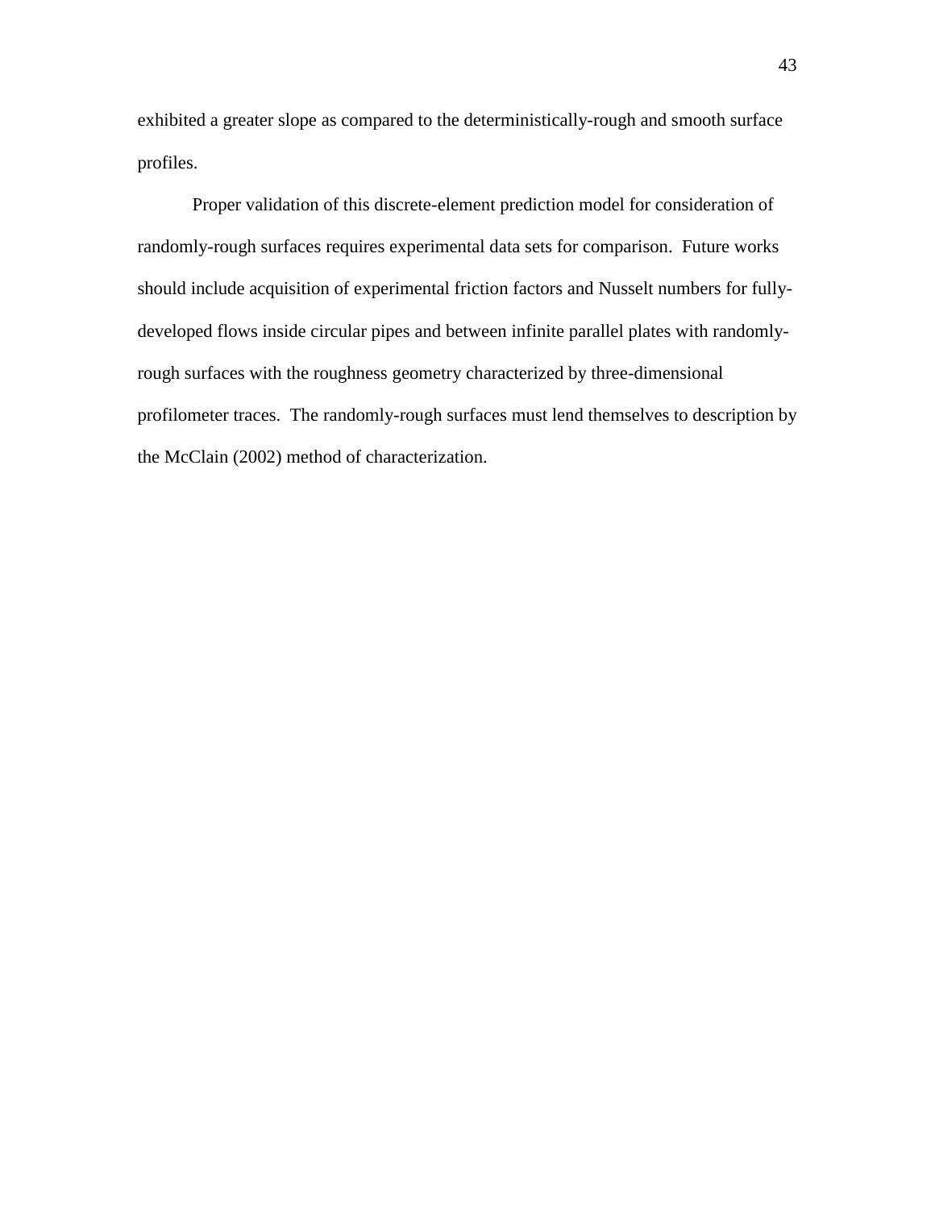exhibited a greater slope as compared to the deterministically-rough and smooth surface profiles.

Proper validation of this discrete-element prediction model for consideration of randomly-rough surfaces requires experimental data sets for comparison. Future works should include acquisition of experimental friction factors and Nusselt numbers for fully-developed flows inside circular pipes and between infinite parallel plates with randomly-rough surfaces with the roughness geometry characterized by three-dimensional profilometer traces. The randomly-rough surfaces must lend themselves to description by the McClain (2002) method of characterization.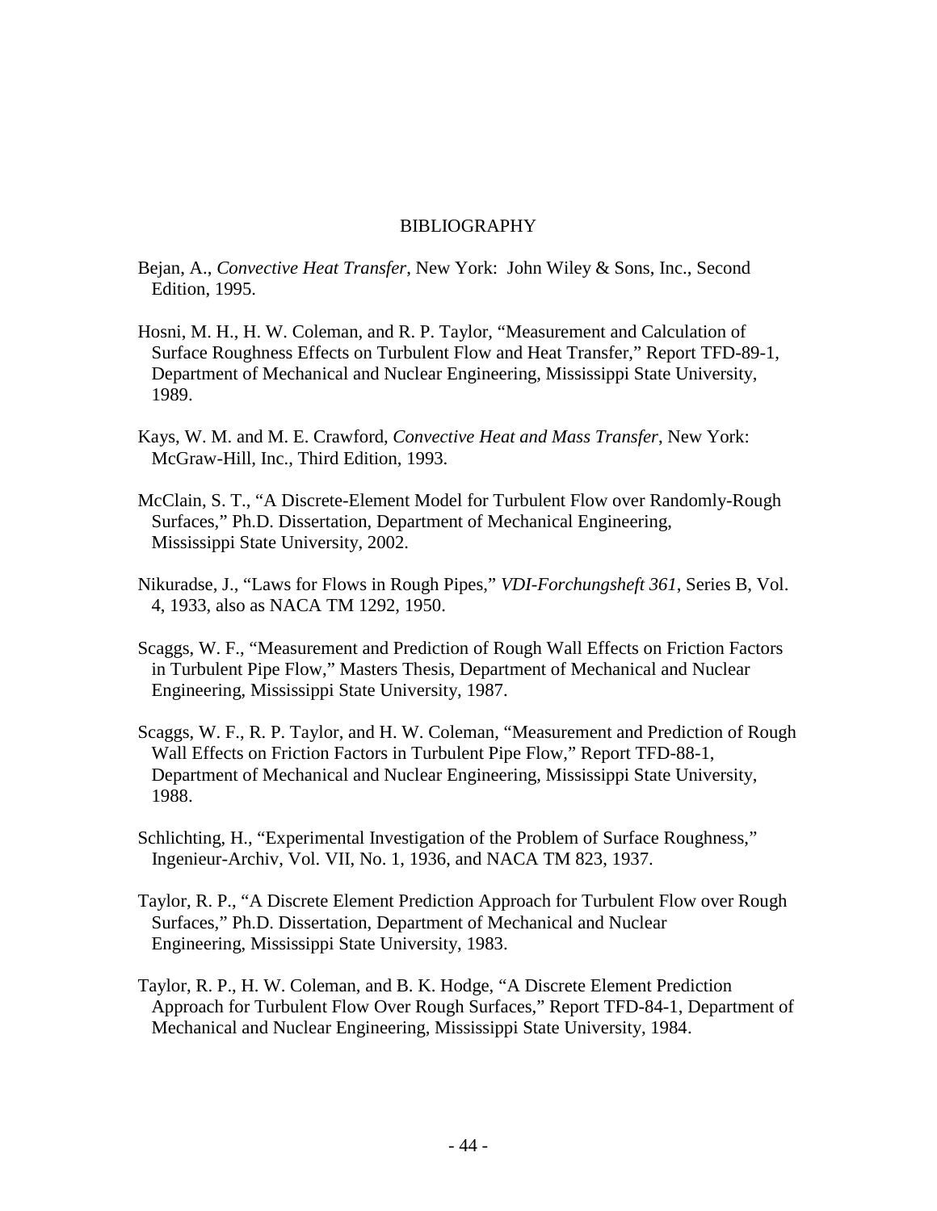# BIBLIOGRAPHY

Bejan, A., *Convective Heat Transfer*, New York: John Wiley & Sons, Inc., Second Edition, 1995.

Hosni, M. H., H. W. Coleman, and R. P. Taylor, "Measurement and Calculation of Surface Roughness Effects on Turbulent Flow and Heat Transfer," Report TFD-89-1, Department of Mechanical and Nuclear Engineering, Mississippi State University, 1989.

Kays, W. M. and M. E. Crawford, *Convective Heat and Mass Transfer*, New York: McGraw-Hill, Inc., Third Edition, 1993.

McClain, S. T., "A Discrete-Element Model for Turbulent Flow over Randomly-Rough Surfaces," Ph.D. Dissertation, Department of Mechanical Engineering, Mississippi State University, 2002.

Nikuradse, J., "Laws for Flows in Rough Pipes," *VDI-Forchungsheft 361*, Series B, Vol. 4, 1933, also as NACA TM 1292, 1950.

Scaggs, W. F., "Measurement and Prediction of Rough Wall Effects on Friction Factors in Turbulent Pipe Flow," Masters Thesis, Department of Mechanical and Nuclear Engineering, Mississippi State University, 1987.

Scaggs, W. F., R. P. Taylor, and H. W. Coleman, "Measurement and Prediction of Rough Wall Effects on Friction Factors in Turbulent Pipe Flow," Report TFD-88-1, Department of Mechanical and Nuclear Engineering, Mississippi State University, 1988.

Schlichting, H., "Experimental Investigation of the Problem of Surface Roughness," Ingenieur-Archiv, Vol. VII, No. 1, 1936, and NACA TM 823, 1937.

Taylor, R. P., "A Discrete Element Prediction Approach for Turbulent Flow over Rough Surfaces," Ph.D. Dissertation, Department of Mechanical and Nuclear Engineering, Mississippi State University, 1983.

Taylor, R. P., H. W. Coleman, and B. K. Hodge, "A Discrete Element Prediction Approach for Turbulent Flow Over Rough Surfaces," Report TFD-84-1, Department of Mechanical and Nuclear Engineering, Mississippi State University, 1984.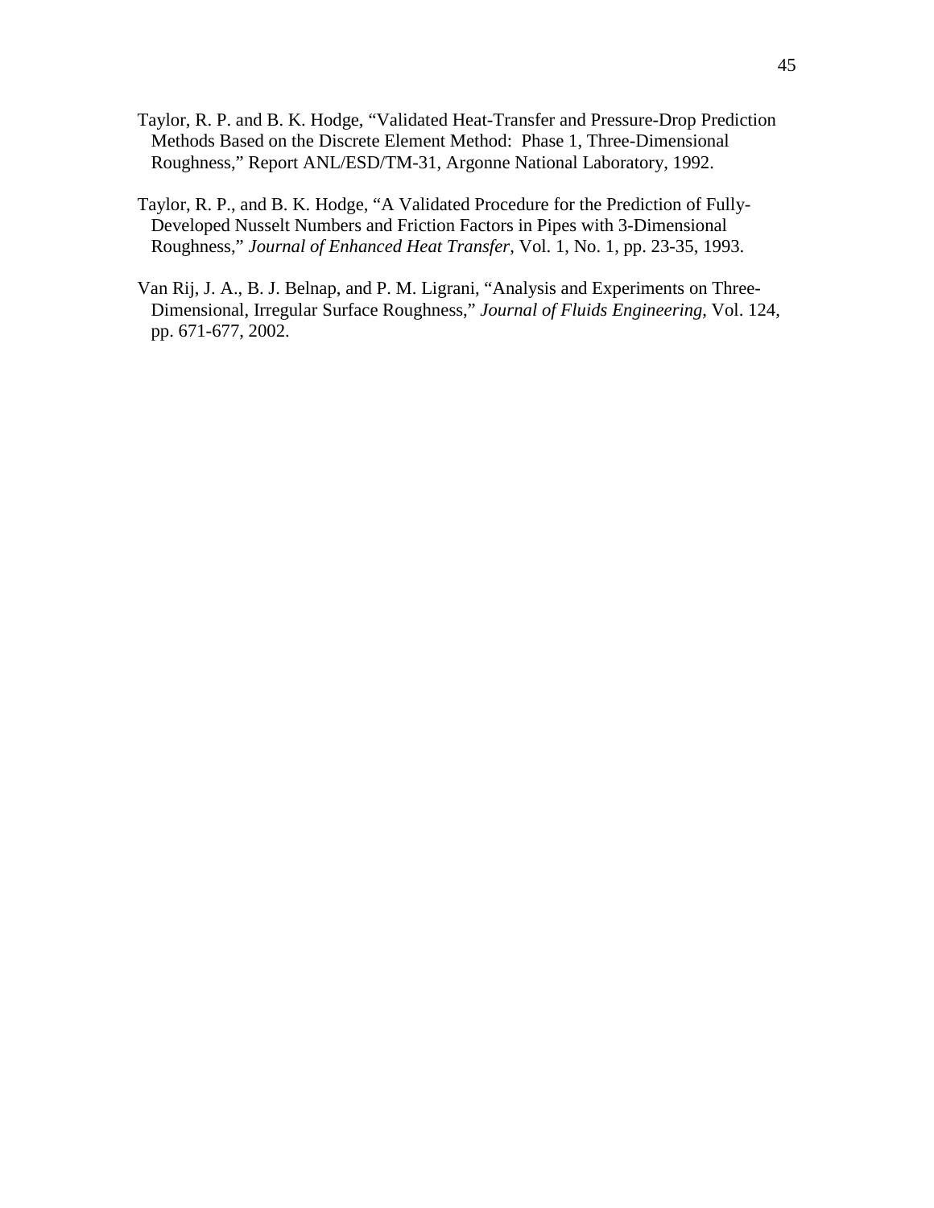Taylor, R. P. and B. K. Hodge, "Validated Heat-Transfer and Pressure-Drop Prediction Methods Based on the Discrete Element Method: Phase 1, Three-Dimensional Roughness," Report ANL/ESD/TM-31, Argonne National Laboratory, 1992.

Taylor, R. P., and B. K. Hodge, "A Validated Procedure for the Prediction of Fully-Developed Nusselt Numbers and Friction Factors in Pipes with 3-Dimensional Roughness," *Journal of Enhanced Heat Transfer*, Vol. 1, No. 1, pp. 23-35, 1993.

Van Rij, J. A., B. J. Belnap, and P. M. Ligrani, "Analysis and Experiments on Three-Dimensional, Irregular Surface Roughness," *Journal of Fluids Engineering*, Vol. 124, pp. 671-677, 2002.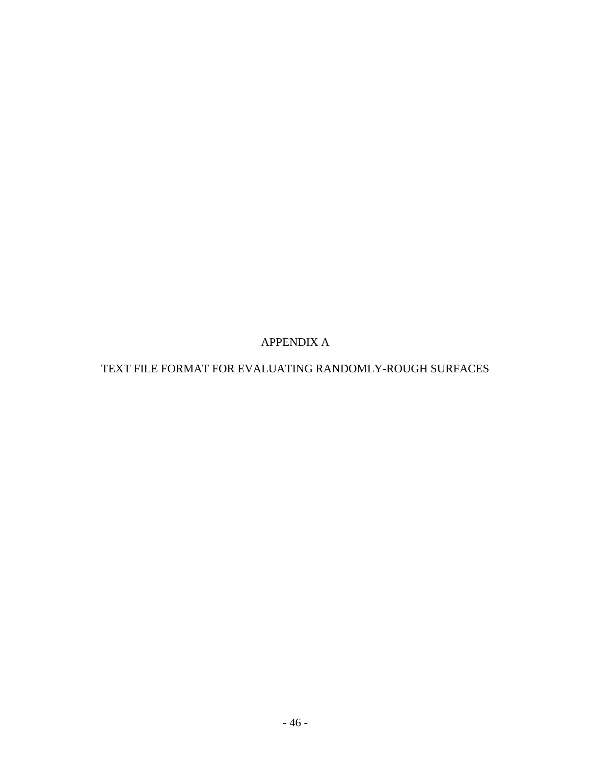# APPENDIX A

# TEXT FILE FORMAT FOR EVALUATING RANDOMLY-ROUGH SURFACES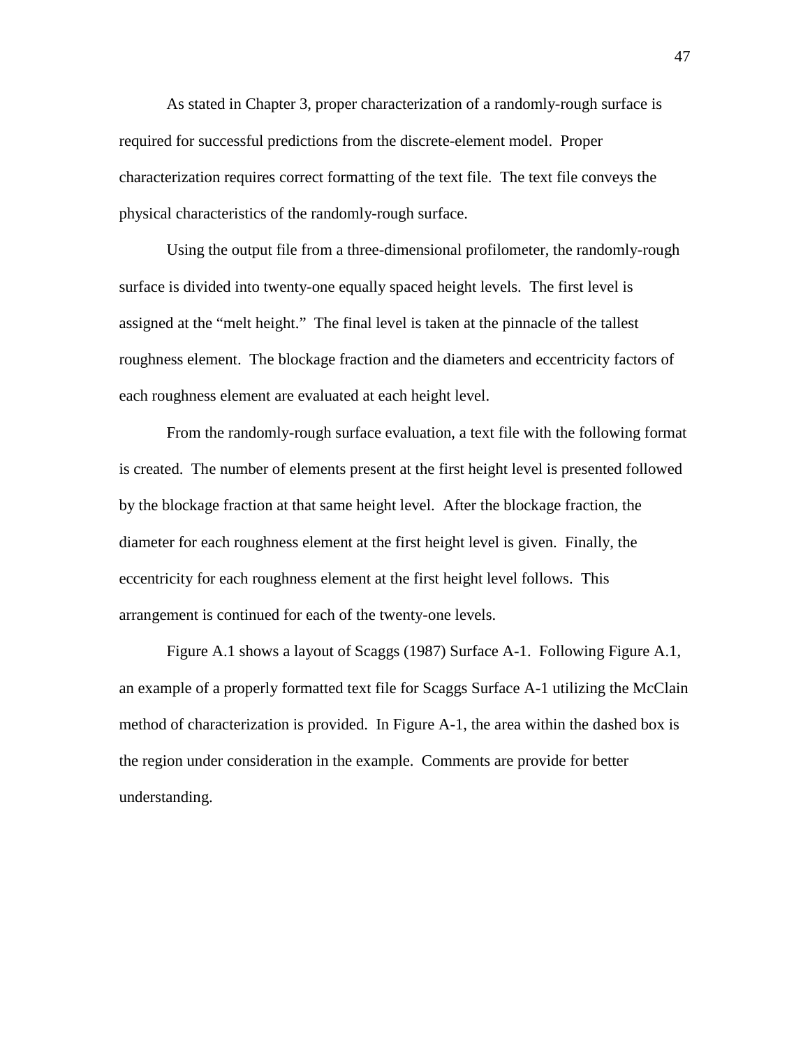As stated in Chapter 3, proper characterization of a randomly-rough surface is required for successful predictions from the discrete-element model. Proper characterization requires correct formatting of the text file. The text file conveys the physical characteristics of the randomly-rough surface.

Using the output file from a three-dimensional profilometer, the randomly-rough surface is divided into twenty-one equally spaced height levels. The first level is assigned at the "melt height." The final level is taken at the pinnacle of the tallest roughness element. The blockage fraction and the diameters and eccentricity factors of each roughness element are evaluated at each height level.

From the randomly-rough surface evaluation, a text file with the following format is created. The number of elements present at the first height level is presented followed by the blockage fraction at that same height level. After the blockage fraction, the diameter for each roughness element at the first height level is given. Finally, the eccentricity for each roughness element at the first height level follows. This arrangement is continued for each of the twenty-one levels.

Figure A.1 shows a layout of Scaggs (1987) Surface A-1. Following Figure A.1, an example of a properly formatted text file for Scaggs Surface A-1 utilizing the McClain method of characterization is provided. In Figure A-1, the area within the dashed box is the region under consideration in the example. Comments are provide for better understanding.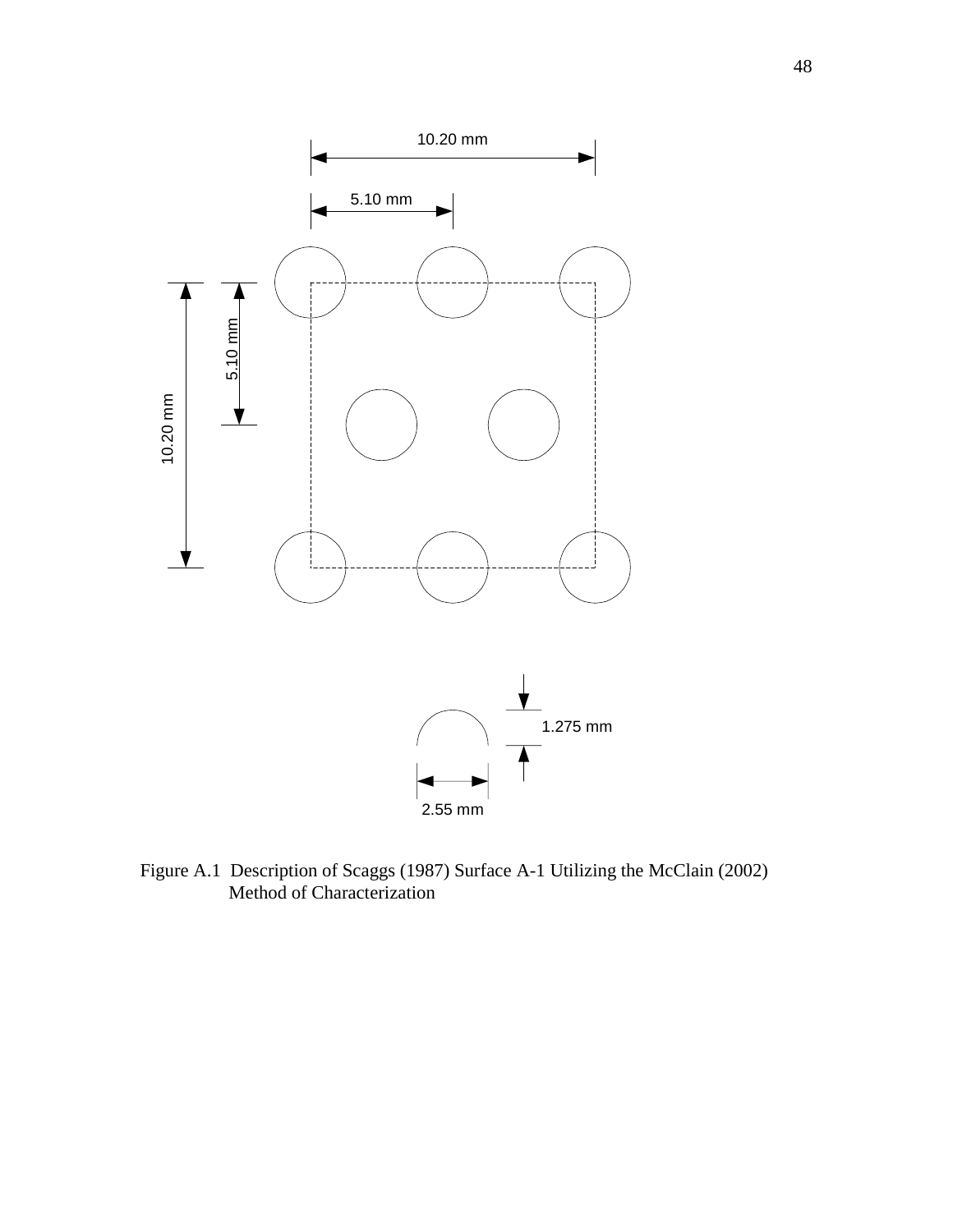10.20 mm

5.10 mm

5.10 mm

10.20 mm

1.275 mm

2.55 mm

Figure A.1 Description of Scaggs (1987) Surface A-1 Utilizing the McClain (2002) Method of Characterization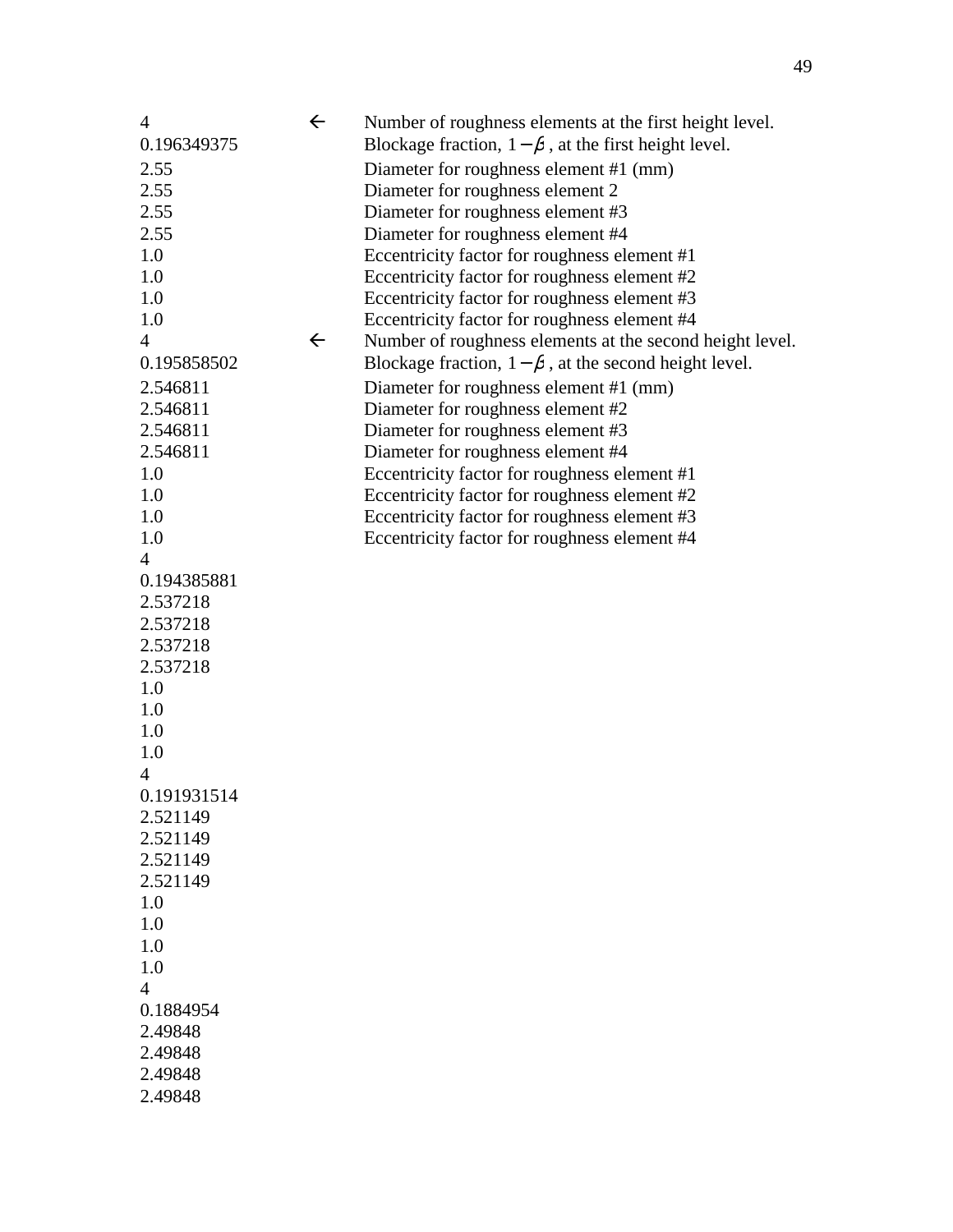| | | |
|---|---|---|
| 4 | ← | Number of roughness elements at the first height level. |
| 0.196349375 | | Blockage fraction, $1-\beta$, at the first height level. |
| 2.55 | | Diameter for roughness element #1 (mm) |
| 2.55 | | Diameter for roughness element 2 |
| 2.55 | | Diameter for roughness element #3 |
| 2.55 | | Diameter for roughness element #4 |
| 1.0 | | Eccentricity factor for roughness element #1 |
| 1.0 | | Eccentricity factor for roughness element #2 |
| 1.0 | | Eccentricity factor for roughness element #3 |
| 1.0 | | Eccentricity factor for roughness element #4 |
| 4 | ← | Number of roughness elements at the second height level. |
| 0.195858502 | | Blockage fraction, $1-\beta$, at the second height level. |
| 2.546811 | | Diameter for roughness element #1 (mm) |
| 2.546811 | | Diameter for roughness element #2 |
| 2.546811 | | Diameter for roughness element #3 |
| 2.546811 | | Diameter for roughness element #4 |
| 1.0 | | Eccentricity factor for roughness element #1 |
| 1.0 | | Eccentricity factor for roughness element #2 |
| 1.0 | | Eccentricity factor for roughness element #3 |
| 1.0 | | Eccentricity factor for roughness element #4 |
| 4 | | |
| 0.194385881 | | |
| 2.537218 | | |
| 2.537218 | | |
| 2.537218 | | |
| 2.537218 | | |
| 1.0 | | |
| 1.0 | | |
| 1.0 | | |
| 1.0 | | |
| 4 | | |
| 0.191931514 | | |
| 2.521149 | | |
| 2.521149 | | |
| 2.521149 | | |
| 2.521149 | | |
| 1.0 | | |
| 1.0 | | |
| 1.0 | | |
| 1.0 | | |
| 4 | | |
| 0.1884954 | | |
| 2.49848 | | |
| 2.49848 | | |
| 2.49848 | | |
| 2.49848 | | |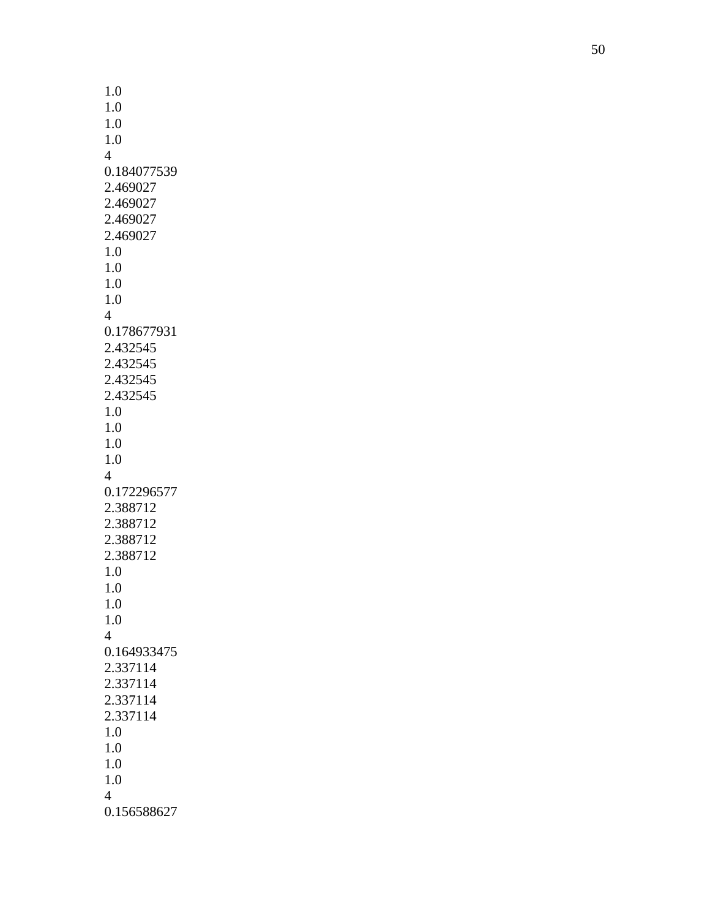1.0
1.0
1.0
1.0
4
0.184077539
2.469027
2.469027
2.469027
2.469027
1.0
1.0
1.0
1.0
4
0.178677931
2.432545
2.432545
2.432545
2.432545
1.0
1.0
1.0
1.0
4
0.172296577
2.388712
2.388712
2.388712
2.388712
1.0
1.0
1.0
1.0
4
0.164933475
2.337114
2.337114
2.337114
2.337114
1.0
1.0
1.0
1.0
4
0.156588627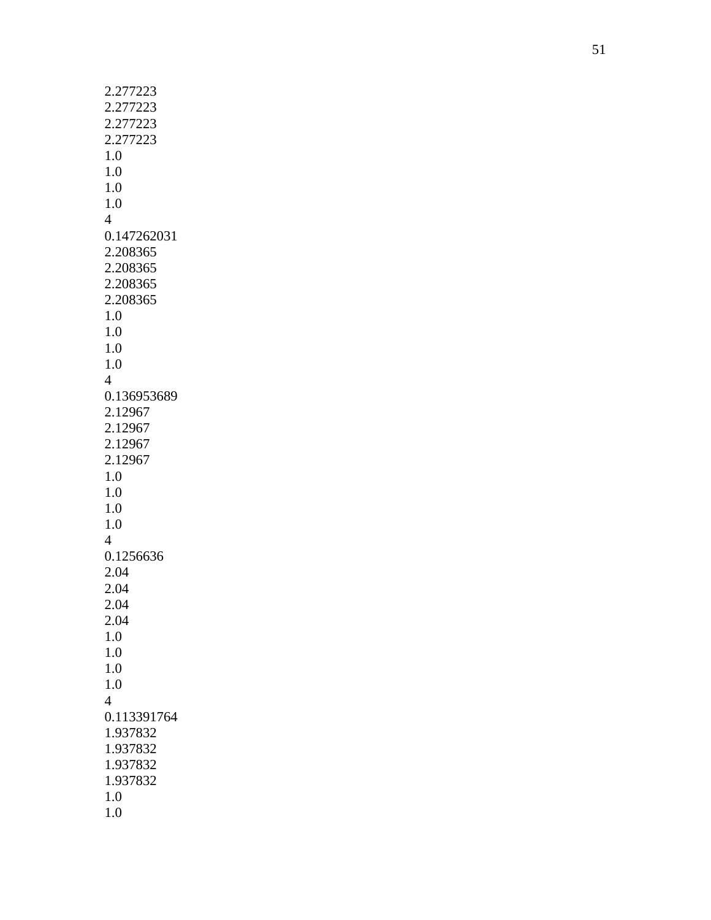2.277223
2.277223
2.277223
2.277223
1.0
1.0
1.0
1.0
4
0.147262031
2.208365
2.208365
2.208365
2.208365
1.0
1.0
1.0
1.0
4
0.136953689
2.12967
2.12967
2.12967
2.12967
1.0
1.0
1.0
1.0
4
0.1256636
2.04
2.04
2.04
2.04
1.0
1.0
1.0
1.0
4
0.113391764
1.937832
1.937832
1.937832
1.937832
1.0
1.0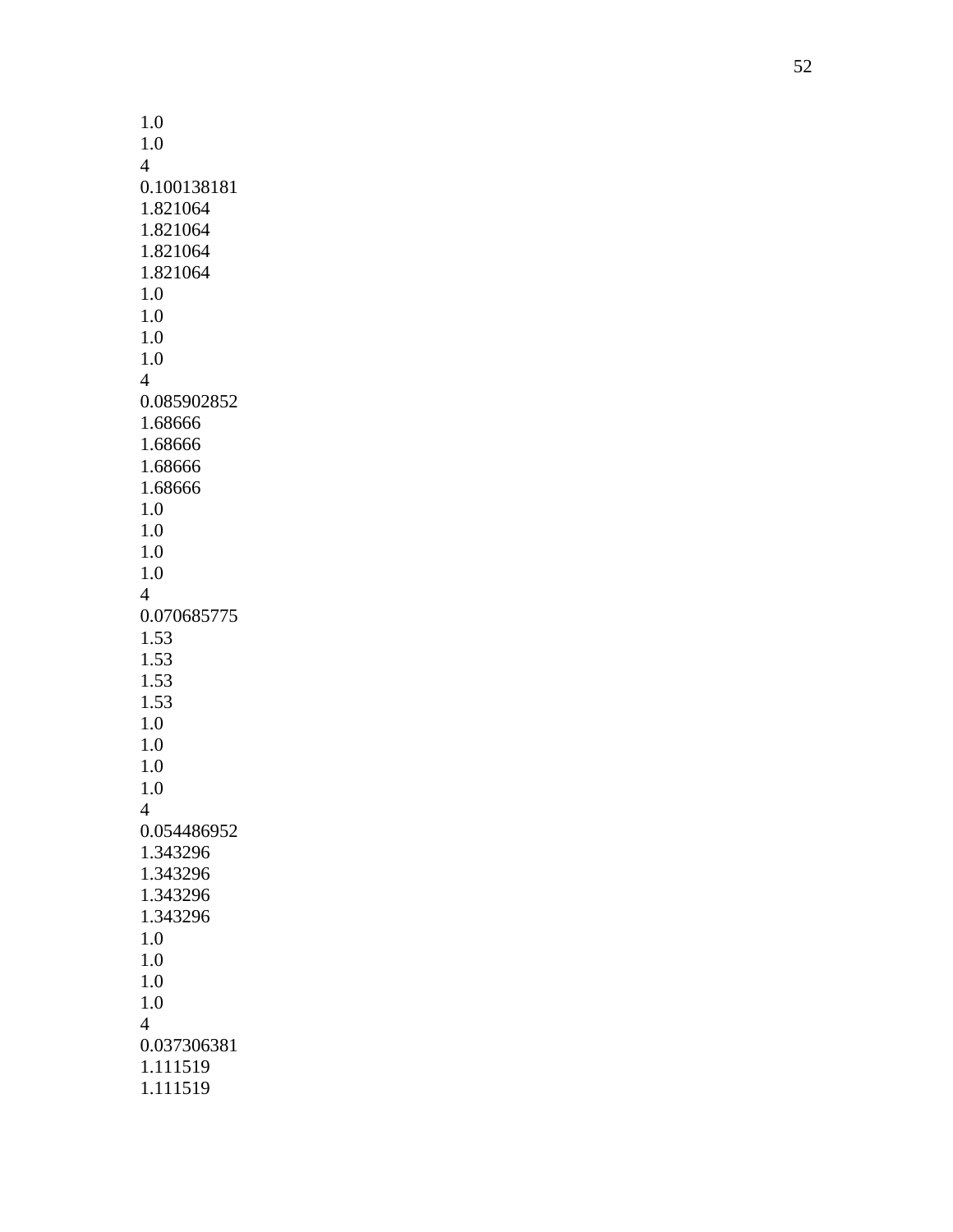1.0
1.0
4
0.100138181
1.821064
1.821064
1.821064
1.821064
1.0
1.0
1.0
1.0
4
0.085902852
1.68666
1.68666
1.68666
1.68666
1.0
1.0
1.0
1.0
4
0.070685775
1.53
1.53
1.53
1.53
1.0
1.0
1.0
1.0
4
0.054486952
1.343296
1.343296
1.343296
1.343296
1.0
1.0
1.0
1.0
4
0.037306381
1.111519
1.111519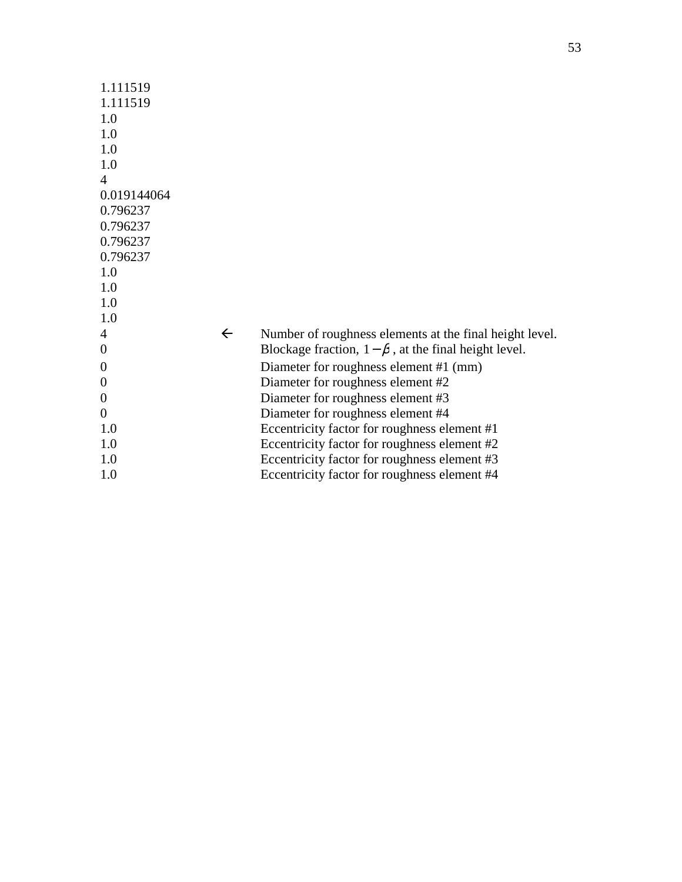1.111519  
1.111519  
1.0  
1.0  
1.0  
1.0  
4  
0.019144064  
0.796237  
0.796237  
0.796237  
0.796237  
1.0  
1.0  
1.0  
1.0  

| | | |
|---|---|---|
| 4 | ← | Number of roughness elements at the final height level. |
| 0 | | Blockage fraction, $1-\beta$, at the final height level. |
| 0 | | Diameter for roughness element #1 (mm) |
| 0 | | Diameter for roughness element #2 |
| 0 | | Diameter for roughness element #3 |
| 0 | | Diameter for roughness element #4 |
| 1.0 | | Eccentricity factor for roughness element #1 |
| 1.0 | | Eccentricity factor for roughness element #2 |
| 1.0 | | Eccentricity factor for roughness element #3 |
| 1.0 | | Eccentricity factor for roughness element #4 |